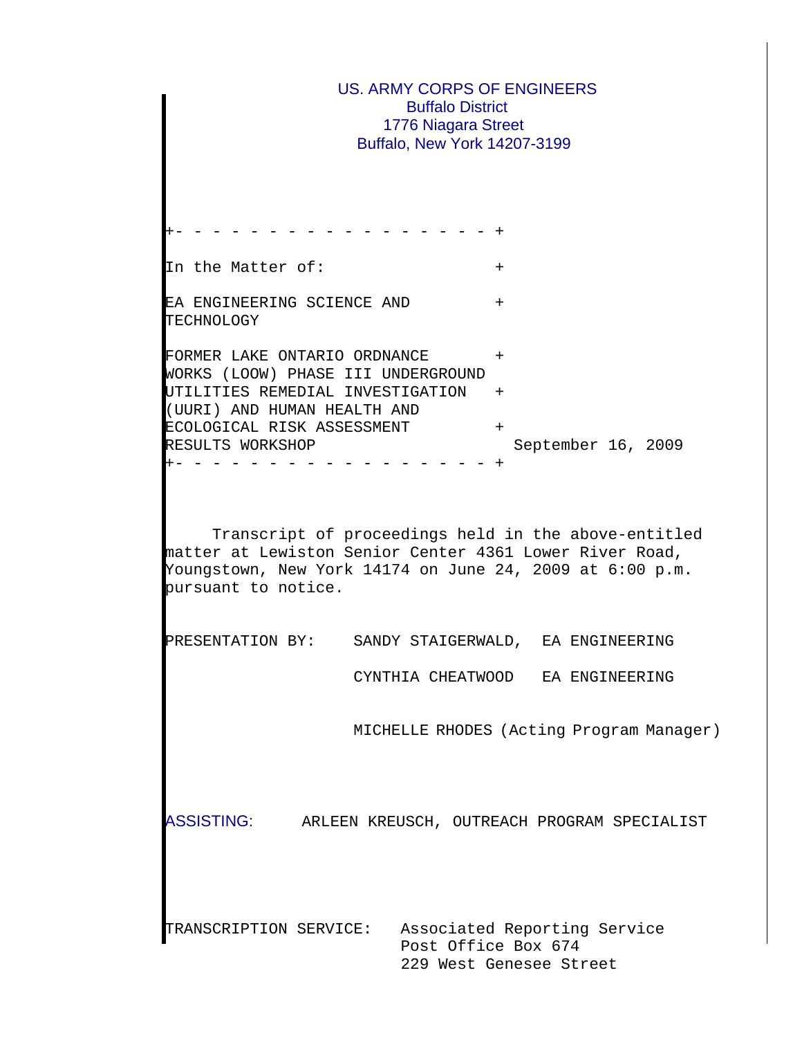US. ARMY CORPS OF ENGINEERS
Buffalo District
1776 Niagara Street
Buffalo, New York 14207-3199

+- - - - - - - - - - - - - - - - - - +

In the Matter of: +

EA ENGINEERING SCIENCE AND TECHNOLOGY +

FORMER LAKE ONTARIO ORDNANCE WORKS (LOOW) PHASE III UNDERGROUND UTILITIES REMEDIAL INVESTIGATION (UURI) AND HUMAN HEALTH AND ECOLOGICAL RISK ASSESSMENT RESULTS WORKSHOP + + + 

September 16, 2009

+- - - - - - - - - - - - - - - - - - +

Transcript of proceedings held in the above-entitled matter at Lewiston Senior Center 4361 Lower River Road, Youngstown, New York 14174 on June 24, 2009 at 6:00 p.m. pursuant to notice.

PRESENTATION BY: SANDY STAIGERWALD, EA ENGINEERING

CYNTHIA CHEATWOOD EA ENGINEERING

MICHELLE RHODES (Acting Program Manager)

ASSISTING: ARLEEN KREUSCH, OUTREACH PROGRAM SPECIALIST

TRANSCRIPTION SERVICE: Associated Reporting Service
Post Office Box 674
229 West Genesee Street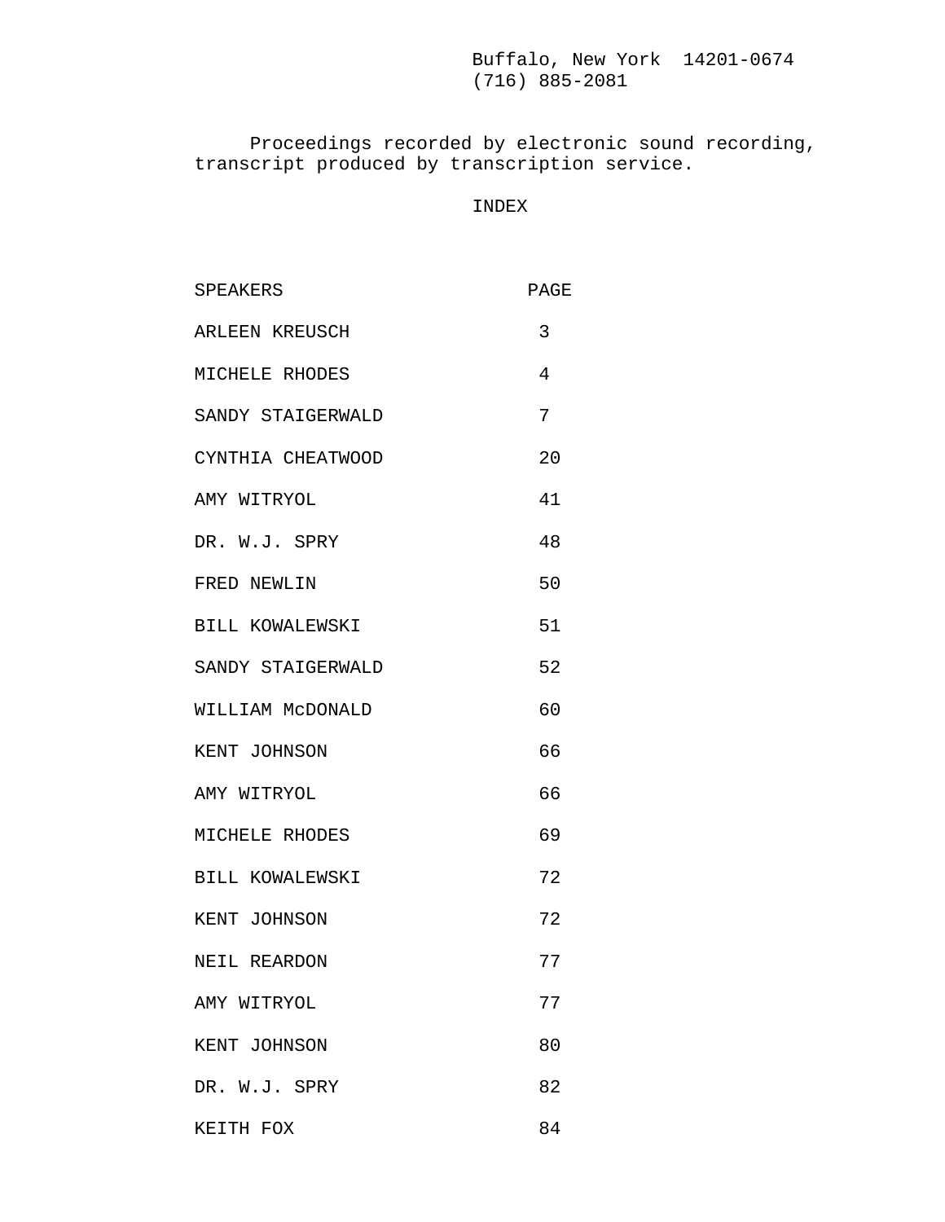Buffalo, New York 14201-0674
(716) 885-2081

Proceedings recorded by electronic sound recording, transcript produced by transcription service.

INDEX

| SPEAKERS | PAGE |
| --- | --- |
| ARLEEN KREUSCH | 3 |
| MICHELE RHODES | 4 |
| SANDY STAIGERWALD | 7 |
| CYNTHIA CHEATWOOD | 20 |
| AMY WITRYOL | 41 |
| DR. W.J. SPRY | 48 |
| FRED NEWLIN | 50 |
| BILL KOWALEWSKI | 51 |
| SANDY STAIGERWALD | 52 |
| WILLIAM McDONALD | 60 |
| KENT JOHNSON | 66 |
| AMY WITRYOL | 66 |
| MICHELE RHODES | 69 |
| BILL KOWALEWSKI | 72 |
| KENT JOHNSON | 72 |
| NEIL REARDON | 77 |
| AMY WITRYOL | 77 |
| KENT JOHNSON | 80 |
| DR. W.J. SPRY | 82 |
| KEITH FOX | 84 |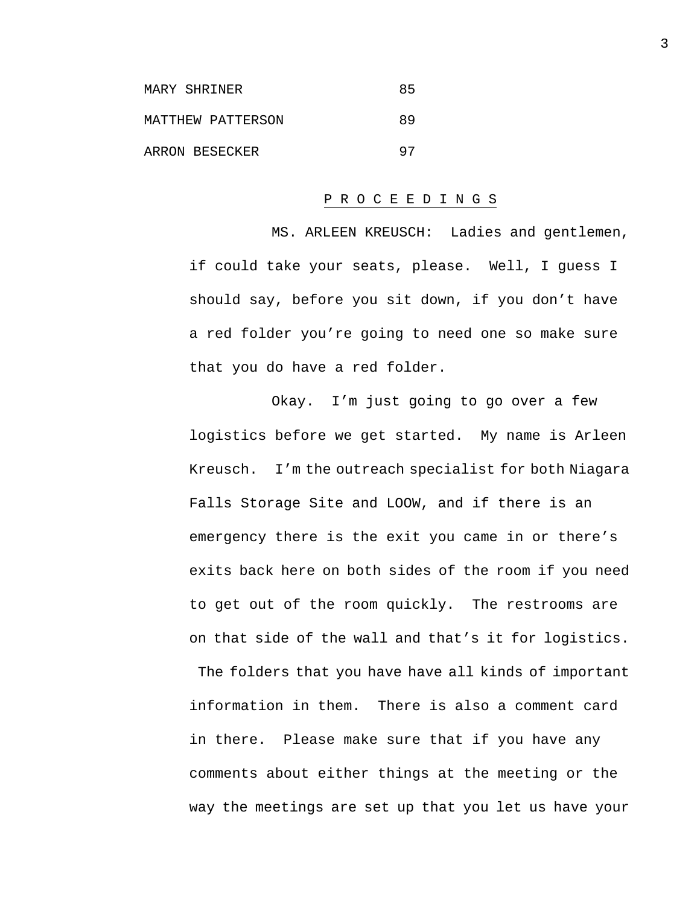| | |
|---|---|
| MARY SHRINER | 85 |
| MATTHEW PATTERSON | 89 |
| ARRON BESECKER | 97 |

## P R O C E E D I N G S

MS. ARLEEN KREUSCH: Ladies and gentlemen, if could take your seats, please. Well, I guess I should say, before you sit down, if you don't have a red folder you're going to need one so make sure that you do have a red folder.

Okay. I'm just going to go over a few logistics before we get started. My name is Arleen Kreusch. I'm the outreach specialist for both Niagara Falls Storage Site and LOOW, and if there is an emergency there is the exit you came in or there's exits back here on both sides of the room if you need to get out of the room quickly. The restrooms are on that side of the wall and that's it for logistics. The folders that you have have all kinds of important information in them. There is also a comment card in there. Please make sure that if you have any comments about either things at the meeting or the way the meetings are set up that you let us have your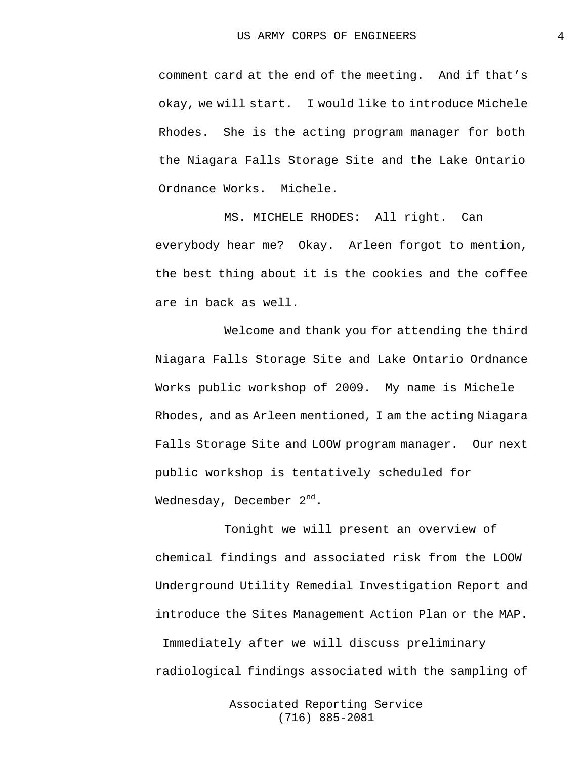comment card at the end of the meeting. And if that's okay, we will start. I would like to introduce Michele Rhodes. She is the acting program manager for both the Niagara Falls Storage Site and the Lake Ontario Ordnance Works. Michele.

MS. MICHELE RHODES: All right. Can everybody hear me? Okay. Arleen forgot to mention, the best thing about it is the cookies and the coffee are in back as well.

Welcome and thank you for attending the third Niagara Falls Storage Site and Lake Ontario Ordnance Works public workshop of 2009. My name is Michele Rhodes, and as Arleen mentioned, I am the acting Niagara Falls Storage Site and LOOW program manager. Our next public workshop is tentatively scheduled for Wednesday, December 2nd.

Tonight we will present an overview of chemical findings and associated risk from the LOOW Underground Utility Remedial Investigation Report and introduce the Sites Management Action Plan or the MAP. Immediately after we will discuss preliminary radiological findings associated with the sampling of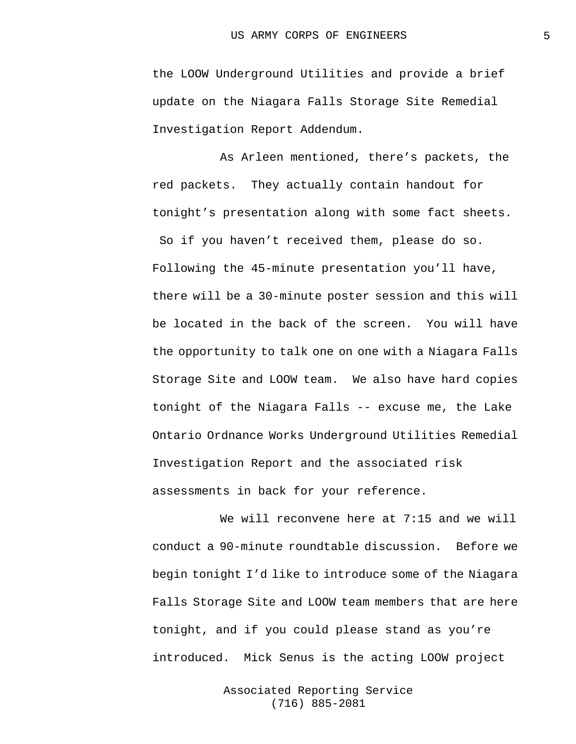the LOOW Underground Utilities and provide a brief update on the Niagara Falls Storage Site Remedial Investigation Report Addendum.

As Arleen mentioned, there’s packets, the red packets. They actually contain handout for tonight’s presentation along with some fact sheets. So if you haven’t received them, please do so. Following the 45-minute presentation you’ll have, there will be a 30-minute poster session and this will be located in the back of the screen. You will have the opportunity to talk one on one with a Niagara Falls Storage Site and LOOW team. We also have hard copies tonight of the Niagara Falls -- excuse me, the Lake Ontario Ordnance Works Underground Utilities Remedial Investigation Report and the associated risk assessments in back for your reference.

We will reconvene here at 7:15 and we will conduct a 90-minute roundtable discussion. Before we begin tonight I’d like to introduce some of the Niagara Falls Storage Site and LOOW team members that are here tonight, and if you could please stand as you’re introduced. Mick Senus is the acting LOOW project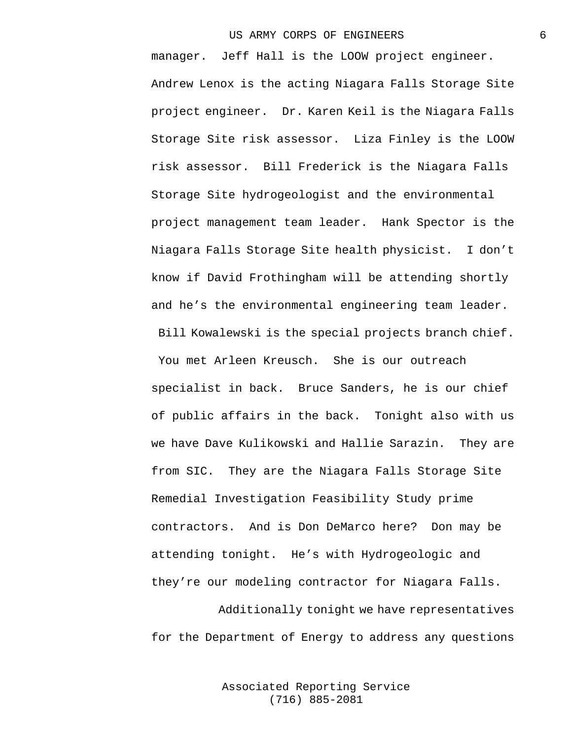manager. Jeff Hall is the LOOW project engineer. Andrew Lenox is the acting Niagara Falls Storage Site project engineer. Dr. Karen Keil is the Niagara Falls Storage Site risk assessor. Liza Finley is the LOOW risk assessor. Bill Frederick is the Niagara Falls Storage Site hydrogeologist and the environmental project management team leader. Hank Spector is the Niagara Falls Storage Site health physicist. I don't know if David Frothingham will be attending shortly and he's the environmental engineering team leader. Bill Kowalewski is the special projects branch chief. You met Arleen Kreusch. She is our outreach specialist in back. Bruce Sanders, he is our chief of public affairs in the back. Tonight also with us we have Dave Kulikowski and Hallie Sarazin. They are from SIC. They are the Niagara Falls Storage Site Remedial Investigation Feasibility Study prime contractors. And is Don DeMarco here? Don may be attending tonight. He's with Hydrogeologic and they're our modeling contractor for Niagara Falls.

Additionally tonight we have representatives for the Department of Energy to address any questions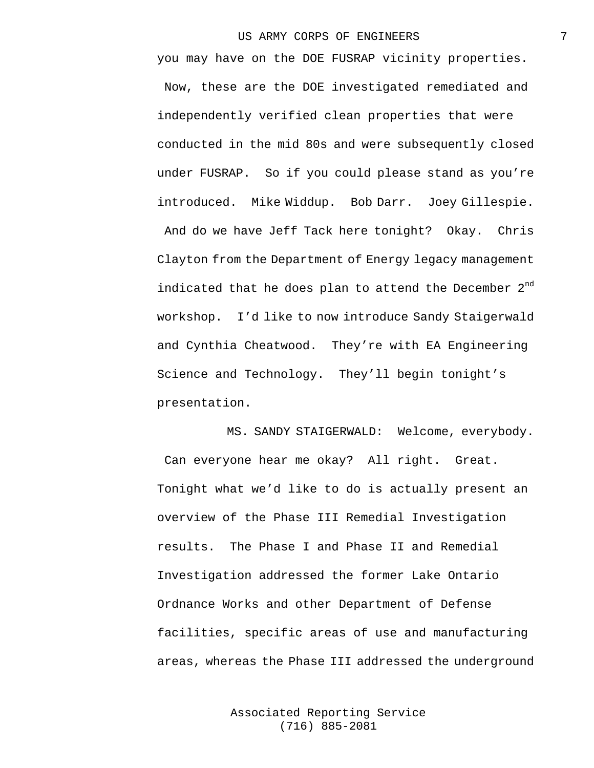you may have on the DOE FUSRAP vicinity properties. Now, these are the DOE investigated remediated and independently verified clean properties that were conducted in the mid 80s and were subsequently closed under FUSRAP. So if you could please stand as you're introduced. Mike Widdup. Bob Darr. Joey Gillespie. And do we have Jeff Tack here tonight? Okay. Chris Clayton from the Department of Energy legacy management indicated that he does plan to attend the December 2nd workshop. I'd like to now introduce Sandy Staigerwald and Cynthia Cheatwood. They're with EA Engineering Science and Technology. They'll begin tonight's presentation.

MS. SANDY STAIGERWALD: Welcome, everybody. Can everyone hear me okay? All right. Great. Tonight what we'd like to do is actually present an overview of the Phase III Remedial Investigation results. The Phase I and Phase II and Remedial Investigation addressed the former Lake Ontario Ordnance Works and other Department of Defense facilities, specific areas of use and manufacturing areas, whereas the Phase III addressed the underground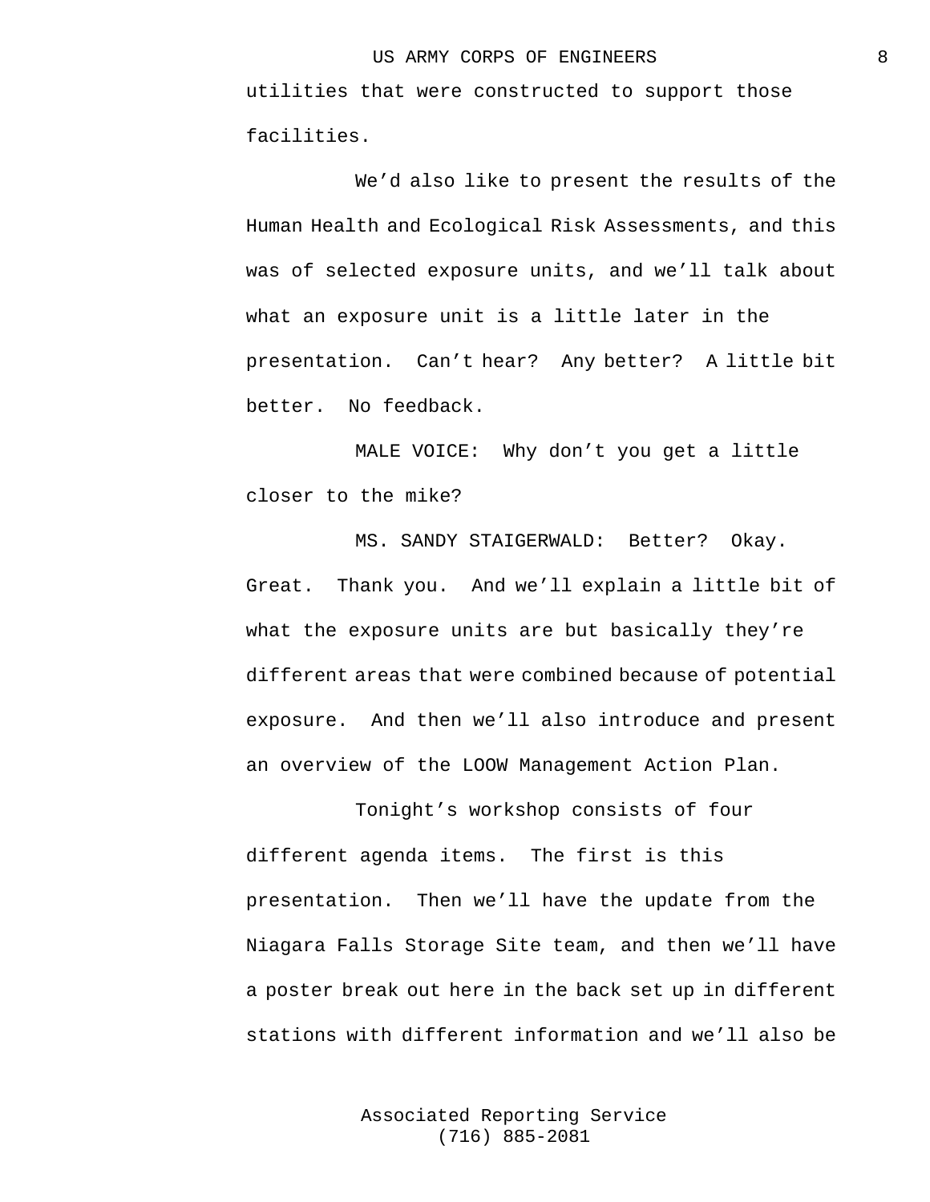utilities that were constructed to support those facilities.

We'd also like to present the results of the Human Health and Ecological Risk Assessments, and this was of selected exposure units, and we'll talk about what an exposure unit is a little later in the presentation. Can't hear? Any better? A little bit better. No feedback.

MALE VOICE: Why don't you get a little closer to the mike?

MS. SANDY STAIGERWALD: Better? Okay. Great. Thank you. And we'll explain a little bit of what the exposure units are but basically they're different areas that were combined because of potential exposure. And then we'll also introduce and present an overview of the LOOW Management Action Plan.

Tonight's workshop consists of four different agenda items. The first is this presentation. Then we'll have the update from the Niagara Falls Storage Site team, and then we'll have a poster break out here in the back set up in different stations with different information and we'll also be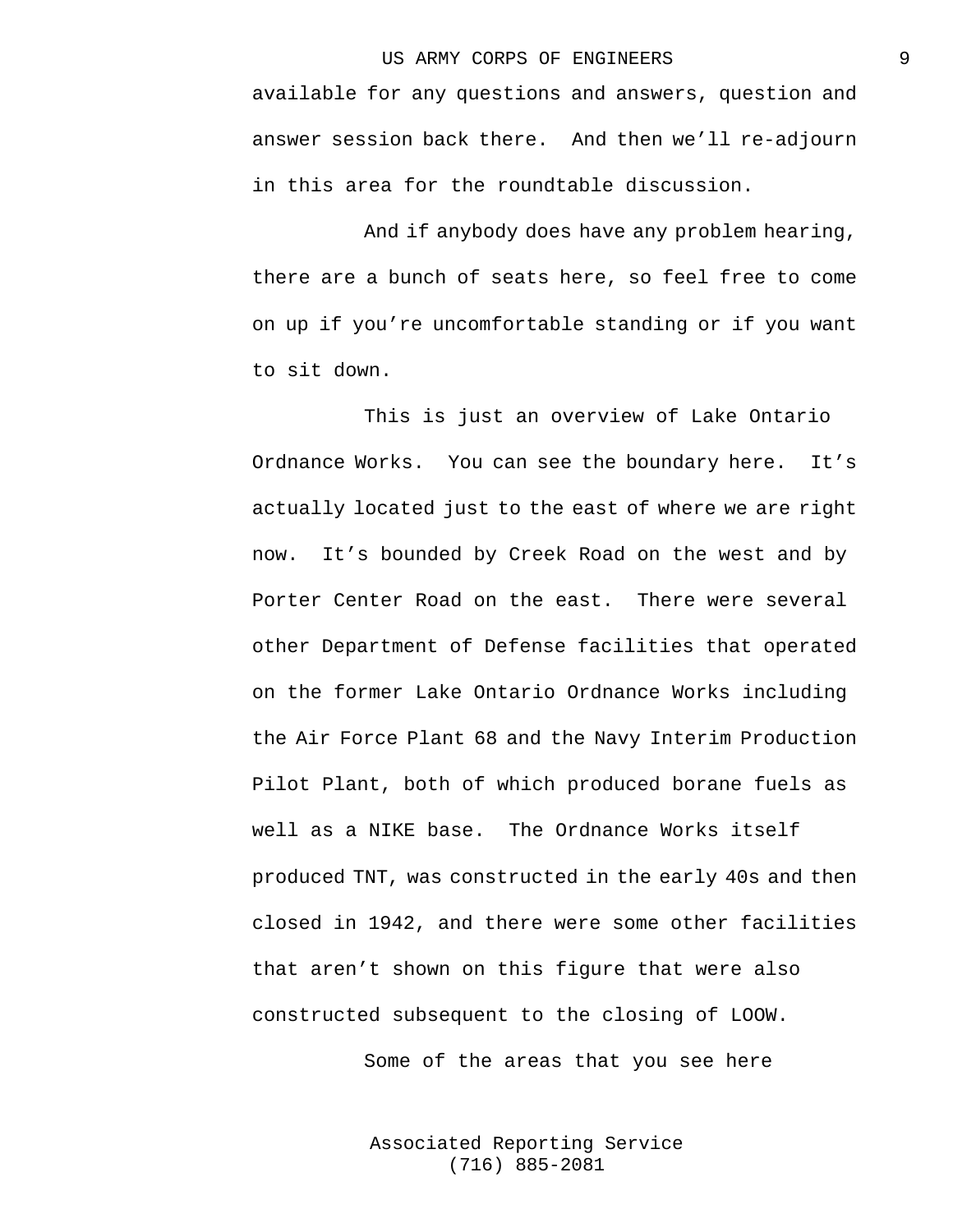available for any questions and answers, question and answer session back there. And then we'll re-adjourn in this area for the roundtable discussion.

And if anybody does have any problem hearing, there are a bunch of seats here, so feel free to come on up if you're uncomfortable standing or if you want to sit down.

This is just an overview of Lake Ontario Ordnance Works. You can see the boundary here. It's actually located just to the east of where we are right now. It's bounded by Creek Road on the west and by Porter Center Road on the east. There were several other Department of Defense facilities that operated on the former Lake Ontario Ordnance Works including the Air Force Plant 68 and the Navy Interim Production Pilot Plant, both of which produced borane fuels as well as a NIKE base. The Ordnance Works itself produced TNT, was constructed in the early 40s and then closed in 1942, and there were some other facilities that aren't shown on this figure that were also constructed subsequent to the closing of LOOW.

Some of the areas that you see here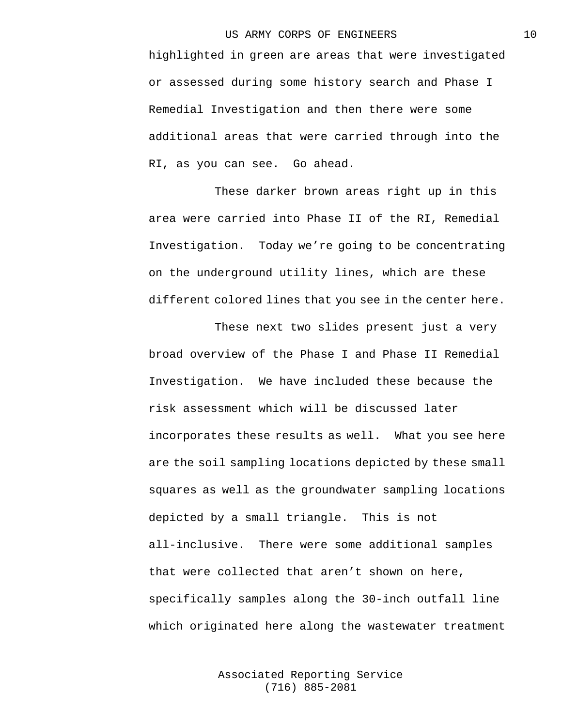highlighted in green are areas that were investigated or assessed during some history search and Phase I Remedial Investigation and then there were some additional areas that were carried through into the RI, as you can see. Go ahead.

These darker brown areas right up in this area were carried into Phase II of the RI, Remedial Investigation. Today we're going to be concentrating on the underground utility lines, which are these different colored lines that you see in the center here.

These next two slides present just a very broad overview of the Phase I and Phase II Remedial Investigation. We have included these because the risk assessment which will be discussed later incorporates these results as well. What you see here are the soil sampling locations depicted by these small squares as well as the groundwater sampling locations depicted by a small triangle. This is not all-inclusive. There were some additional samples that were collected that aren't shown on here, specifically samples along the 30-inch outfall line which originated here along the wastewater treatment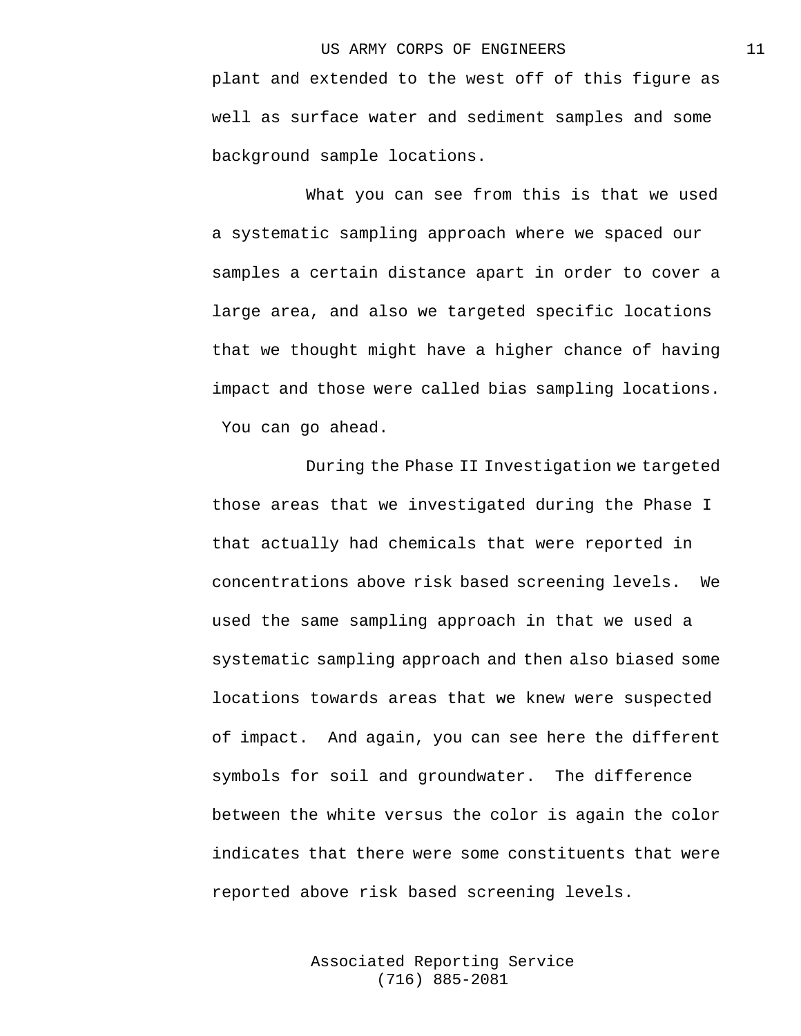plant and extended to the west off of this figure as well as surface water and sediment samples and some background sample locations.

What you can see from this is that we used a systematic sampling approach where we spaced our samples a certain distance apart in order to cover a large area, and also we targeted specific locations that we thought might have a higher chance of having impact and those were called bias sampling locations. You can go ahead.

During the Phase II Investigation we targeted those areas that we investigated during the Phase I that actually had chemicals that were reported in concentrations above risk based screening levels. We used the same sampling approach in that we used a systematic sampling approach and then also biased some locations towards areas that we knew were suspected of impact. And again, you can see here the different symbols for soil and groundwater. The difference between the white versus the color is again the color indicates that there were some constituents that were reported above risk based screening levels.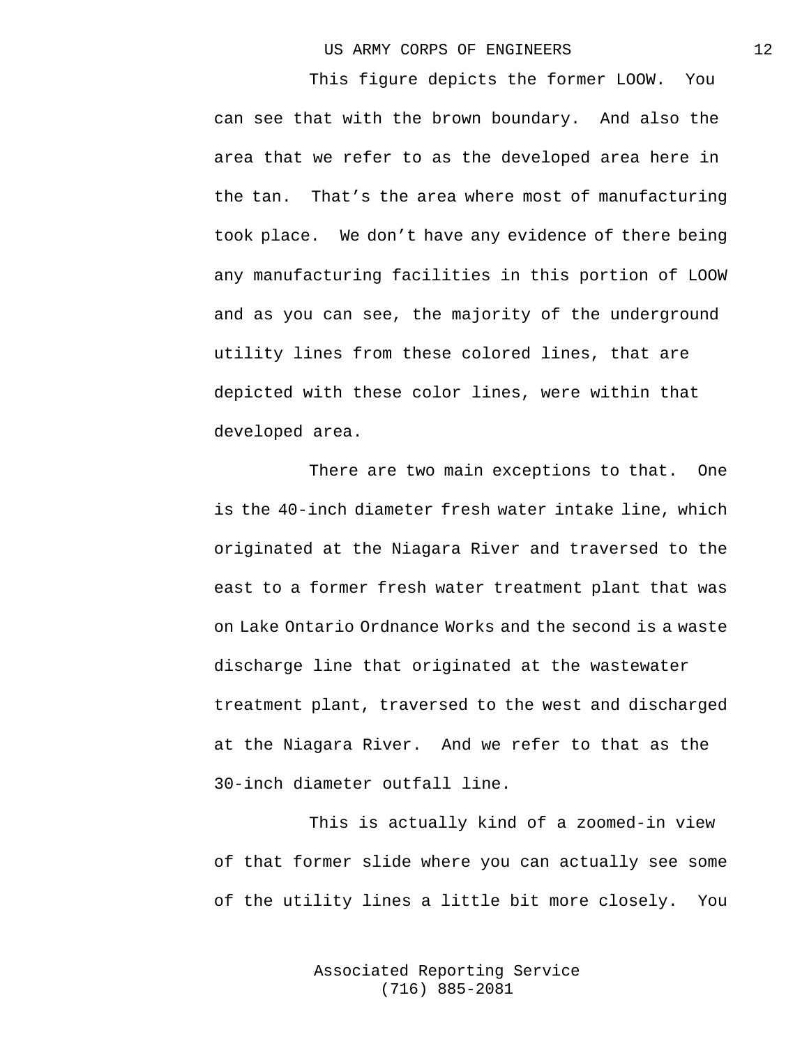This figure depicts the former LOOW. You can see that with the brown boundary. And also the area that we refer to as the developed area here in the tan. That’s the area where most of manufacturing took place. We don’t have any evidence of there being any manufacturing facilities in this portion of LOOW and as you can see, the majority of the underground utility lines from these colored lines, that are depicted with these color lines, were within that developed area.

There are two main exceptions to that. One is the 40-inch diameter fresh water intake line, which originated at the Niagara River and traversed to the east to a former fresh water treatment plant that was on Lake Ontario Ordnance Works and the second is a waste discharge line that originated at the wastewater treatment plant, traversed to the west and discharged at the Niagara River. And we refer to that as the 30-inch diameter outfall line.

This is actually kind of a zoomed-in view of that former slide where you can actually see some of the utility lines a little bit more closely. You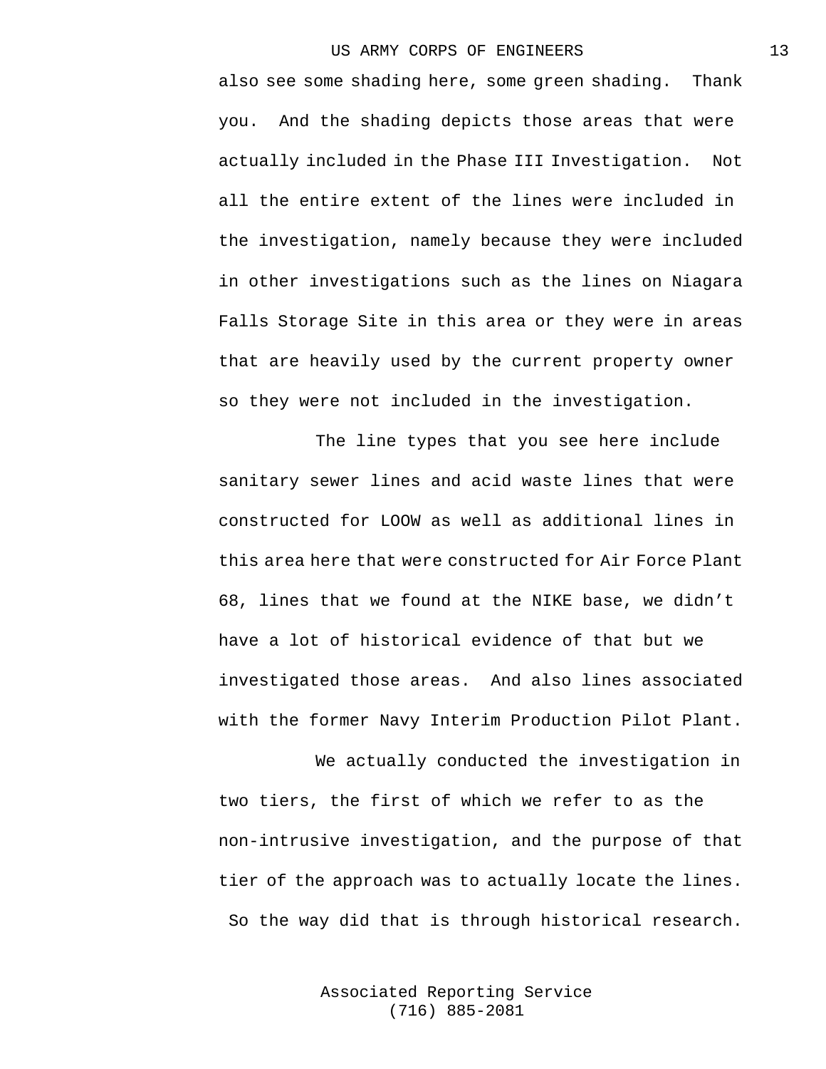also see some shading here, some green shading. Thank you. And the shading depicts those areas that were actually included in the Phase III Investigation. Not all the entire extent of the lines were included in the investigation, namely because they were included in other investigations such as the lines on Niagara Falls Storage Site in this area or they were in areas that are heavily used by the current property owner so they were not included in the investigation.

The line types that you see here include sanitary sewer lines and acid waste lines that were constructed for LOOW as well as additional lines in this area here that were constructed for Air Force Plant 68, lines that we found at the NIKE base, we didn't have a lot of historical evidence of that but we investigated those areas. And also lines associated with the former Navy Interim Production Pilot Plant.

We actually conducted the investigation in two tiers, the first of which we refer to as the non-intrusive investigation, and the purpose of that tier of the approach was to actually locate the lines. So the way did that is through historical research.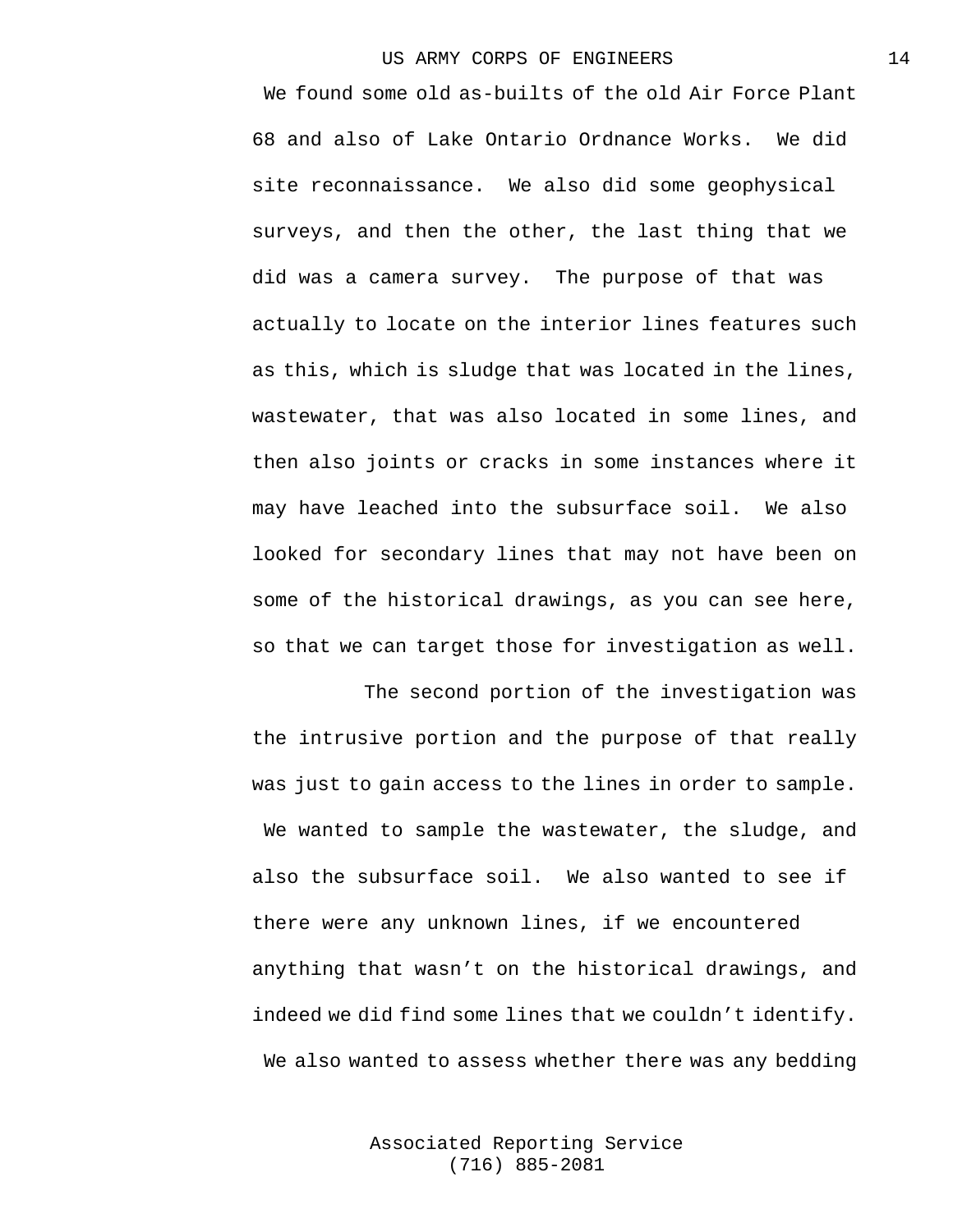We found some old as-builts of the old Air Force Plant 68 and also of Lake Ontario Ordnance Works. We did site reconnaissance. We also did some geophysical surveys, and then the other, the last thing that we did was a camera survey. The purpose of that was actually to locate on the interior lines features such as this, which is sludge that was located in the lines, wastewater, that was also located in some lines, and then also joints or cracks in some instances where it may have leached into the subsurface soil. We also looked for secondary lines that may not have been on some of the historical drawings, as you can see here, so that we can target those for investigation as well.

The second portion of the investigation was the intrusive portion and the purpose of that really was just to gain access to the lines in order to sample. We wanted to sample the wastewater, the sludge, and also the subsurface soil. We also wanted to see if there were any unknown lines, if we encountered anything that wasn't on the historical drawings, and indeed we did find some lines that we couldn't identify. We also wanted to assess whether there was any bedding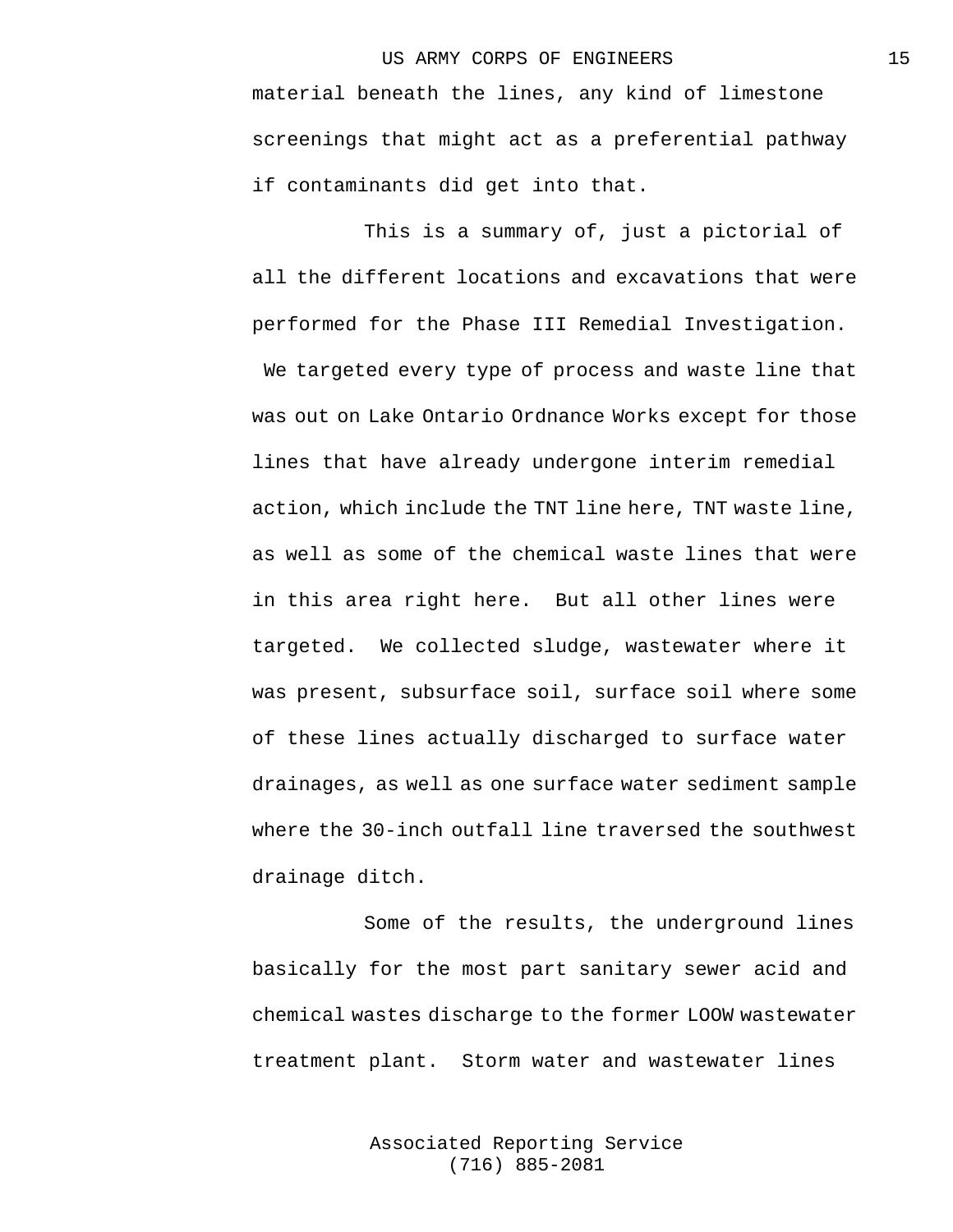material beneath the lines, any kind of limestone screenings that might act as a preferential pathway if contaminants did get into that.

This is a summary of, just a pictorial of all the different locations and excavations that were performed for the Phase III Remedial Investigation. We targeted every type of process and waste line that was out on Lake Ontario Ordnance Works except for those lines that have already undergone interim remedial action, which include the TNT line here, TNT waste line, as well as some of the chemical waste lines that were in this area right here. But all other lines were targeted. We collected sludge, wastewater where it was present, subsurface soil, surface soil where some of these lines actually discharged to surface water drainages, as well as one surface water sediment sample where the 30-inch outfall line traversed the southwest drainage ditch.

Some of the results, the underground lines basically for the most part sanitary sewer acid and chemical wastes discharge to the former LOOW wastewater treatment plant. Storm water and wastewater lines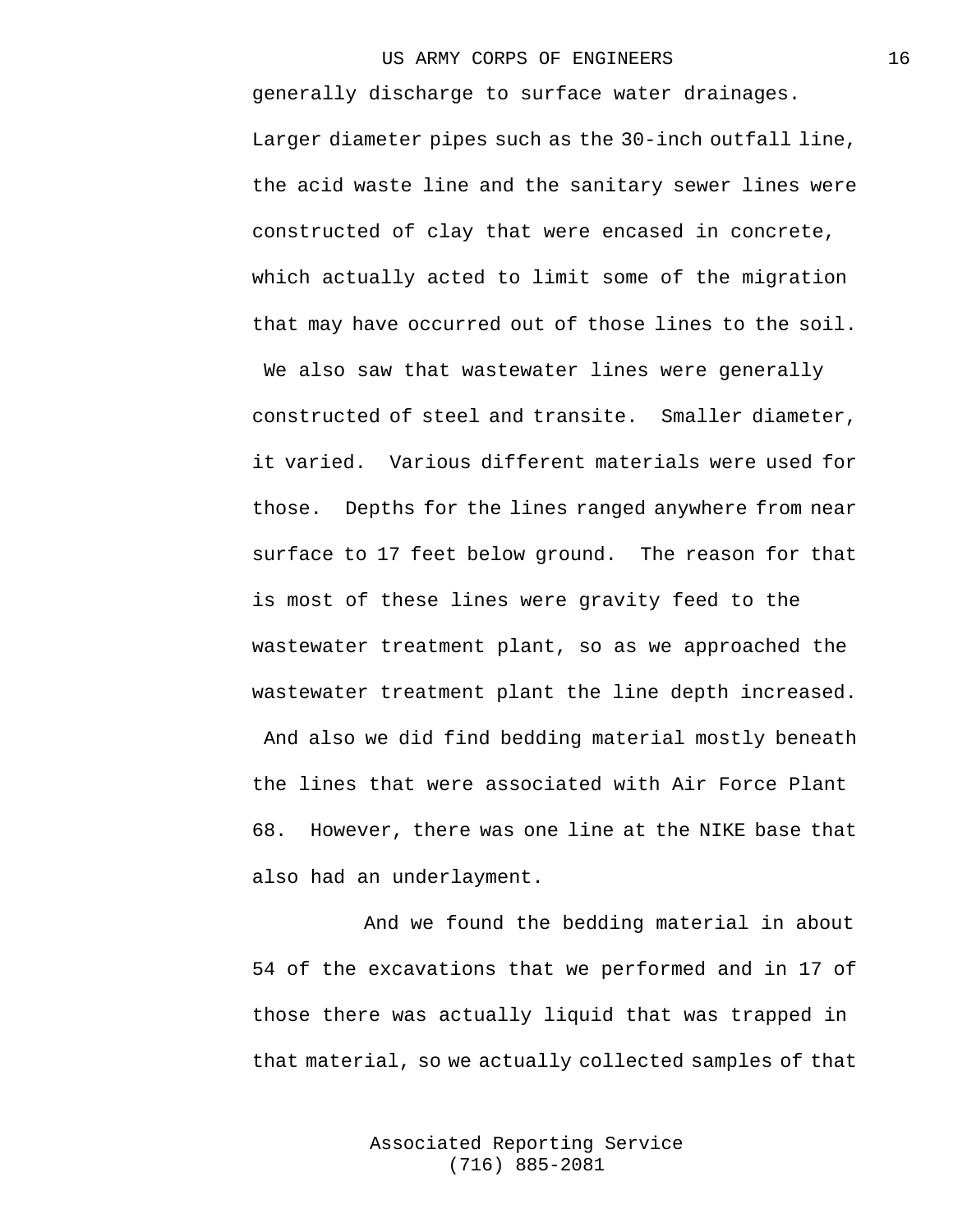generally discharge to surface water drainages. Larger diameter pipes such as the 30-inch outfall line, the acid waste line and the sanitary sewer lines were constructed of clay that were encased in concrete, which actually acted to limit some of the migration that may have occurred out of those lines to the soil. We also saw that wastewater lines were generally constructed of steel and transite. Smaller diameter, it varied. Various different materials were used for those. Depths for the lines ranged anywhere from near surface to 17 feet below ground. The reason for that is most of these lines were gravity feed to the wastewater treatment plant, so as we approached the wastewater treatment plant the line depth increased. And also we did find bedding material mostly beneath the lines that were associated with Air Force Plant 68. However, there was one line at the NIKE base that also had an underlayment.

And we found the bedding material in about 54 of the excavations that we performed and in 17 of those there was actually liquid that was trapped in that material, so we actually collected samples of that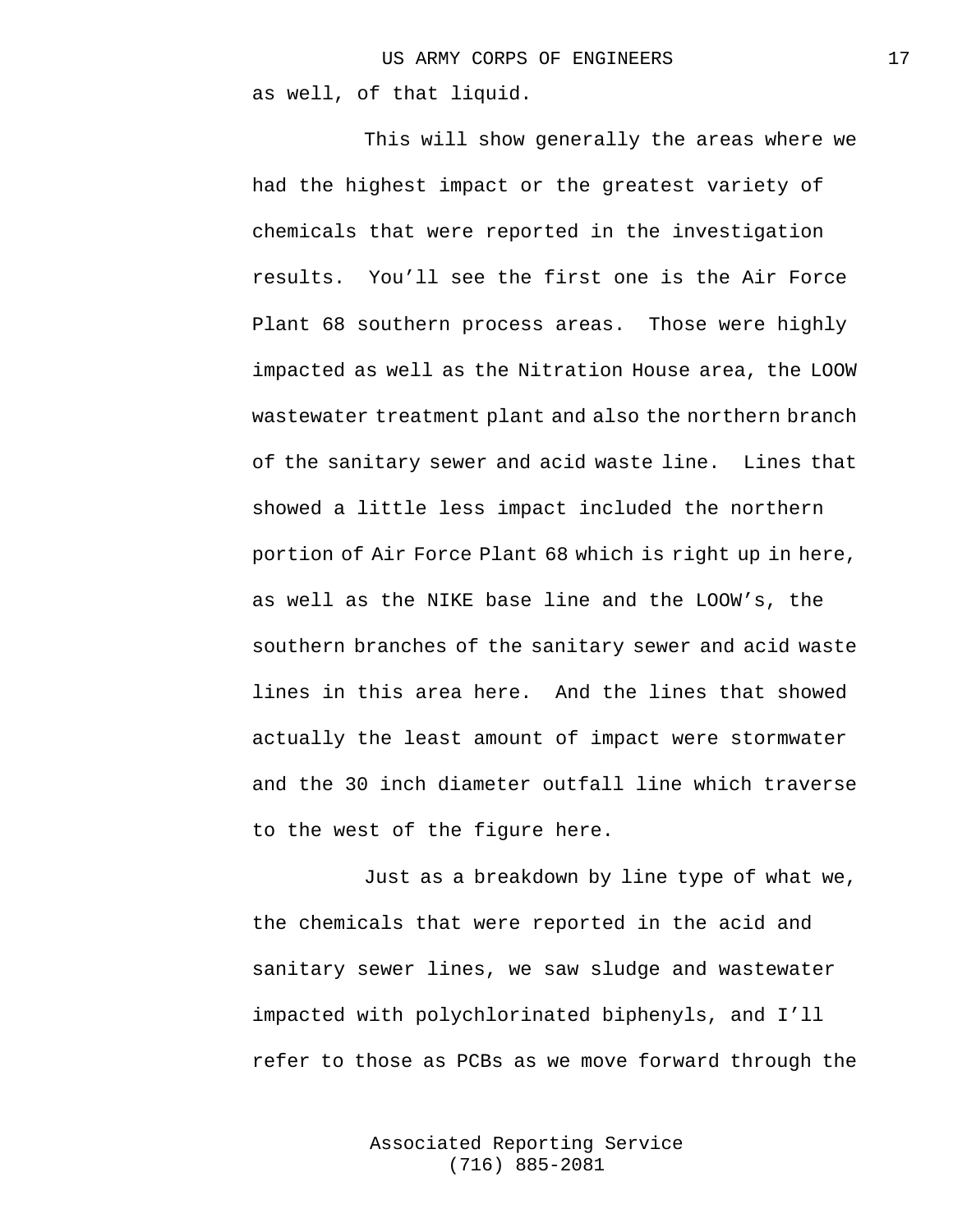as well, of that liquid.

This will show generally the areas where we had the highest impact or the greatest variety of chemicals that were reported in the investigation results. You'll see the first one is the Air Force Plant 68 southern process areas. Those were highly impacted as well as the Nitration House area, the LOOW wastewater treatment plant and also the northern branch of the sanitary sewer and acid waste line. Lines that showed a little less impact included the northern portion of Air Force Plant 68 which is right up in here, as well as the NIKE base line and the LOOW's, the southern branches of the sanitary sewer and acid waste lines in this area here. And the lines that showed actually the least amount of impact were stormwater and the 30 inch diameter outfall line which traverse to the west of the figure here.

Just as a breakdown by line type of what we, the chemicals that were reported in the acid and sanitary sewer lines, we saw sludge and wastewater impacted with polychlorinated biphenyls, and I'll refer to those as PCBs as we move forward through the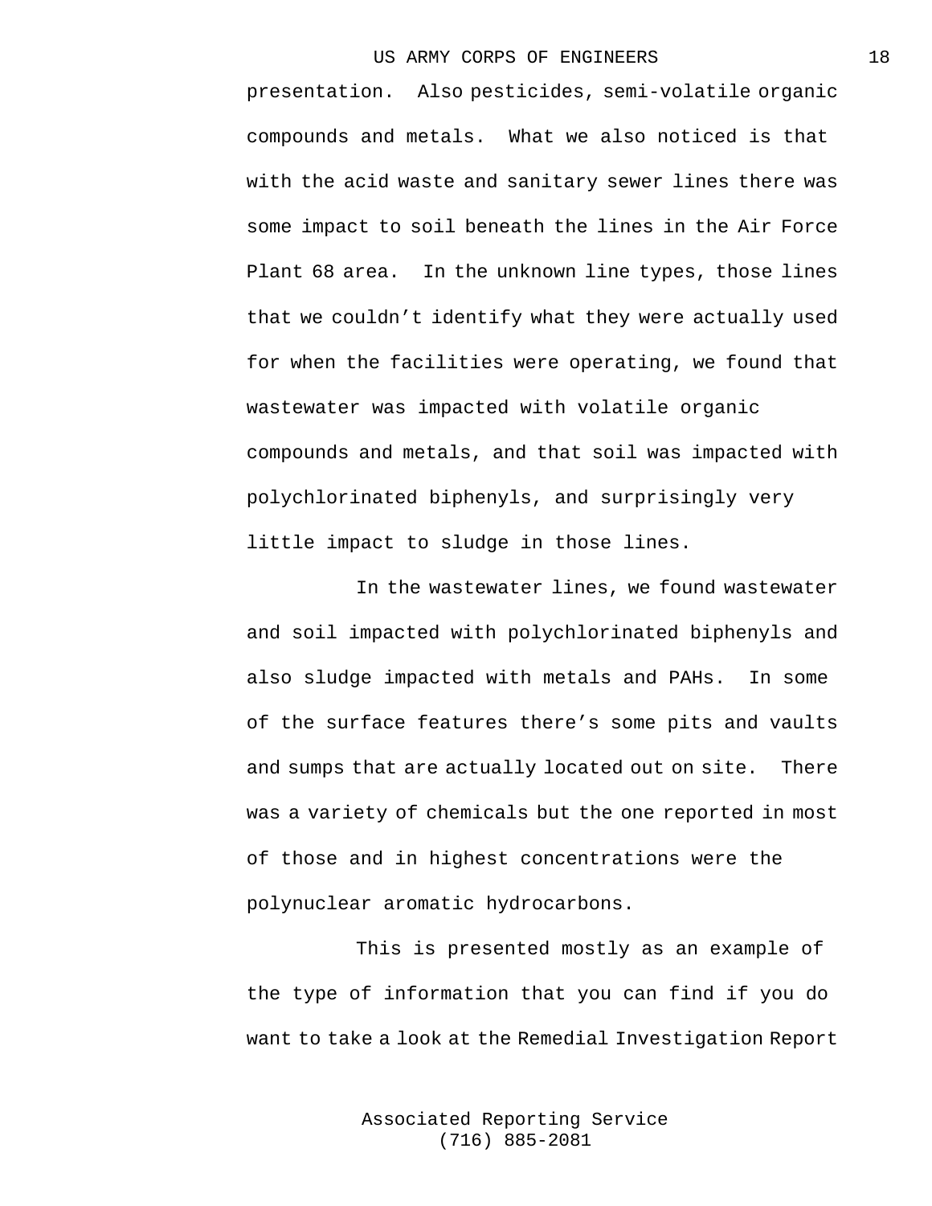presentation. Also pesticides, semi-volatile organic compounds and metals. What we also noticed is that with the acid waste and sanitary sewer lines there was some impact to soil beneath the lines in the Air Force Plant 68 area. In the unknown line types, those lines that we couldn't identify what they were actually used for when the facilities were operating, we found that wastewater was impacted with volatile organic compounds and metals, and that soil was impacted with polychlorinated biphenyls, and surprisingly very little impact to sludge in those lines.

In the wastewater lines, we found wastewater and soil impacted with polychlorinated biphenyls and also sludge impacted with metals and PAHs. In some of the surface features there's some pits and vaults and sumps that are actually located out on site. There was a variety of chemicals but the one reported in most of those and in highest concentrations were the polynuclear aromatic hydrocarbons.

This is presented mostly as an example of the type of information that you can find if you do want to take a look at the Remedial Investigation Report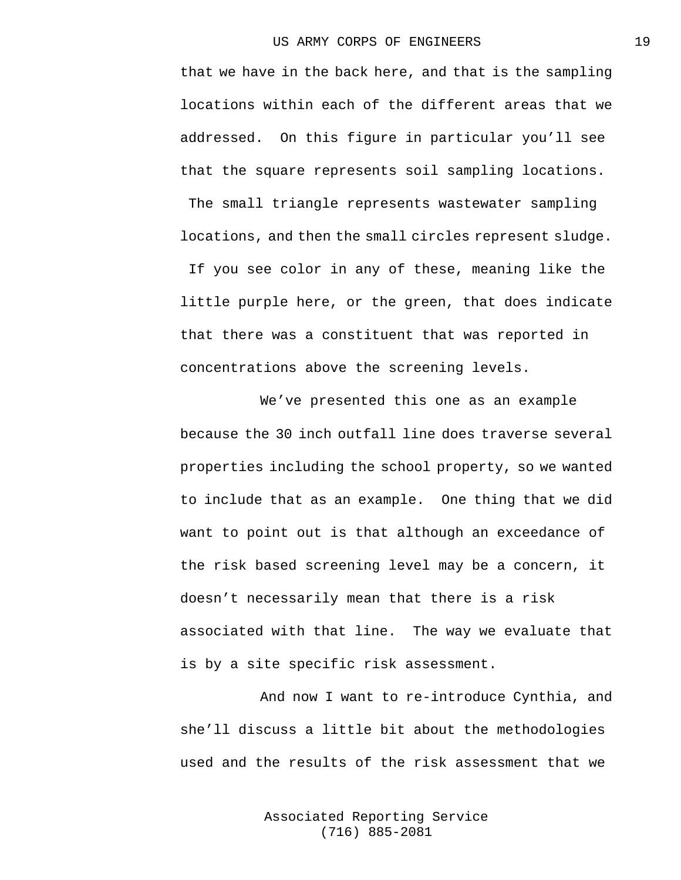that we have in the back here, and that is the sampling locations within each of the different areas that we addressed. On this figure in particular you'll see that the square represents soil sampling locations. The small triangle represents wastewater sampling locations, and then the small circles represent sludge. If you see color in any of these, meaning like the little purple here, or the green, that does indicate that there was a constituent that was reported in concentrations above the screening levels.

We've presented this one as an example because the 30 inch outfall line does traverse several properties including the school property, so we wanted to include that as an example. One thing that we did want to point out is that although an exceedance of the risk based screening level may be a concern, it doesn't necessarily mean that there is a risk associated with that line. The way we evaluate that is by a site specific risk assessment.

And now I want to re-introduce Cynthia, and she'll discuss a little bit about the methodologies used and the results of the risk assessment that we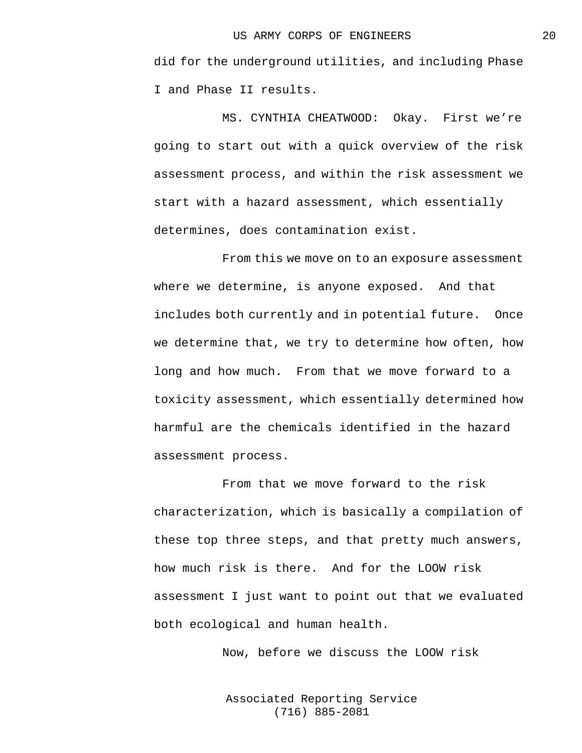did for the underground utilities, and including Phase I and Phase II results.

MS. CYNTHIA CHEATWOOD: Okay. First we're going to start out with a quick overview of the risk assessment process, and within the risk assessment we start with a hazard assessment, which essentially determines, does contamination exist.

From this we move on to an exposure assessment where we determine, is anyone exposed. And that includes both currently and in potential future. Once we determine that, we try to determine how often, how long and how much. From that we move forward to a toxicity assessment, which essentially determined how harmful are the chemicals identified in the hazard assessment process.

From that we move forward to the risk characterization, which is basically a compilation of these top three steps, and that pretty much answers, how much risk is there. And for the LOOW risk assessment I just want to point out that we evaluated both ecological and human health.

Now, before we discuss the LOOW risk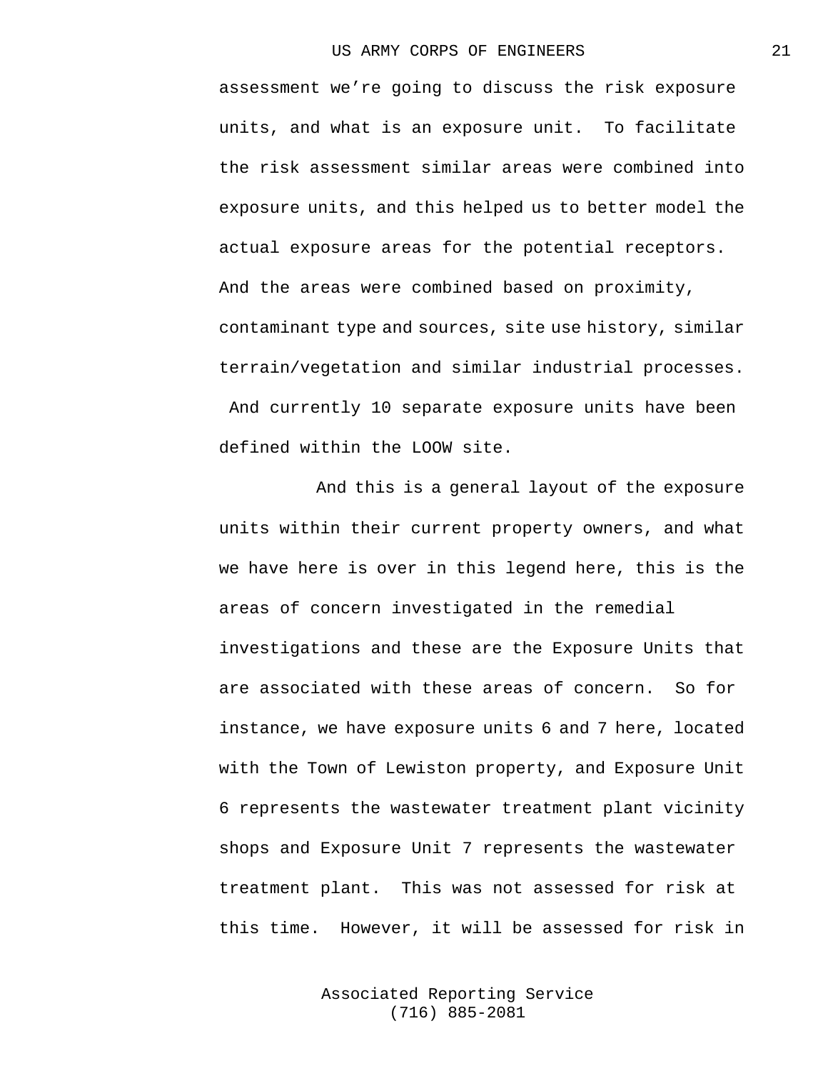assessment we're going to discuss the risk exposure units, and what is an exposure unit. To facilitate the risk assessment similar areas were combined into exposure units, and this helped us to better model the actual exposure areas for the potential receptors. And the areas were combined based on proximity, contaminant type and sources, site use history, similar terrain/vegetation and similar industrial processes. And currently 10 separate exposure units have been defined within the LOOW site.

And this is a general layout of the exposure units within their current property owners, and what we have here is over in this legend here, this is the areas of concern investigated in the remedial investigations and these are the Exposure Units that are associated with these areas of concern. So for instance, we have exposure units 6 and 7 here, located with the Town of Lewiston property, and Exposure Unit 6 represents the wastewater treatment plant vicinity shops and Exposure Unit 7 represents the wastewater treatment plant. This was not assessed for risk at this time. However, it will be assessed for risk in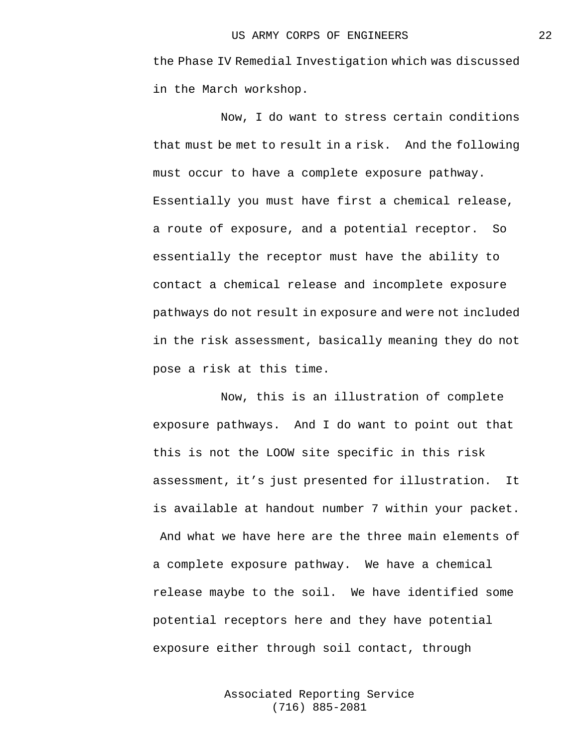the Phase IV Remedial Investigation which was discussed in the March workshop.

Now, I do want to stress certain conditions that must be met to result in a risk. And the following must occur to have a complete exposure pathway. Essentially you must have first a chemical release, a route of exposure, and a potential receptor. So essentially the receptor must have the ability to contact a chemical release and incomplete exposure pathways do not result in exposure and were not included in the risk assessment, basically meaning they do not pose a risk at this time.

Now, this is an illustration of complete exposure pathways. And I do want to point out that this is not the LOOW site specific in this risk assessment, it’s just presented for illustration. It is available at handout number 7 within your packet. And what we have here are the three main elements of a complete exposure pathway. We have a chemical release maybe to the soil. We have identified some potential receptors here and they have potential exposure either through soil contact, through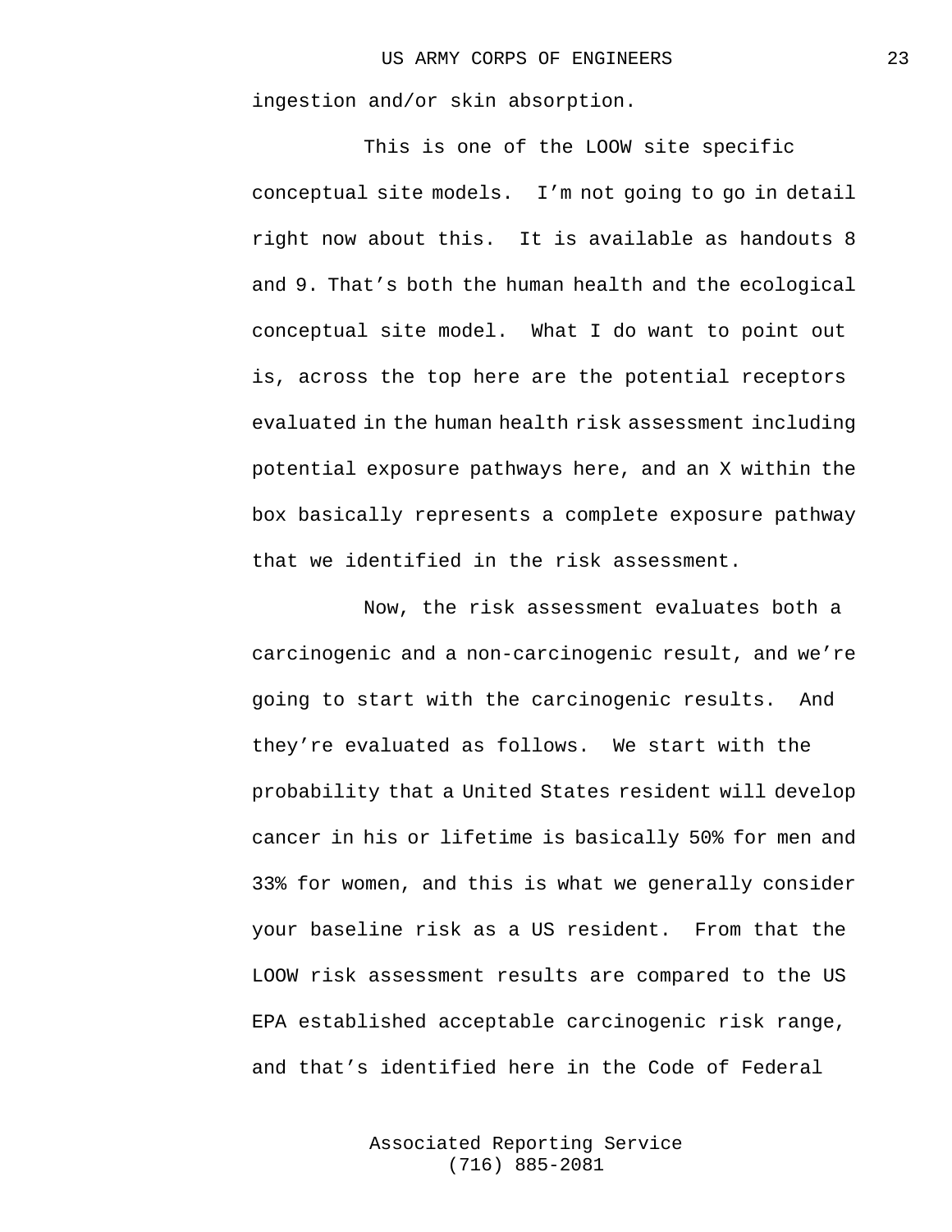ingestion and/or skin absorption.

This is one of the LOOW site specific conceptual site models. I'm not going to go in detail right now about this. It is available as handouts 8 and 9. That's both the human health and the ecological conceptual site model. What I do want to point out is, across the top here are the potential receptors evaluated in the human health risk assessment including potential exposure pathways here, and an X within the box basically represents a complete exposure pathway that we identified in the risk assessment.

Now, the risk assessment evaluates both a carcinogenic and a non-carcinogenic result, and we're going to start with the carcinogenic results. And they're evaluated as follows. We start with the probability that a United States resident will develop cancer in his or lifetime is basically 50% for men and 33% for women, and this is what we generally consider your baseline risk as a US resident. From that the LOOW risk assessment results are compared to the US EPA established acceptable carcinogenic risk range, and that's identified here in the Code of Federal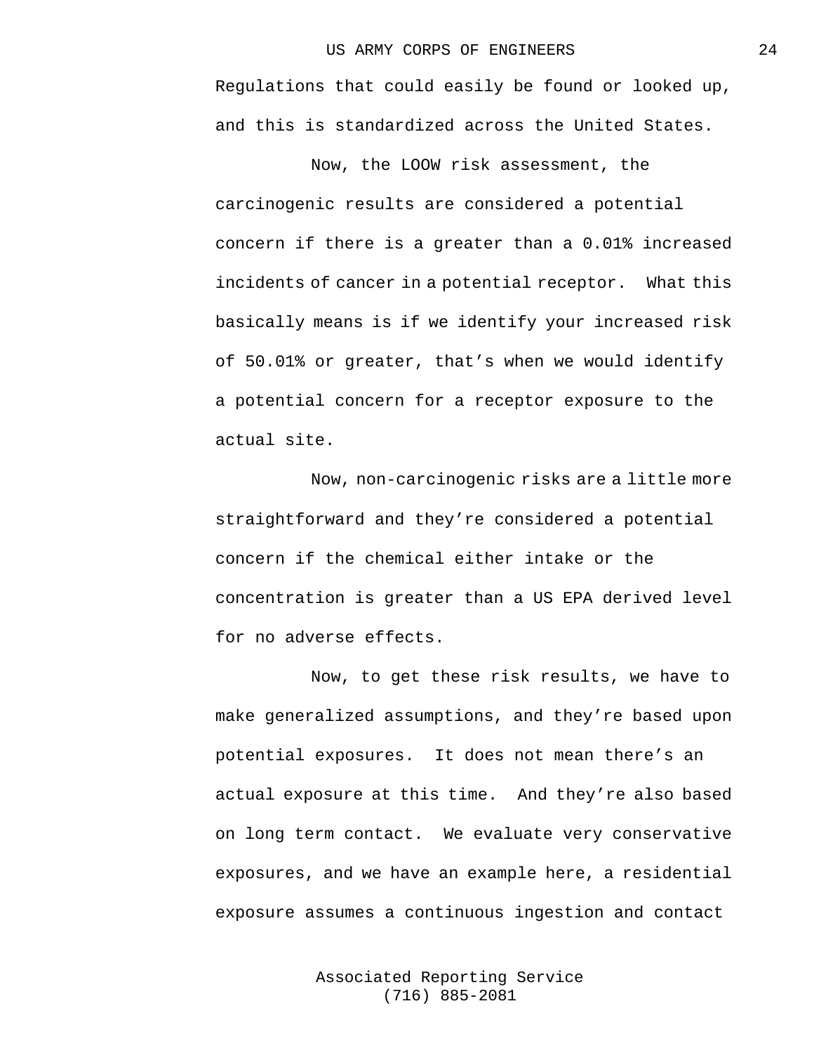Regulations that could easily be found or looked up, and this is standardized across the United States.

Now, the LOOW risk assessment, the carcinogenic results are considered a potential concern if there is a greater than a 0.01% increased incidents of cancer in a potential receptor. What this basically means is if we identify your increased risk of 50.01% or greater, that's when we would identify a potential concern for a receptor exposure to the actual site.

Now, non-carcinogenic risks are a little more straightforward and they're considered a potential concern if the chemical either intake or the concentration is greater than a US EPA derived level for no adverse effects.

Now, to get these risk results, we have to make generalized assumptions, and they're based upon potential exposures. It does not mean there's an actual exposure at this time. And they're also based on long term contact. We evaluate very conservative exposures, and we have an example here, a residential exposure assumes a continuous ingestion and contact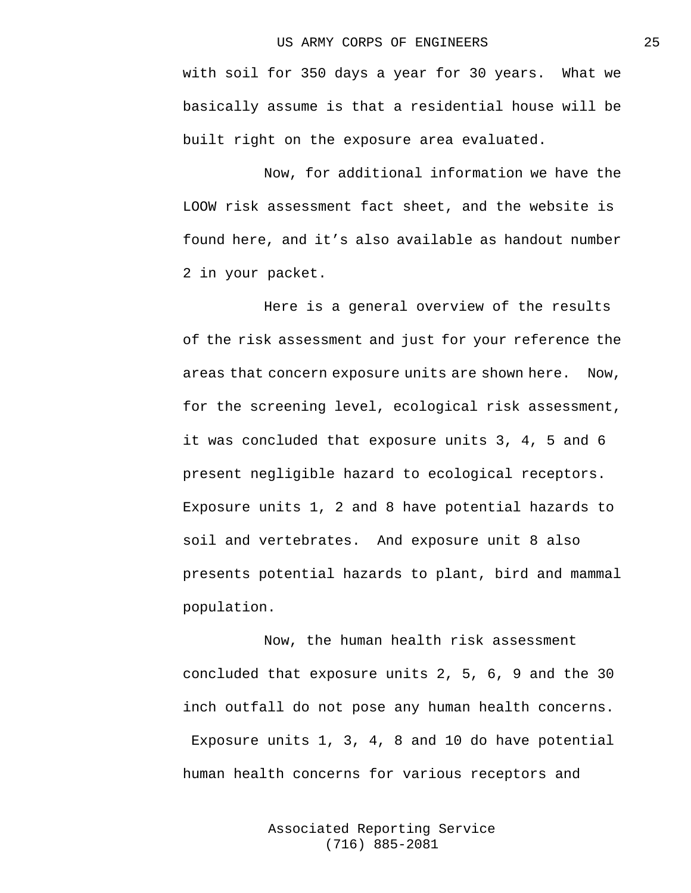with soil for 350 days a year for 30 years. What we basically assume is that a residential house will be built right on the exposure area evaluated.

Now, for additional information we have the LOOW risk assessment fact sheet, and the website is found here, and it's also available as handout number 2 in your packet.

Here is a general overview of the results of the risk assessment and just for your reference the areas that concern exposure units are shown here. Now, for the screening level, ecological risk assessment, it was concluded that exposure units 3, 4, 5 and 6 present negligible hazard to ecological receptors. Exposure units 1, 2 and 8 have potential hazards to soil and vertebrates. And exposure unit 8 also presents potential hazards to plant, bird and mammal population.

Now, the human health risk assessment concluded that exposure units 2, 5, 6, 9 and the 30 inch outfall do not pose any human health concerns. Exposure units 1, 3, 4, 8 and 10 do have potential human health concerns for various receptors and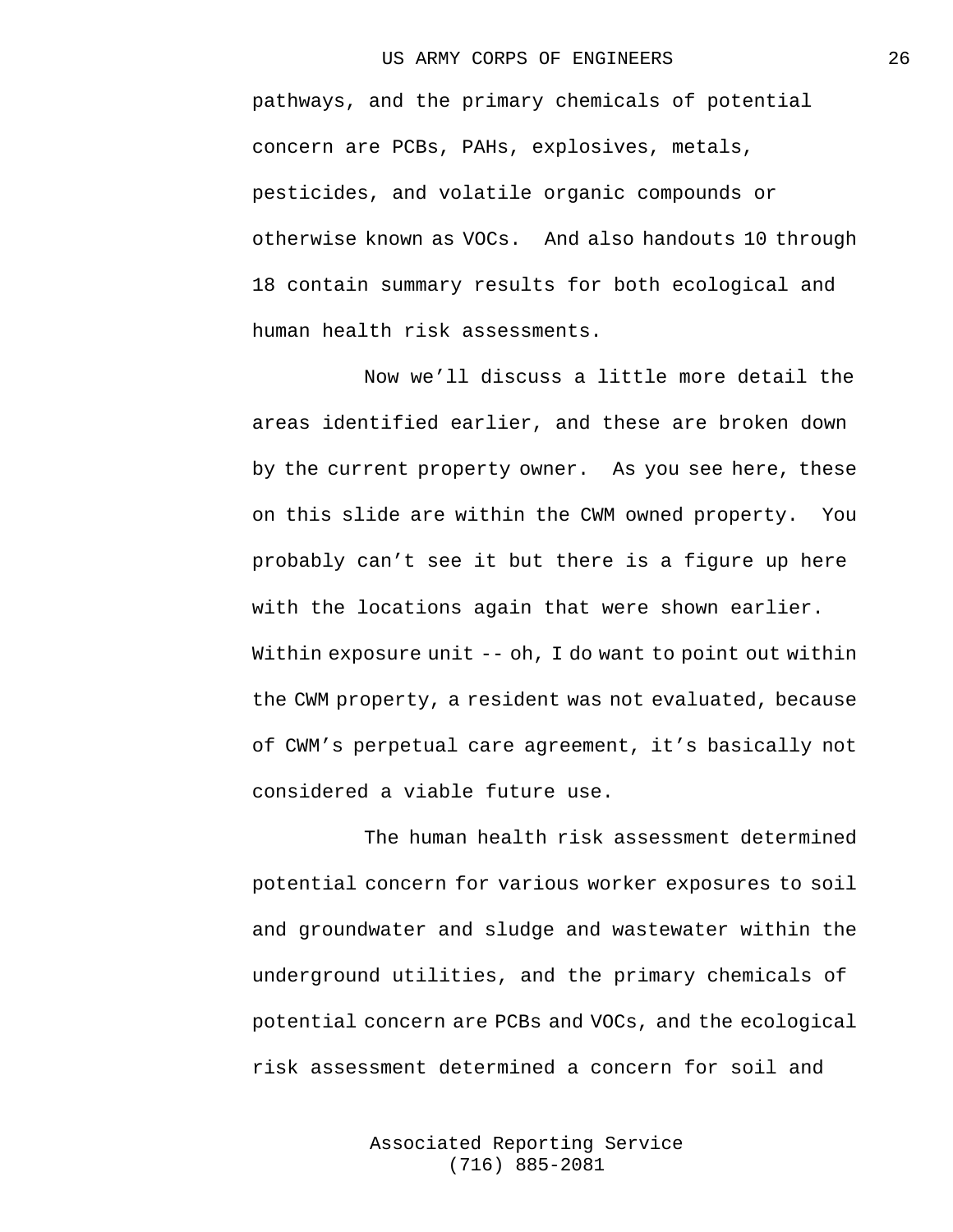pathways, and the primary chemicals of potential concern are PCBs, PAHs, explosives, metals, pesticides, and volatile organic compounds or otherwise known as VOCs. And also handouts 10 through 18 contain summary results for both ecological and human health risk assessments.

Now we'll discuss a little more detail the areas identified earlier, and these are broken down by the current property owner. As you see here, these on this slide are within the CWM owned property. You probably can't see it but there is a figure up here with the locations again that were shown earlier. Within exposure unit -- oh, I do want to point out within the CWM property, a resident was not evaluated, because of CWM's perpetual care agreement, it's basically not considered a viable future use.

The human health risk assessment determined potential concern for various worker exposures to soil and groundwater and sludge and wastewater within the underground utilities, and the primary chemicals of potential concern are PCBs and VOCs, and the ecological risk assessment determined a concern for soil and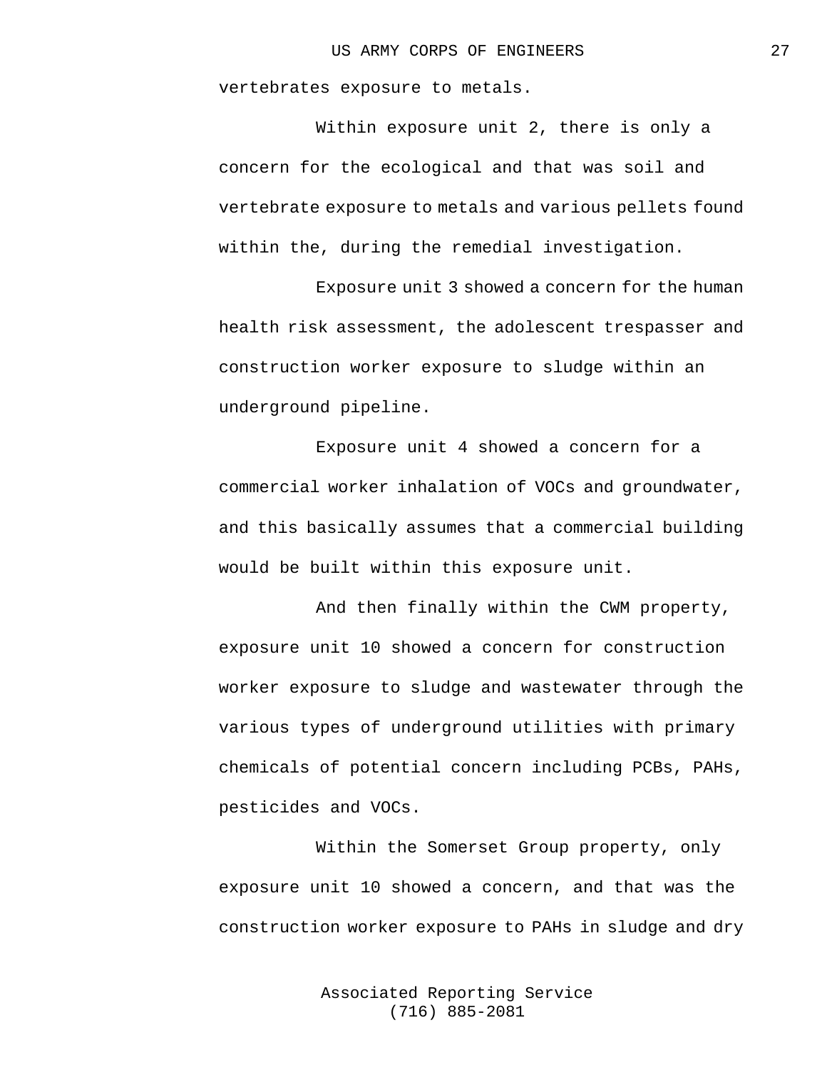vertebrates exposure to metals.

Within exposure unit 2, there is only a concern for the ecological and that was soil and vertebrate exposure to metals and various pellets found within the, during the remedial investigation.

Exposure unit 3 showed a concern for the human health risk assessment, the adolescent trespasser and construction worker exposure to sludge within an underground pipeline.

Exposure unit 4 showed a concern for a commercial worker inhalation of VOCs and groundwater, and this basically assumes that a commercial building would be built within this exposure unit.

And then finally within the CWM property, exposure unit 10 showed a concern for construction worker exposure to sludge and wastewater through the various types of underground utilities with primary chemicals of potential concern including PCBs, PAHs, pesticides and VOCs.

Within the Somerset Group property, only exposure unit 10 showed a concern, and that was the construction worker exposure to PAHs in sludge and dry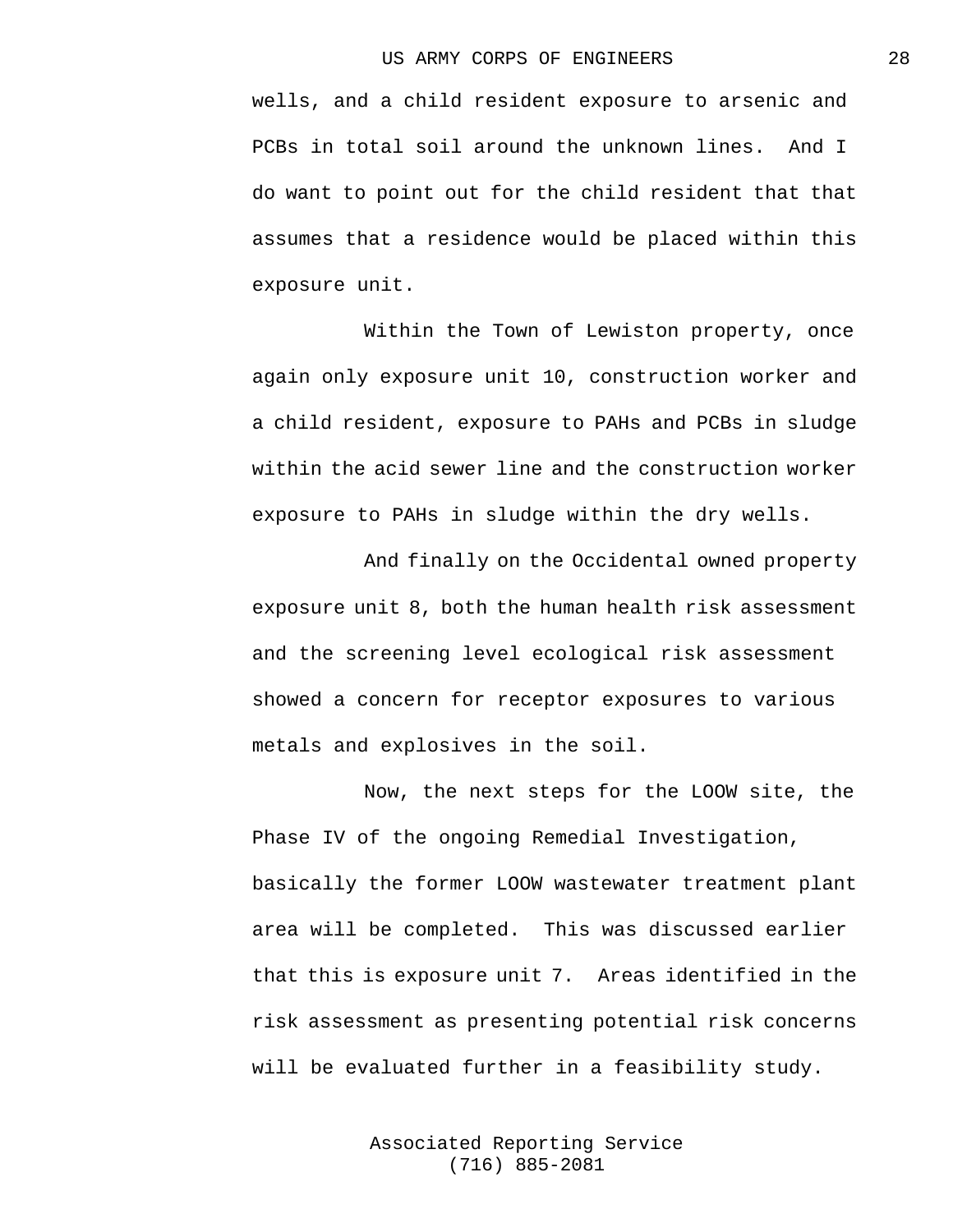wells, and a child resident exposure to arsenic and PCBs in total soil around the unknown lines. And I do want to point out for the child resident that that assumes that a residence would be placed within this exposure unit.

Within the Town of Lewiston property, once again only exposure unit 10, construction worker and a child resident, exposure to PAHs and PCBs in sludge within the acid sewer line and the construction worker exposure to PAHs in sludge within the dry wells.

And finally on the Occidental owned property exposure unit 8, both the human health risk assessment and the screening level ecological risk assessment showed a concern for receptor exposures to various metals and explosives in the soil.

Now, the next steps for the LOOW site, the Phase IV of the ongoing Remedial Investigation, basically the former LOOW wastewater treatment plant area will be completed. This was discussed earlier that this is exposure unit 7. Areas identified in the risk assessment as presenting potential risk concerns will be evaluated further in a feasibility study.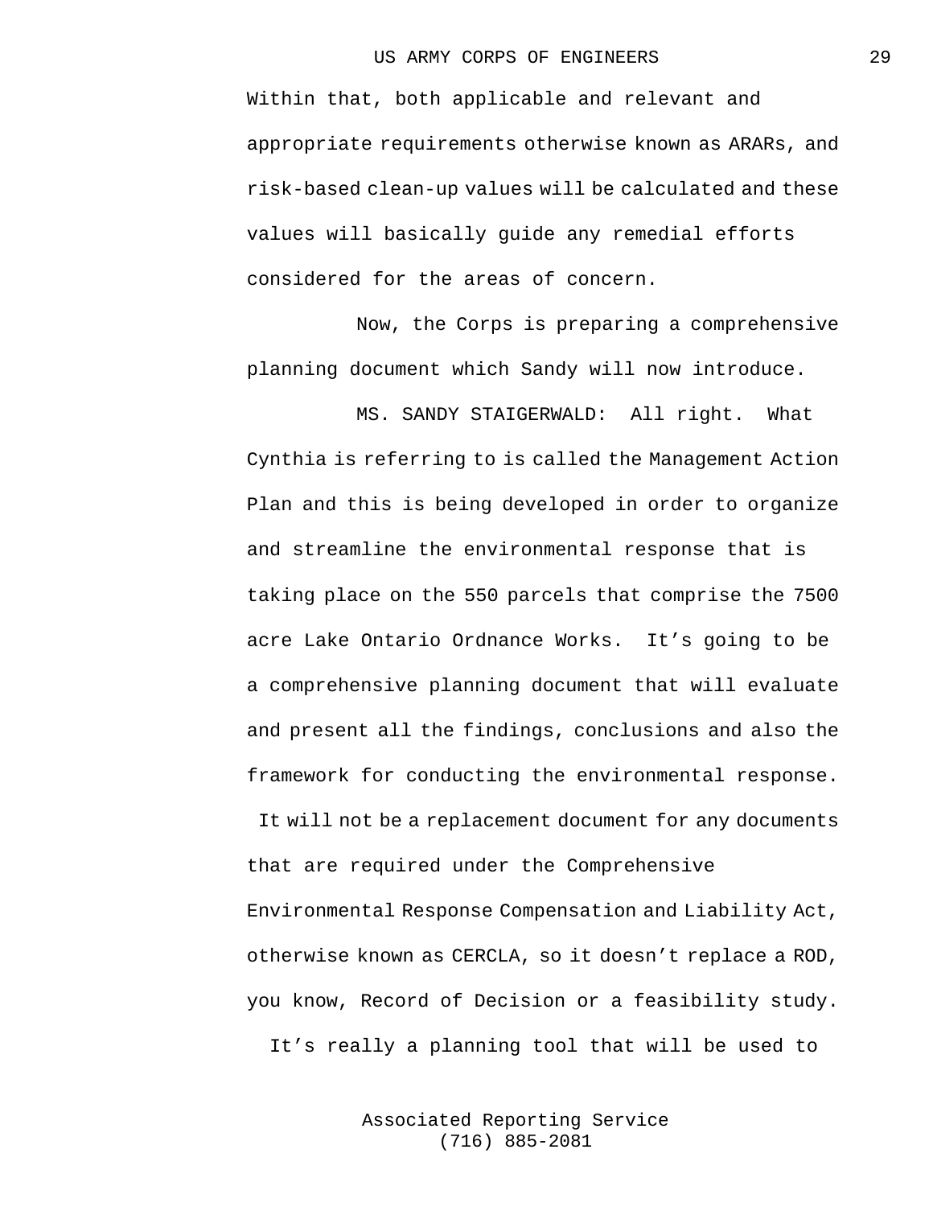Within that, both applicable and relevant and appropriate requirements otherwise known as ARARs, and risk-based clean-up values will be calculated and these values will basically guide any remedial efforts considered for the areas of concern.

Now, the Corps is preparing a comprehensive planning document which Sandy will now introduce.

MS. SANDY STAIGERWALD: All right. What Cynthia is referring to is called the Management Action Plan and this is being developed in order to organize and streamline the environmental response that is taking place on the 550 parcels that comprise the 7500 acre Lake Ontario Ordnance Works. It's going to be a comprehensive planning document that will evaluate and present all the findings, conclusions and also the framework for conducting the environmental response. It will not be a replacement document for any documents that are required under the Comprehensive Environmental Response Compensation and Liability Act, otherwise known as CERCLA, so it doesn't replace a ROD, you know, Record of Decision or a feasibility study. It's really a planning tool that will be used to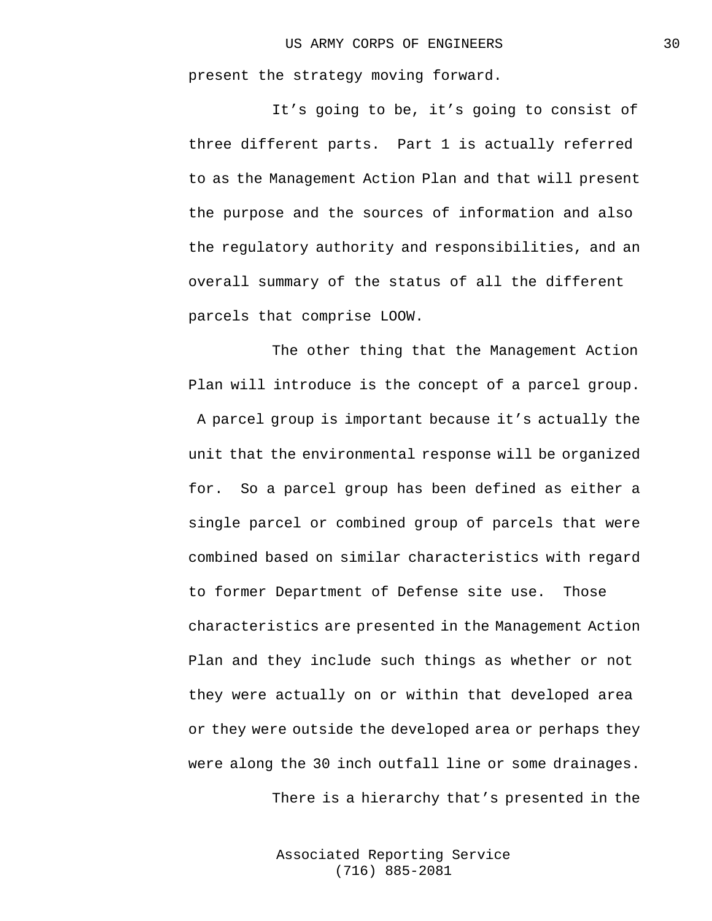present the strategy moving forward.

It's going to be, it's going to consist of three different parts. Part 1 is actually referred to as the Management Action Plan and that will present the purpose and the sources of information and also the regulatory authority and responsibilities, and an overall summary of the status of all the different parcels that comprise LOOW.

The other thing that the Management Action Plan will introduce is the concept of a parcel group. A parcel group is important because it's actually the unit that the environmental response will be organized for. So a parcel group has been defined as either a single parcel or combined group of parcels that were combined based on similar characteristics with regard to former Department of Defense site use. Those characteristics are presented in the Management Action Plan and they include such things as whether or not they were actually on or within that developed area or they were outside the developed area or perhaps they were along the 30 inch outfall line or some drainages.

There is a hierarchy that's presented in the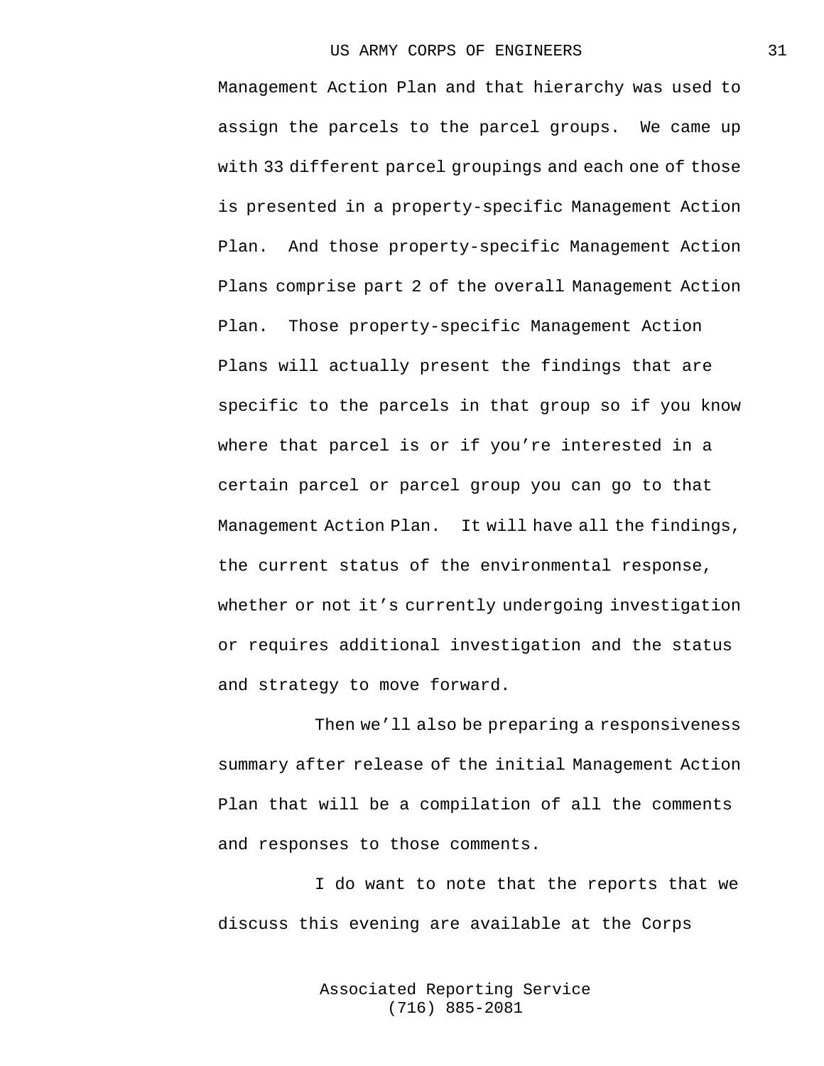Management Action Plan and that hierarchy was used to assign the parcels to the parcel groups. We came up with 33 different parcel groupings and each one of those is presented in a property-specific Management Action Plan. And those property-specific Management Action Plans comprise part 2 of the overall Management Action Plan. Those property-specific Management Action Plans will actually present the findings that are specific to the parcels in that group so if you know where that parcel is or if you're interested in a certain parcel or parcel group you can go to that Management Action Plan. It will have all the findings, the current status of the environmental response, whether or not it's currently undergoing investigation or requires additional investigation and the status and strategy to move forward.

Then we'll also be preparing a responsiveness summary after release of the initial Management Action Plan that will be a compilation of all the comments and responses to those comments.

I do want to note that the reports that we discuss this evening are available at the Corps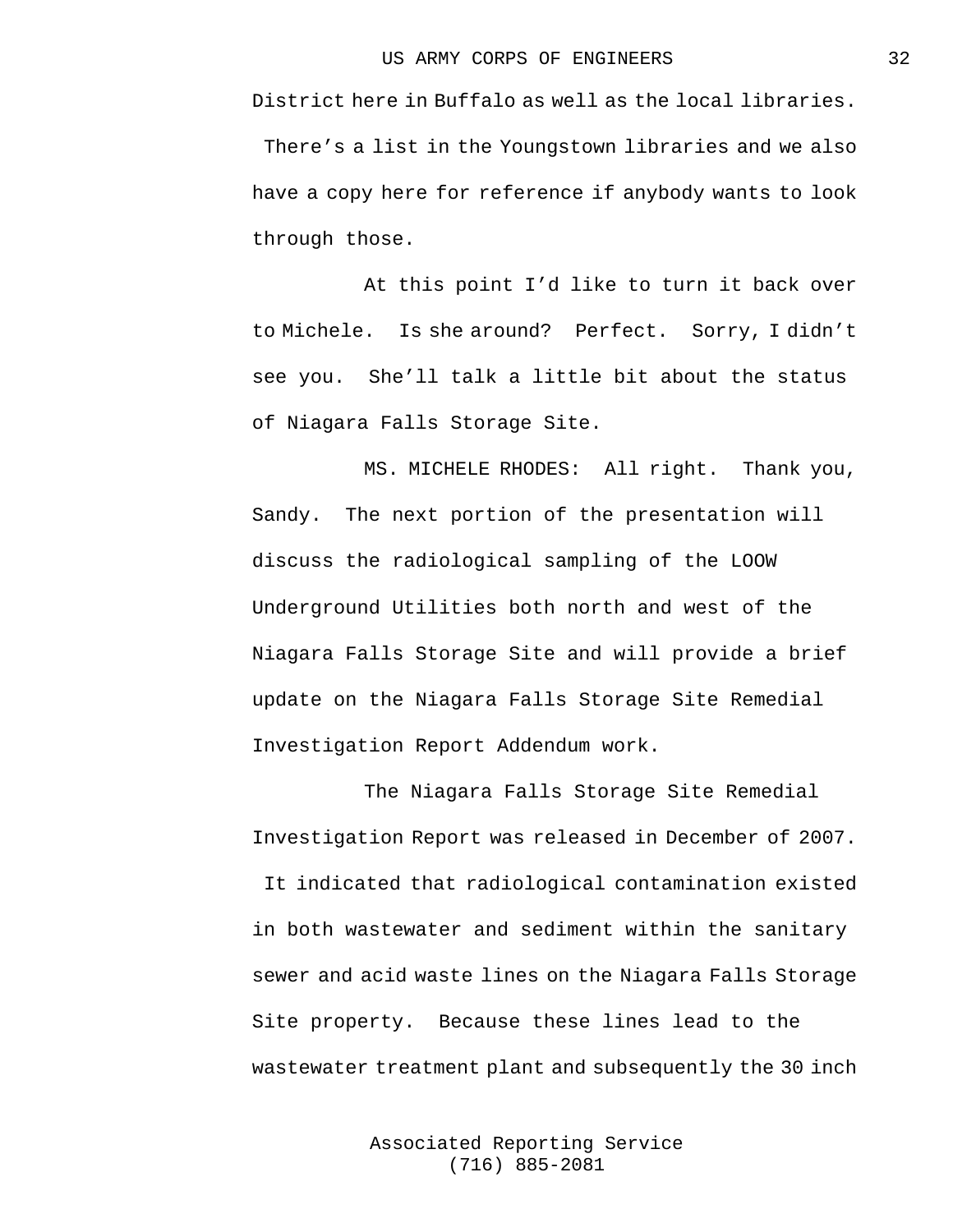District here in Buffalo as well as the local libraries. There's a list in the Youngstown libraries and we also have a copy here for reference if anybody wants to look through those.

At this point I'd like to turn it back over to Michele. Is she around? Perfect. Sorry, I didn't see you. She'll talk a little bit about the status of Niagara Falls Storage Site.

MS. MICHELE RHODES: All right. Thank you, Sandy. The next portion of the presentation will discuss the radiological sampling of the LOOW Underground Utilities both north and west of the Niagara Falls Storage Site and will provide a brief update on the Niagara Falls Storage Site Remedial Investigation Report Addendum work.

The Niagara Falls Storage Site Remedial Investigation Report was released in December of 2007. It indicated that radiological contamination existed in both wastewater and sediment within the sanitary sewer and acid waste lines on the Niagara Falls Storage Site property. Because these lines lead to the wastewater treatment plant and subsequently the 30 inch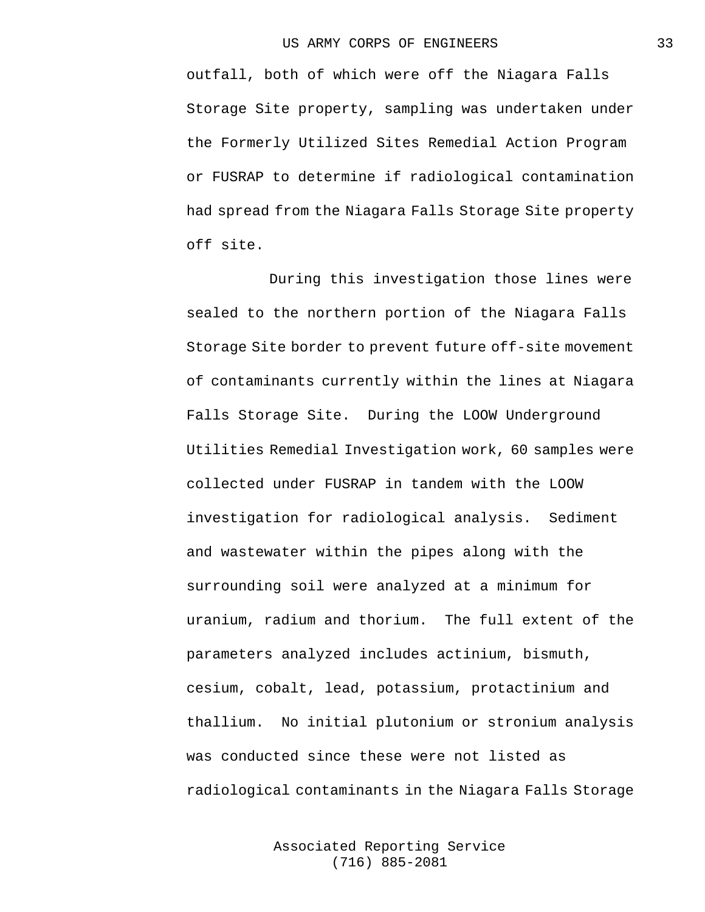outfall, both of which were off the Niagara Falls Storage Site property, sampling was undertaken under the Formerly Utilized Sites Remedial Action Program or FUSRAP to determine if radiological contamination had spread from the Niagara Falls Storage Site property off site.

During this investigation those lines were sealed to the northern portion of the Niagara Falls Storage Site border to prevent future off-site movement of contaminants currently within the lines at Niagara Falls Storage Site. During the LOOW Underground Utilities Remedial Investigation work, 60 samples were collected under FUSRAP in tandem with the LOOW investigation for radiological analysis. Sediment and wastewater within the pipes along with the surrounding soil were analyzed at a minimum for uranium, radium and thorium. The full extent of the parameters analyzed includes actinium, bismuth, cesium, cobalt, lead, potassium, protactinium and thallium. No initial plutonium or stronium analysis was conducted since these were not listed as radiological contaminants in the Niagara Falls Storage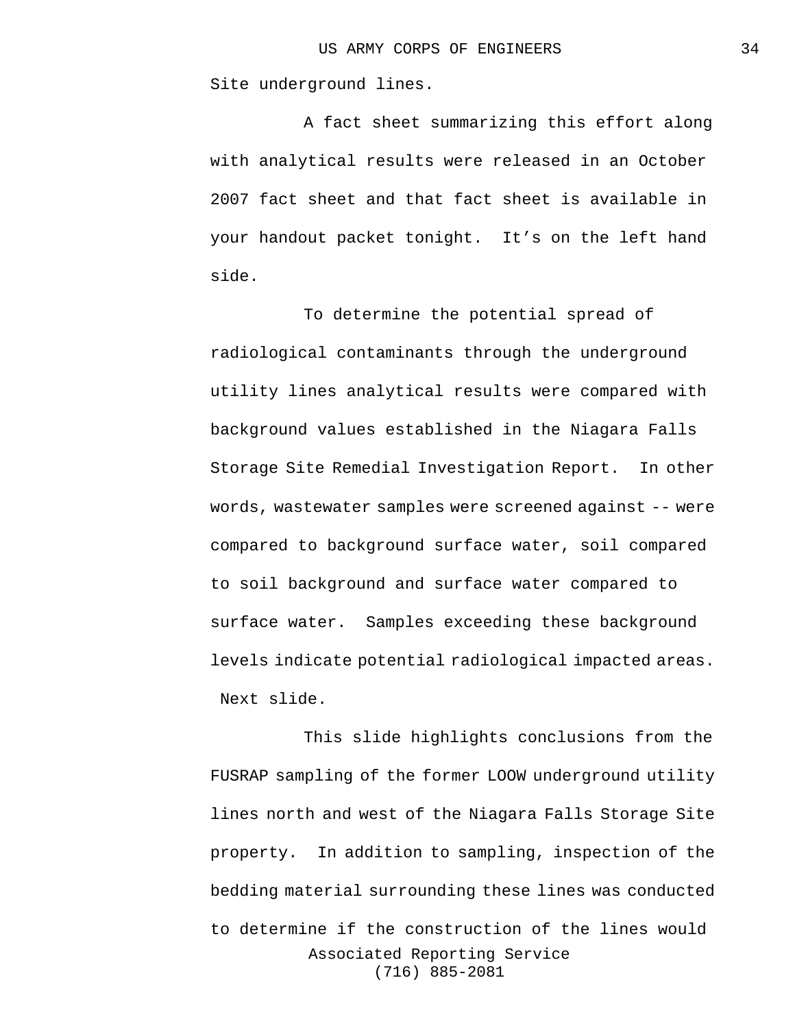Site underground lines.

A fact sheet summarizing this effort along with analytical results were released in an October 2007 fact sheet and that fact sheet is available in your handout packet tonight. It’s on the left hand side.

To determine the potential spread of radiological contaminants through the underground utility lines analytical results were compared with background values established in the Niagara Falls Storage Site Remedial Investigation Report. In other words, wastewater samples were screened against -- were compared to background surface water, soil compared to soil background and surface water compared to surface water. Samples exceeding these background levels indicate potential radiological impacted areas. Next slide.

This slide highlights conclusions from the FUSRAP sampling of the former LOOW underground utility lines north and west of the Niagara Falls Storage Site property. In addition to sampling, inspection of the bedding material surrounding these lines was conducted to determine if the construction of the lines would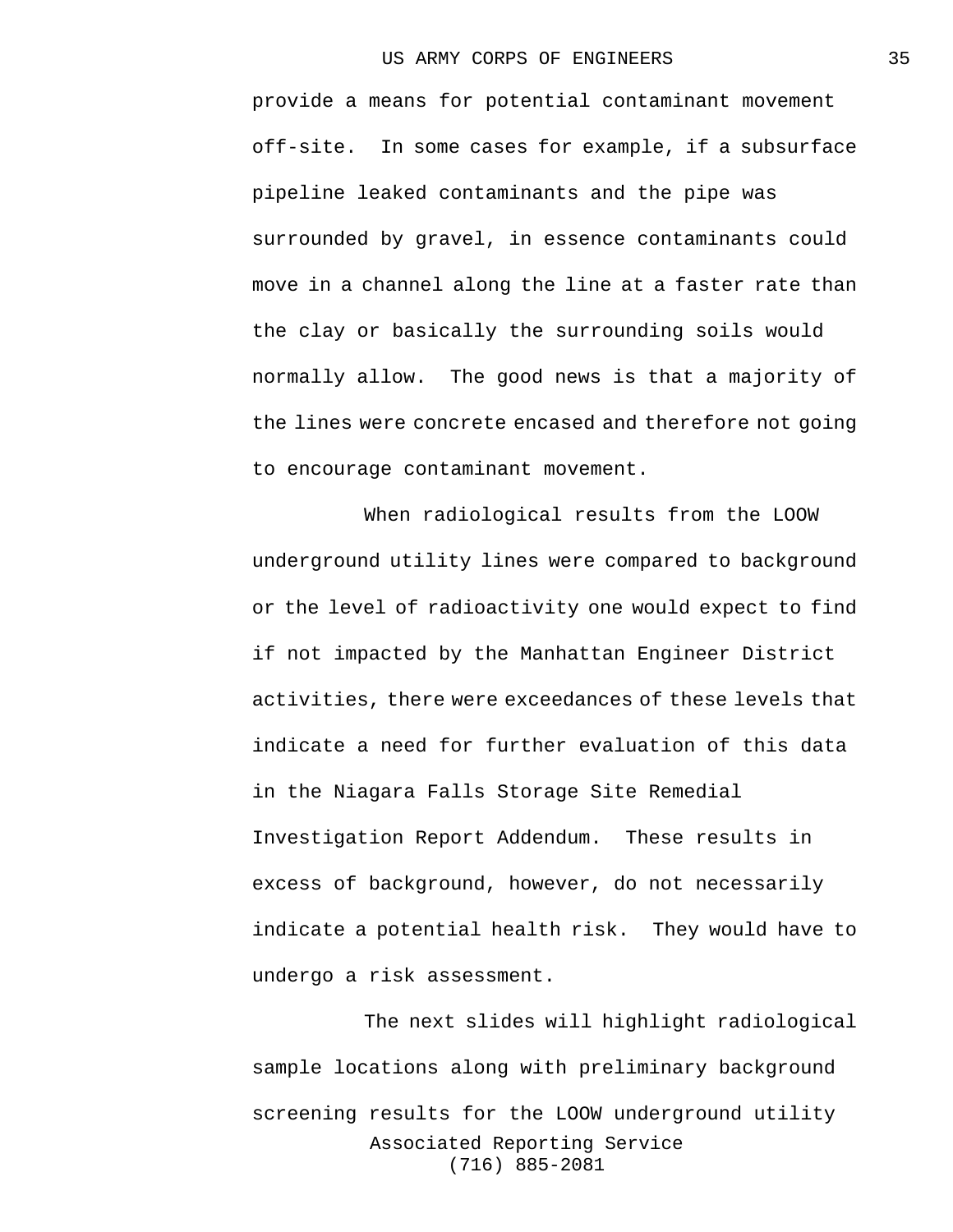provide a means for potential contaminant movement off-site. In some cases for example, if a subsurface pipeline leaked contaminants and the pipe was surrounded by gravel, in essence contaminants could move in a channel along the line at a faster rate than the clay or basically the surrounding soils would normally allow. The good news is that a majority of the lines were concrete encased and therefore not going to encourage contaminant movement.

When radiological results from the LOOW underground utility lines were compared to background or the level of radioactivity one would expect to find if not impacted by the Manhattan Engineer District activities, there were exceedances of these levels that indicate a need for further evaluation of this data in the Niagara Falls Storage Site Remedial Investigation Report Addendum. These results in excess of background, however, do not necessarily indicate a potential health risk. They would have to undergo a risk assessment.

The next slides will highlight radiological sample locations along with preliminary background screening results for the LOOW underground utility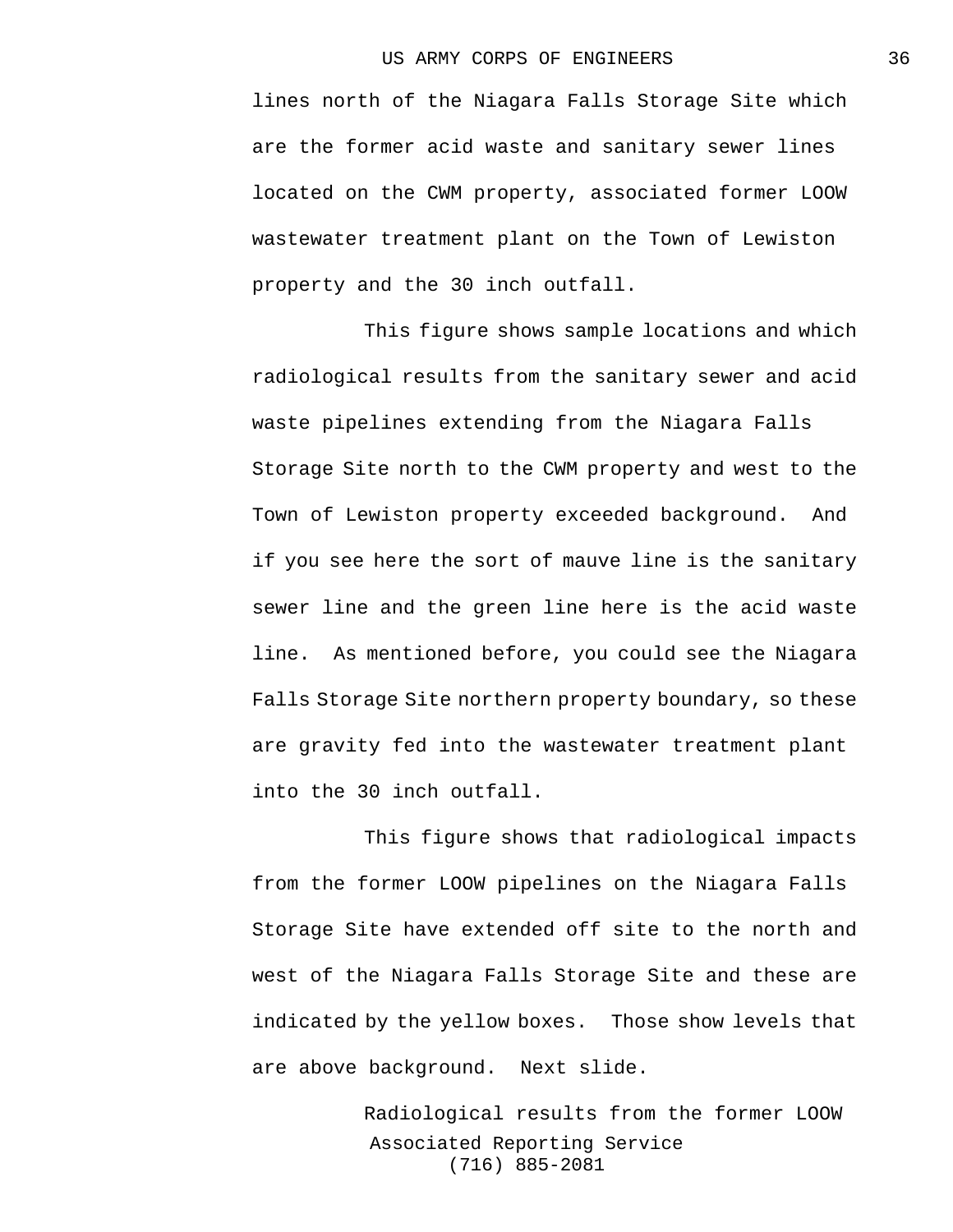lines north of the Niagara Falls Storage Site which are the former acid waste and sanitary sewer lines located on the CWM property, associated former LOOW wastewater treatment plant on the Town of Lewiston property and the 30 inch outfall.

This figure shows sample locations and which radiological results from the sanitary sewer and acid waste pipelines extending from the Niagara Falls Storage Site north to the CWM property and west to the Town of Lewiston property exceeded background. And if you see here the sort of mauve line is the sanitary sewer line and the green line here is the acid waste line. As mentioned before, you could see the Niagara Falls Storage Site northern property boundary, so these are gravity fed into the wastewater treatment plant into the 30 inch outfall.

This figure shows that radiological impacts from the former LOOW pipelines on the Niagara Falls Storage Site have extended off site to the north and west of the Niagara Falls Storage Site and these are indicated by the yellow boxes. Those show levels that are above background. Next slide.

Radiological results from the former LOOW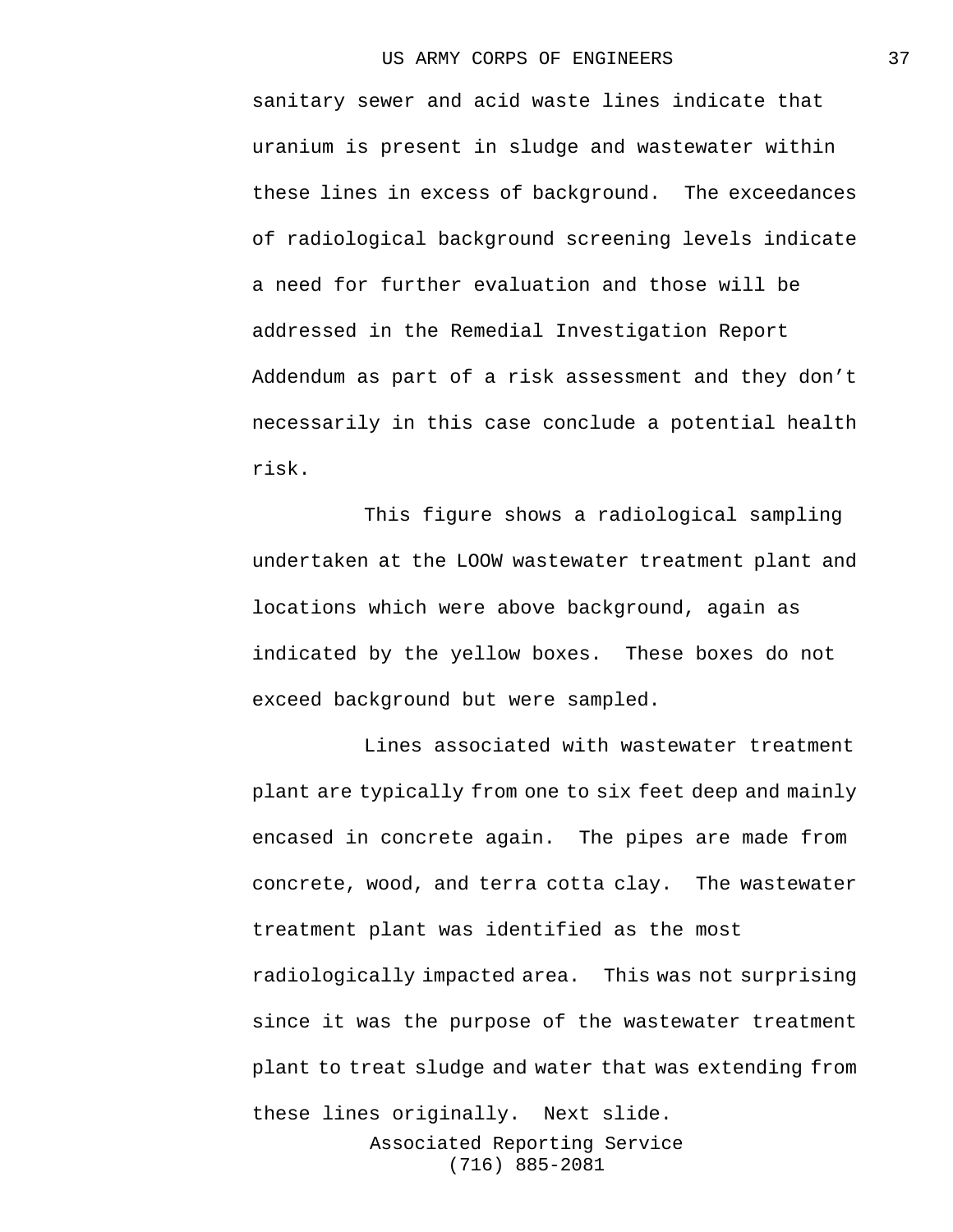sanitary sewer and acid waste lines indicate that uranium is present in sludge and wastewater within these lines in excess of background. The exceedances of radiological background screening levels indicate a need for further evaluation and those will be addressed in the Remedial Investigation Report Addendum as part of a risk assessment and they don't necessarily in this case conclude a potential health risk.

This figure shows a radiological sampling undertaken at the LOOW wastewater treatment plant and locations which were above background, again as indicated by the yellow boxes. These boxes do not exceed background but were sampled.

Lines associated with wastewater treatment plant are typically from one to six feet deep and mainly encased in concrete again. The pipes are made from concrete, wood, and terra cotta clay. The wastewater treatment plant was identified as the most radiologically impacted area. This was not surprising since it was the purpose of the wastewater treatment plant to treat sludge and water that was extending from these lines originally. Next slide.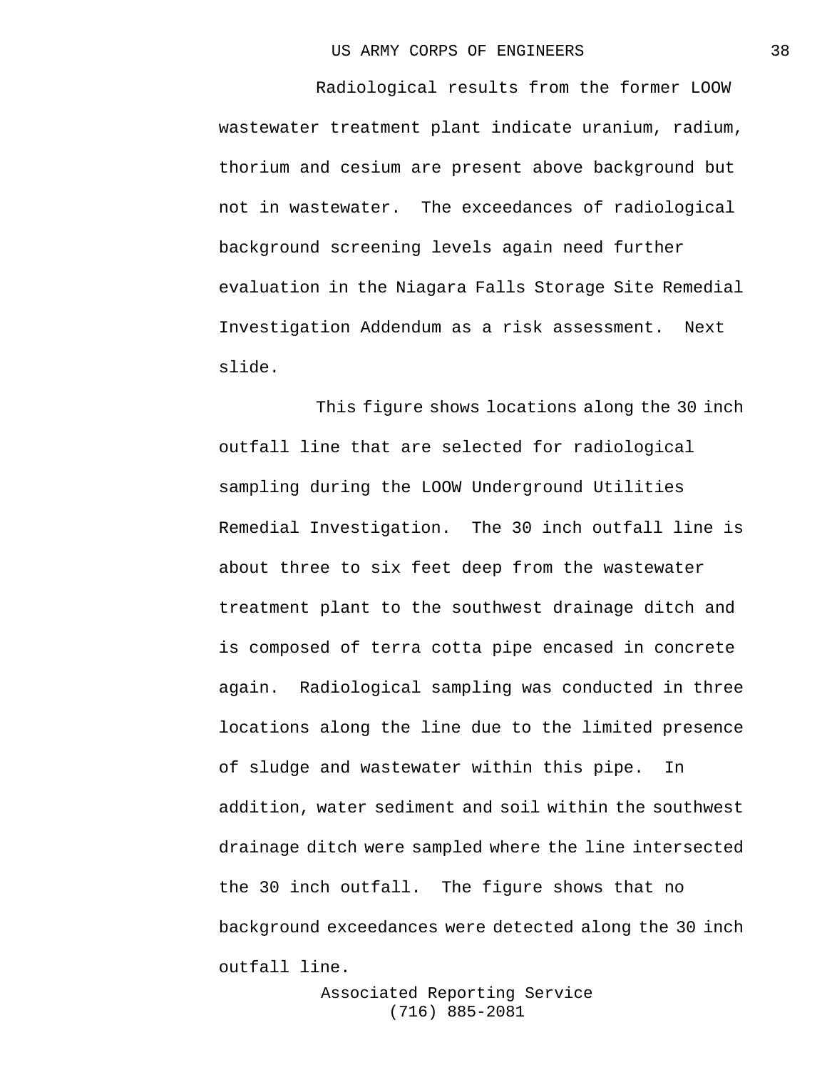Radiological results from the former LOOW wastewater treatment plant indicate uranium, radium, thorium and cesium are present above background but not in wastewater. The exceedances of radiological background screening levels again need further evaluation in the Niagara Falls Storage Site Remedial Investigation Addendum as a risk assessment. Next slide.

This figure shows locations along the 30 inch outfall line that are selected for radiological sampling during the LOOW Underground Utilities Remedial Investigation. The 30 inch outfall line is about three to six feet deep from the wastewater treatment plant to the southwest drainage ditch and is composed of terra cotta pipe encased in concrete again. Radiological sampling was conducted in three locations along the line due to the limited presence of sludge and wastewater within this pipe. In addition, water sediment and soil within the southwest drainage ditch were sampled where the line intersected the 30 inch outfall. The figure shows that no background exceedances were detected along the 30 inch outfall line.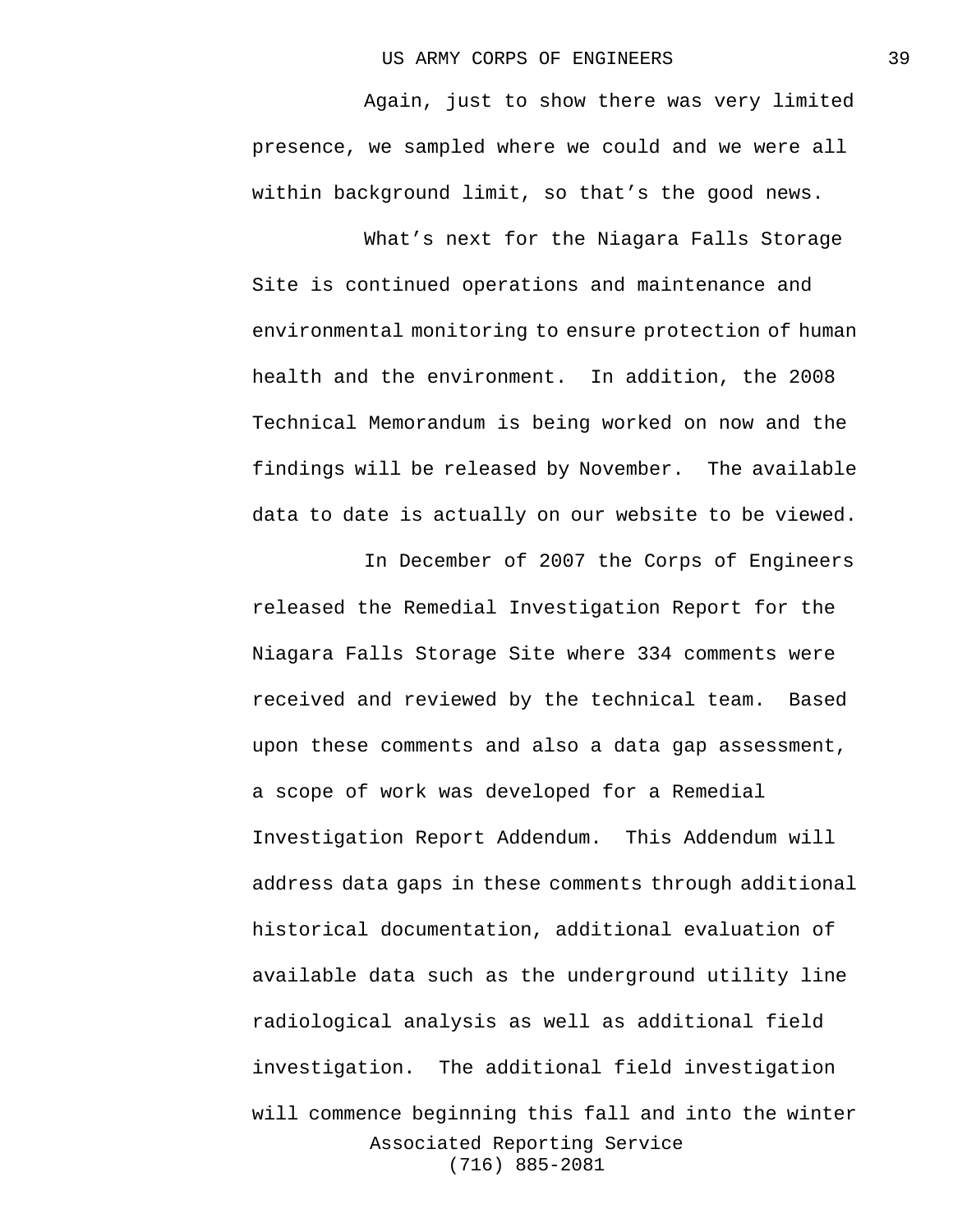Again, just to show there was very limited presence, we sampled where we could and we were all within background limit, so that's the good news.

What's next for the Niagara Falls Storage Site is continued operations and maintenance and environmental monitoring to ensure protection of human health and the environment. In addition, the 2008 Technical Memorandum is being worked on now and the findings will be released by November. The available data to date is actually on our website to be viewed.

In December of 2007 the Corps of Engineers released the Remedial Investigation Report for the Niagara Falls Storage Site where 334 comments were received and reviewed by the technical team. Based upon these comments and also a data gap assessment, a scope of work was developed for a Remedial Investigation Report Addendum. This Addendum will address data gaps in these comments through additional historical documentation, additional evaluation of available data such as the underground utility line radiological analysis as well as additional field investigation. The additional field investigation will commence beginning this fall and into the winter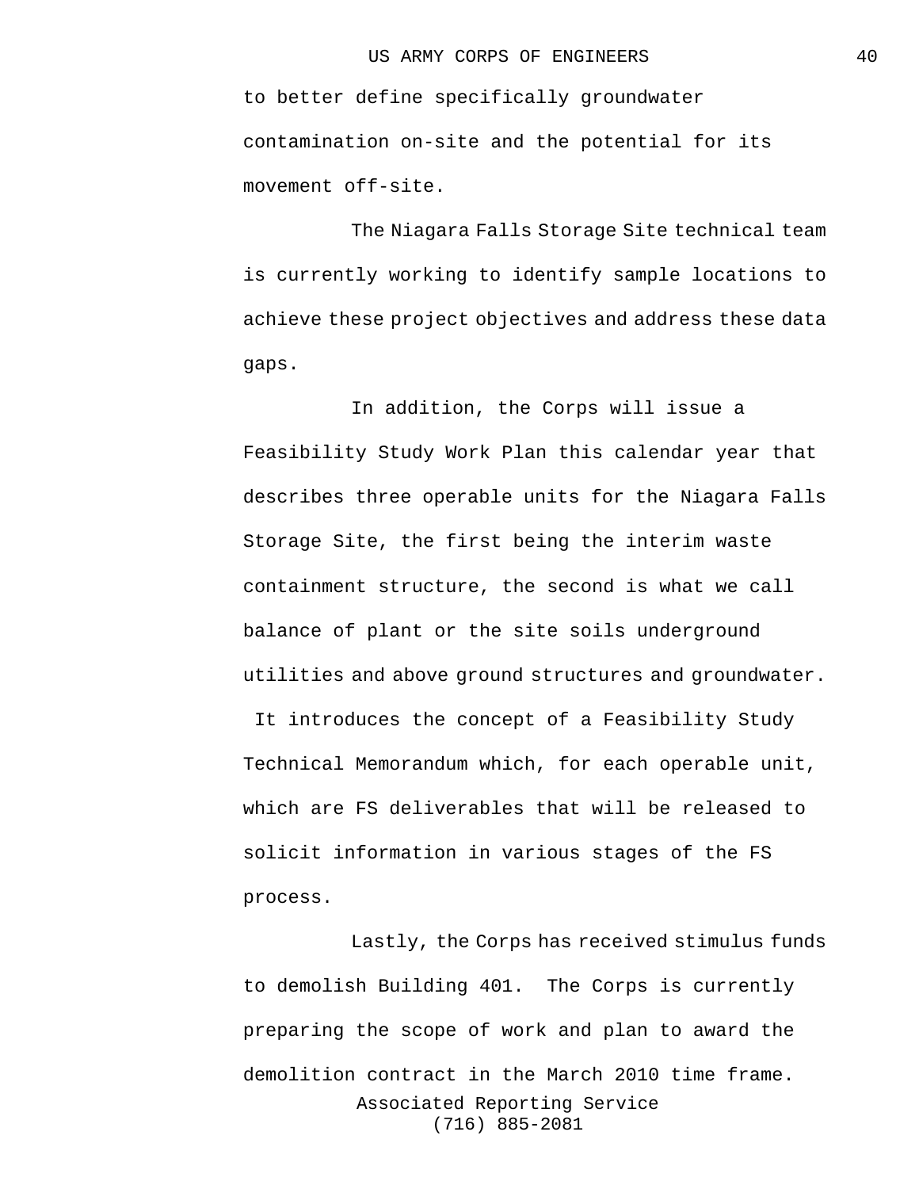to better define specifically groundwater contamination on-site and the potential for its movement off-site.

The Niagara Falls Storage Site technical team is currently working to identify sample locations to achieve these project objectives and address these data gaps.

In addition, the Corps will issue a Feasibility Study Work Plan this calendar year that describes three operable units for the Niagara Falls Storage Site, the first being the interim waste containment structure, the second is what we call balance of plant or the site soils underground utilities and above ground structures and groundwater. It introduces the concept of a Feasibility Study Technical Memorandum which, for each operable unit, which are FS deliverables that will be released to solicit information in various stages of the FS process.

Lastly, the Corps has received stimulus funds to demolish Building 401. The Corps is currently preparing the scope of work and plan to award the demolition contract in the March 2010 time frame.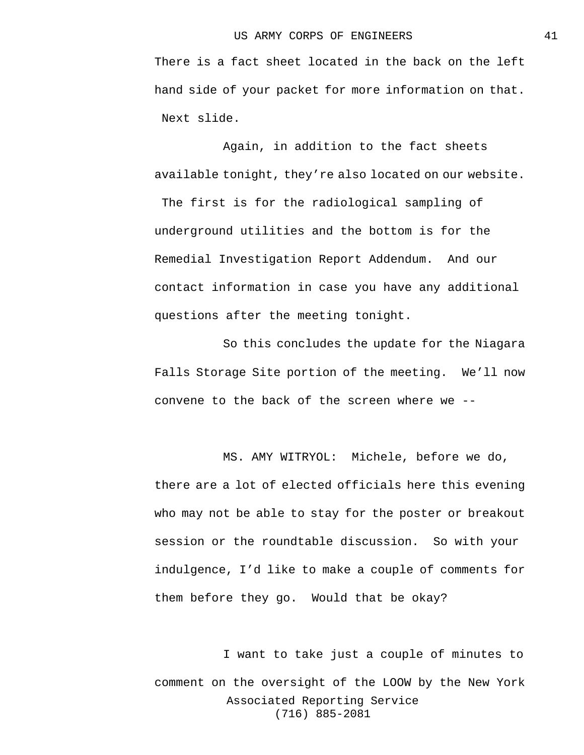There is a fact sheet located in the back on the left hand side of your packet for more information on that. Next slide.

Again, in addition to the fact sheets available tonight, they're also located on our website. The first is for the radiological sampling of underground utilities and the bottom is for the Remedial Investigation Report Addendum. And our contact information in case you have any additional questions after the meeting tonight.

So this concludes the update for the Niagara Falls Storage Site portion of the meeting. We'll now convene to the back of the screen where we --

MS. AMY WITRYOL: Michele, before we do, there are a lot of elected officials here this evening who may not be able to stay for the poster or breakout session or the roundtable discussion. So with your indulgence, I'd like to make a couple of comments for them before they go. Would that be okay?

I want to take just a couple of minutes to comment on the oversight of the LOOW by the New York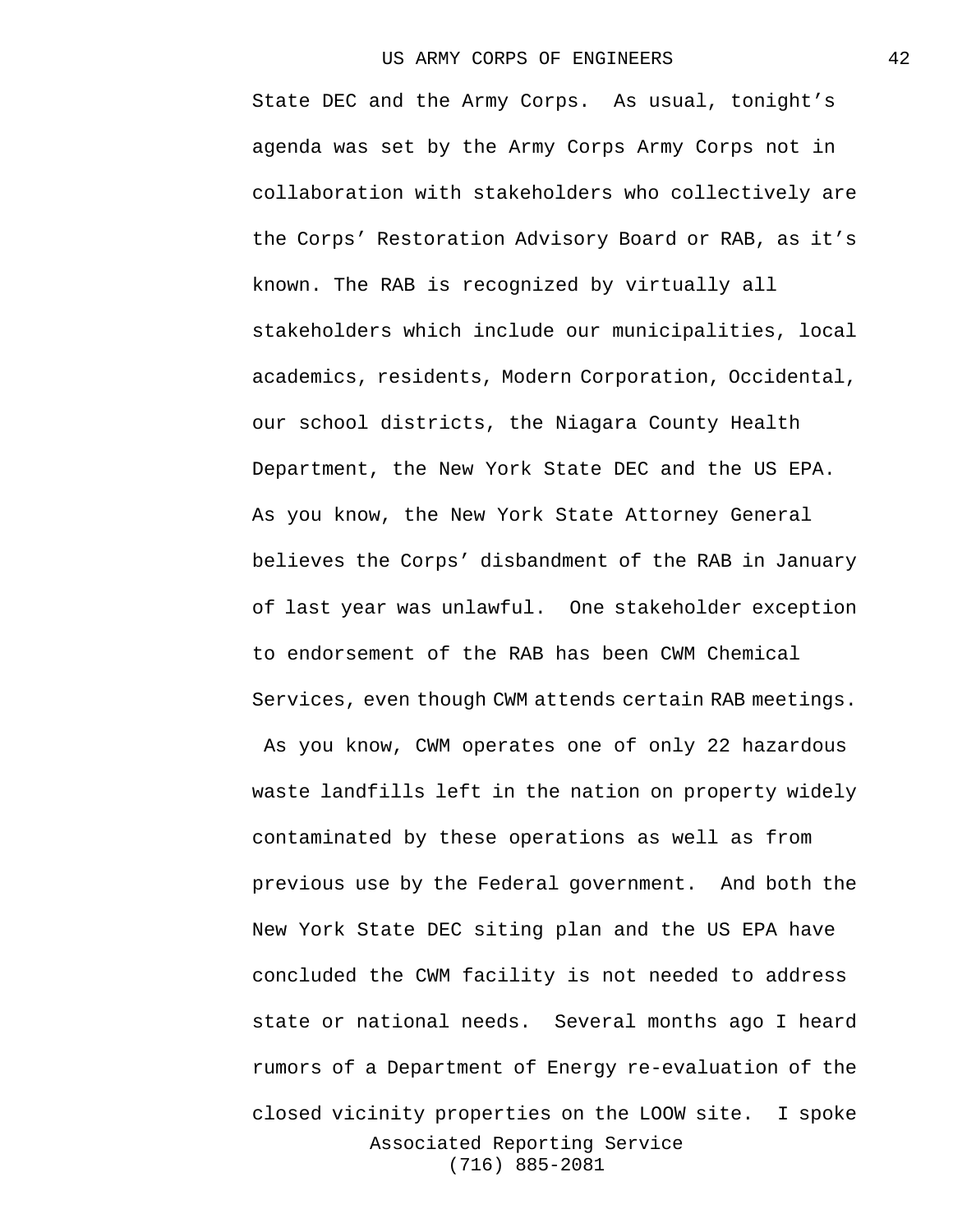State DEC and the Army Corps. As usual, tonight's agenda was set by the Army Corps Army Corps not in collaboration with stakeholders who collectively are the Corps' Restoration Advisory Board or RAB, as it's known. The RAB is recognized by virtually all stakeholders which include our municipalities, local academics, residents, Modern Corporation, Occidental, our school districts, the Niagara County Health Department, the New York State DEC and the US EPA. As you know, the New York State Attorney General believes the Corps' disbandment of the RAB in January of last year was unlawful. One stakeholder exception to endorsement of the RAB has been CWM Chemical Services, even though CWM attends certain RAB meetings. As you know, CWM operates one of only 22 hazardous waste landfills left in the nation on property widely contaminated by these operations as well as from previous use by the Federal government. And both the New York State DEC siting plan and the US EPA have concluded the CWM facility is not needed to address state or national needs. Several months ago I heard rumors of a Department of Energy re-evaluation of the closed vicinity properties on the LOOW site. I spoke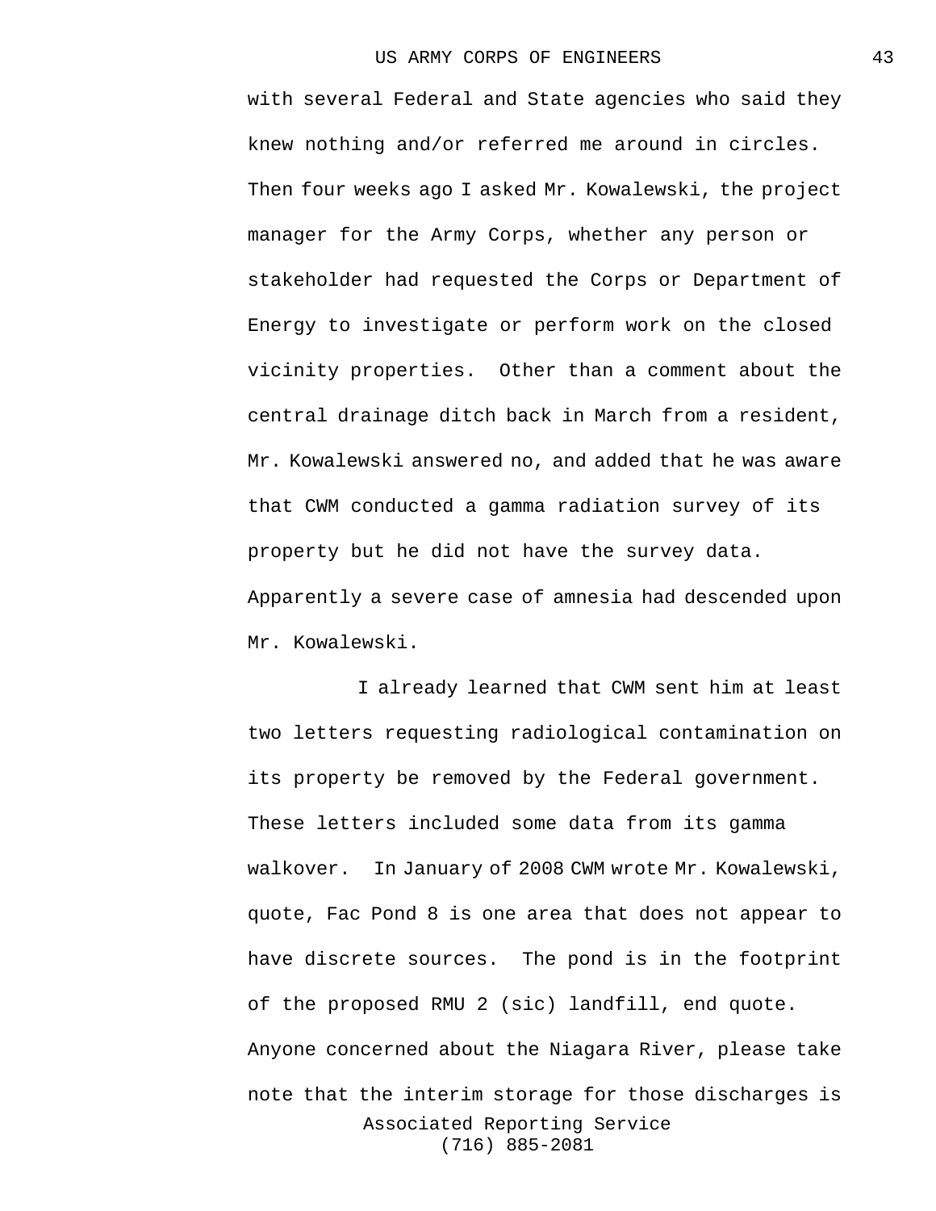with several Federal and State agencies who said they knew nothing and/or referred me around in circles. Then four weeks ago I asked Mr. Kowalewski, the project manager for the Army Corps, whether any person or stakeholder had requested the Corps or Department of Energy to investigate or perform work on the closed vicinity properties. Other than a comment about the central drainage ditch back in March from a resident, Mr. Kowalewski answered no, and added that he was aware that CWM conducted a gamma radiation survey of its property but he did not have the survey data. Apparently a severe case of amnesia had descended upon Mr. Kowalewski.

I already learned that CWM sent him at least two letters requesting radiological contamination on its property be removed by the Federal government. These letters included some data from its gamma walkover. In January of 2008 CWM wrote Mr. Kowalewski, quote, Fac Pond 8 is one area that does not appear to have discrete sources. The pond is in the footprint of the proposed RMU 2 (sic) landfill, end quote. Anyone concerned about the Niagara River, please take note that the interim storage for those discharges is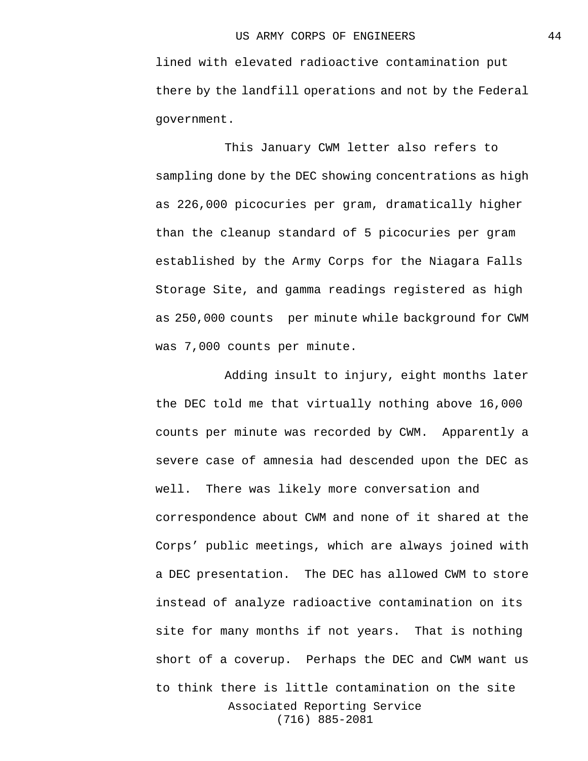lined with elevated radioactive contamination put there by the landfill operations and not by the Federal government.

This January CWM letter also refers to sampling done by the DEC showing concentrations as high as 226,000 picocuries per gram, dramatically higher than the cleanup standard of 5 picocuries per gram established by the Army Corps for the Niagara Falls Storage Site, and gamma readings registered as high as 250,000 counts per minute while background for CWM was 7,000 counts per minute.

Adding insult to injury, eight months later the DEC told me that virtually nothing above 16,000 counts per minute was recorded by CWM. Apparently a severe case of amnesia had descended upon the DEC as well. There was likely more conversation and correspondence about CWM and none of it shared at the Corps' public meetings, which are always joined with a DEC presentation. The DEC has allowed CWM to store instead of analyze radioactive contamination on its site for many months if not years. That is nothing short of a coverup. Perhaps the DEC and CWM want us to think there is little contamination on the site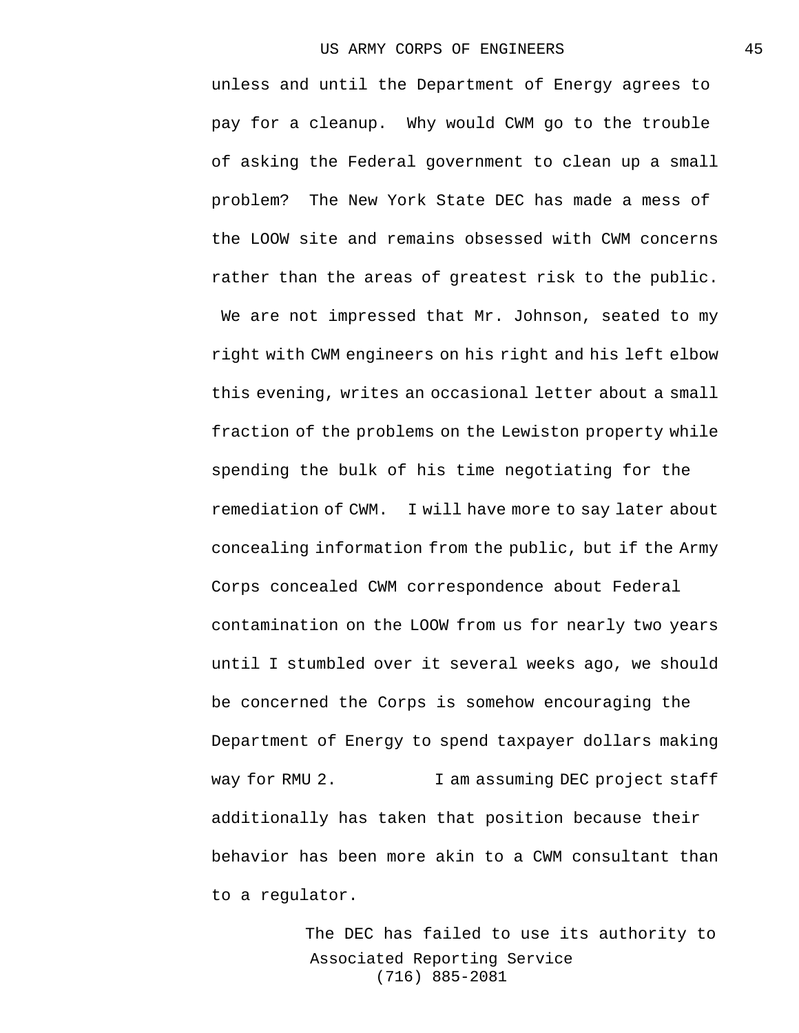unless and until the Department of Energy agrees to pay for a cleanup. Why would CWM go to the trouble of asking the Federal government to clean up a small problem? The New York State DEC has made a mess of the LOOW site and remains obsessed with CWM concerns rather than the areas of greatest risk to the public. We are not impressed that Mr. Johnson, seated to my right with CWM engineers on his right and his left elbow this evening, writes an occasional letter about a small fraction of the problems on the Lewiston property while spending the bulk of his time negotiating for the remediation of CWM. I will have more to say later about concealing information from the public, but if the Army Corps concealed CWM correspondence about Federal contamination on the LOOW from us for nearly two years until I stumbled over it several weeks ago, we should be concerned the Corps is somehow encouraging the Department of Energy to spend taxpayer dollars making way for RMU 2. I am assuming DEC project staff additionally has taken that position because their behavior has been more akin to a CWM consultant than to a regulator.

The DEC has failed to use its authority to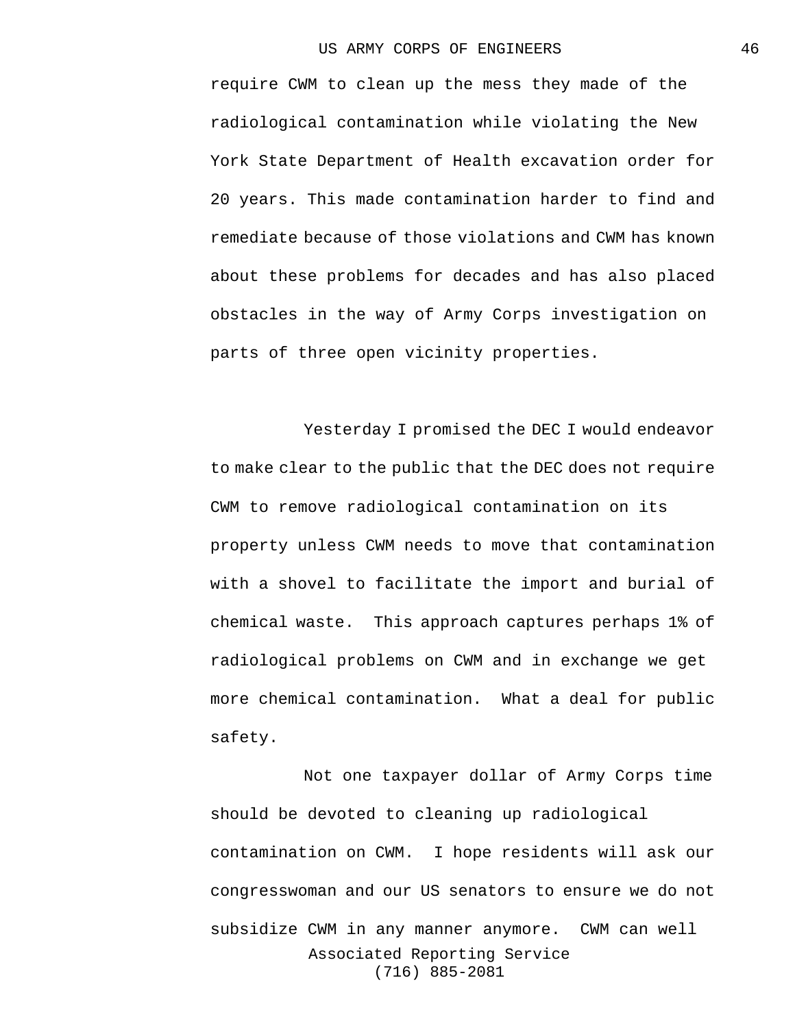require CWM to clean up the mess they made of the radiological contamination while violating the New York State Department of Health excavation order for 20 years. This made contamination harder to find and remediate because of those violations and CWM has known about these problems for decades and has also placed obstacles in the way of Army Corps investigation on parts of three open vicinity properties.

Yesterday I promised the DEC I would endeavor to make clear to the public that the DEC does not require CWM to remove radiological contamination on its property unless CWM needs to move that contamination with a shovel to facilitate the import and burial of chemical waste. This approach captures perhaps 1% of radiological problems on CWM and in exchange we get more chemical contamination. What a deal for public safety.

Not one taxpayer dollar of Army Corps time should be devoted to cleaning up radiological contamination on CWM. I hope residents will ask our congresswoman and our US senators to ensure we do not subsidize CWM in any manner anymore. CWM can well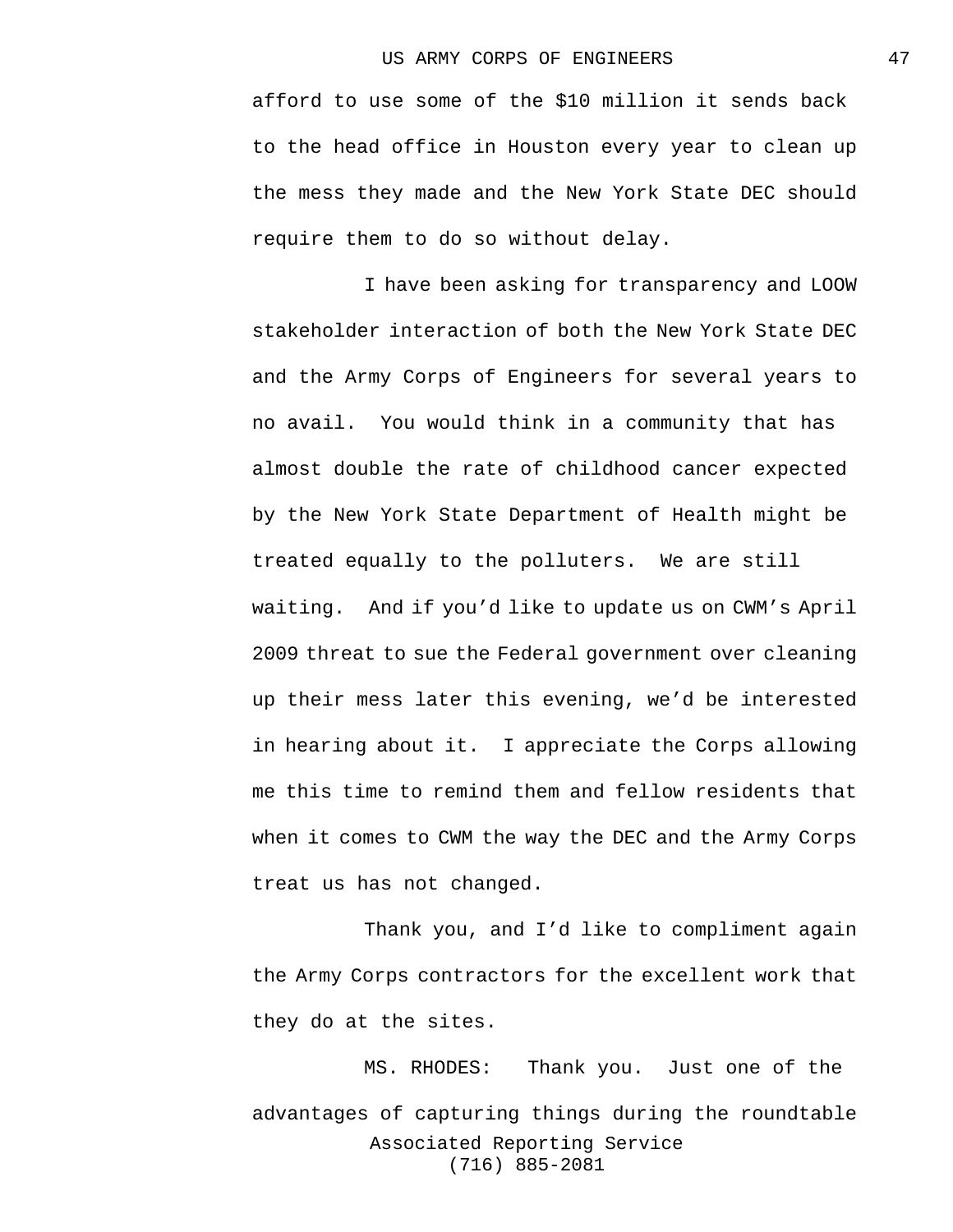afford to use some of the $10 million it sends back to the head office in Houston every year to clean up the mess they made and the New York State DEC should require them to do so without delay.

I have been asking for transparency and LOOW stakeholder interaction of both the New York State DEC and the Army Corps of Engineers for several years to no avail. You would think in a community that has almost double the rate of childhood cancer expected by the New York State Department of Health might be treated equally to the polluters. We are still waiting. And if you'd like to update us on CWM's April 2009 threat to sue the Federal government over cleaning up their mess later this evening, we'd be interested in hearing about it. I appreciate the Corps allowing me this time to remind them and fellow residents that when it comes to CWM the way the DEC and the Army Corps treat us has not changed.

Thank you, and I'd like to compliment again the Army Corps contractors for the excellent work that they do at the sites.

MS. RHODES: Thank you. Just one of the advantages of capturing things during the roundtable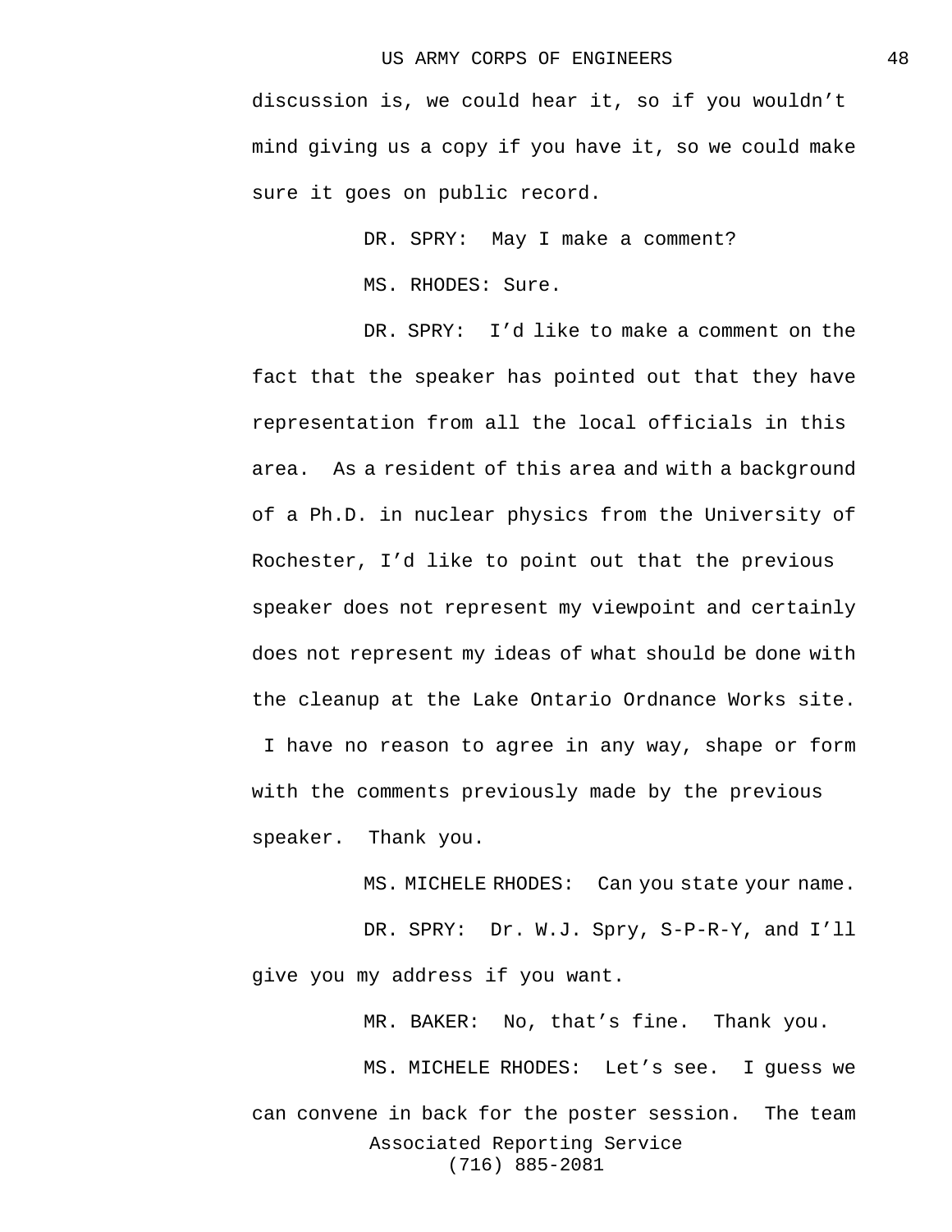discussion is, we could hear it, so if you wouldn't mind giving us a copy if you have it, so we could make sure it goes on public record.

DR. SPRY: May I make a comment?

MS. RHODES: Sure.

DR. SPRY: I'd like to make a comment on the fact that the speaker has pointed out that they have representation from all the local officials in this area. As a resident of this area and with a background of a Ph.D. in nuclear physics from the University of Rochester, I'd like to point out that the previous speaker does not represent my viewpoint and certainly does not represent my ideas of what should be done with the cleanup at the Lake Ontario Ordnance Works site. I have no reason to agree in any way, shape or form with the comments previously made by the previous speaker. Thank you.

MS. MICHELE RHODES: Can you state your name.

DR. SPRY: Dr. W.J. Spry, S-P-R-Y, and I'll give you my address if you want.

MR. BAKER: No, that's fine. Thank you.

MS. MICHELE RHODES: Let's see. I guess we can convene in back for the poster session. The team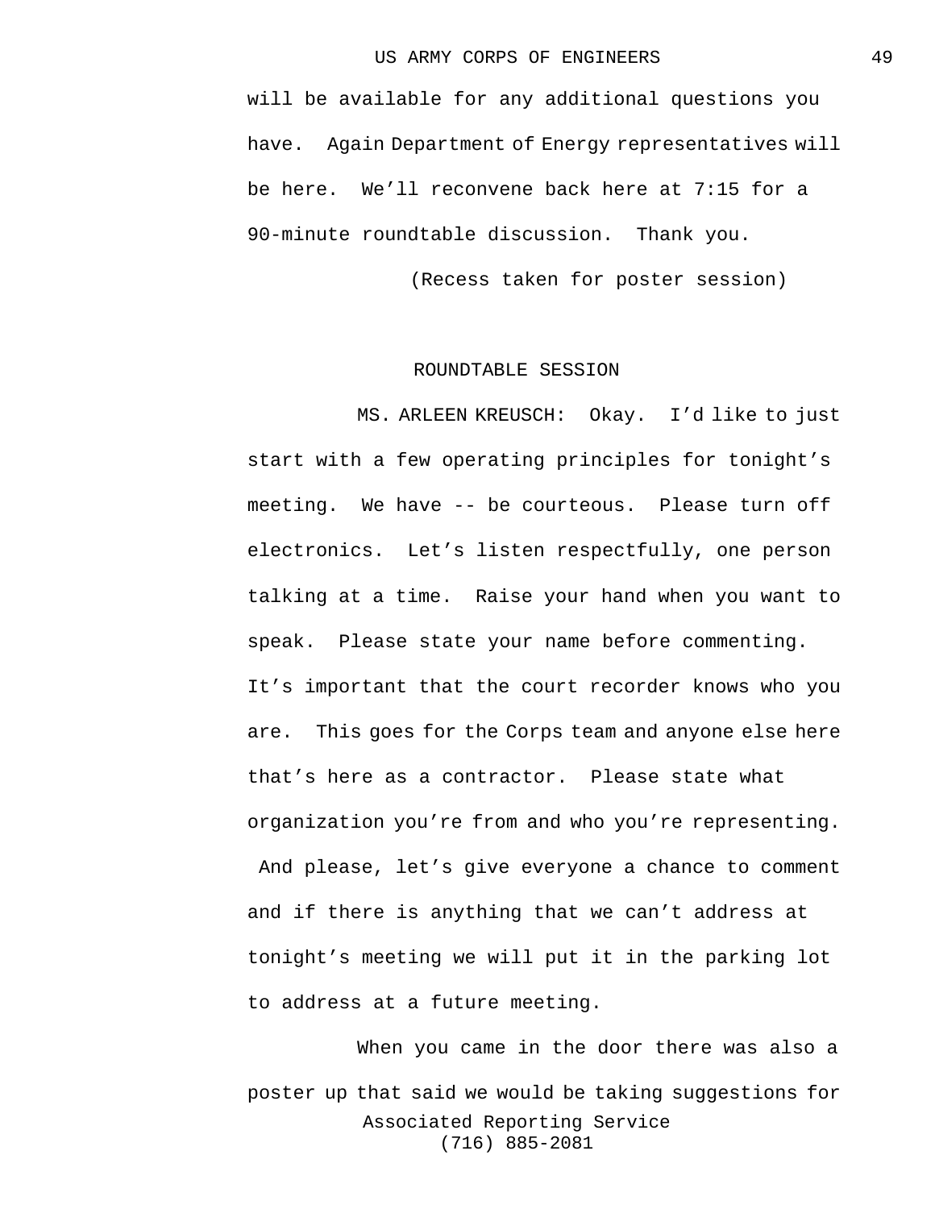will be available for any additional questions you have. Again Department of Energy representatives will be here. We'll reconvene back here at 7:15 for a 90-minute roundtable discussion. Thank you.

(Recess taken for poster session)

## ROUNDTABLE SESSION

MS. ARLEEN KREUSCH: Okay. I'd like to just start with a few operating principles for tonight's meeting. We have -- be courteous. Please turn off electronics. Let's listen respectfully, one person talking at a time. Raise your hand when you want to speak. Please state your name before commenting. It's important that the court recorder knows who you are. This goes for the Corps team and anyone else here that's here as a contractor. Please state what organization you're from and who you're representing. And please, let's give everyone a chance to comment and if there is anything that we can't address at tonight's meeting we will put it in the parking lot to address at a future meeting.

When you came in the door there was also a poster up that said we would be taking suggestions for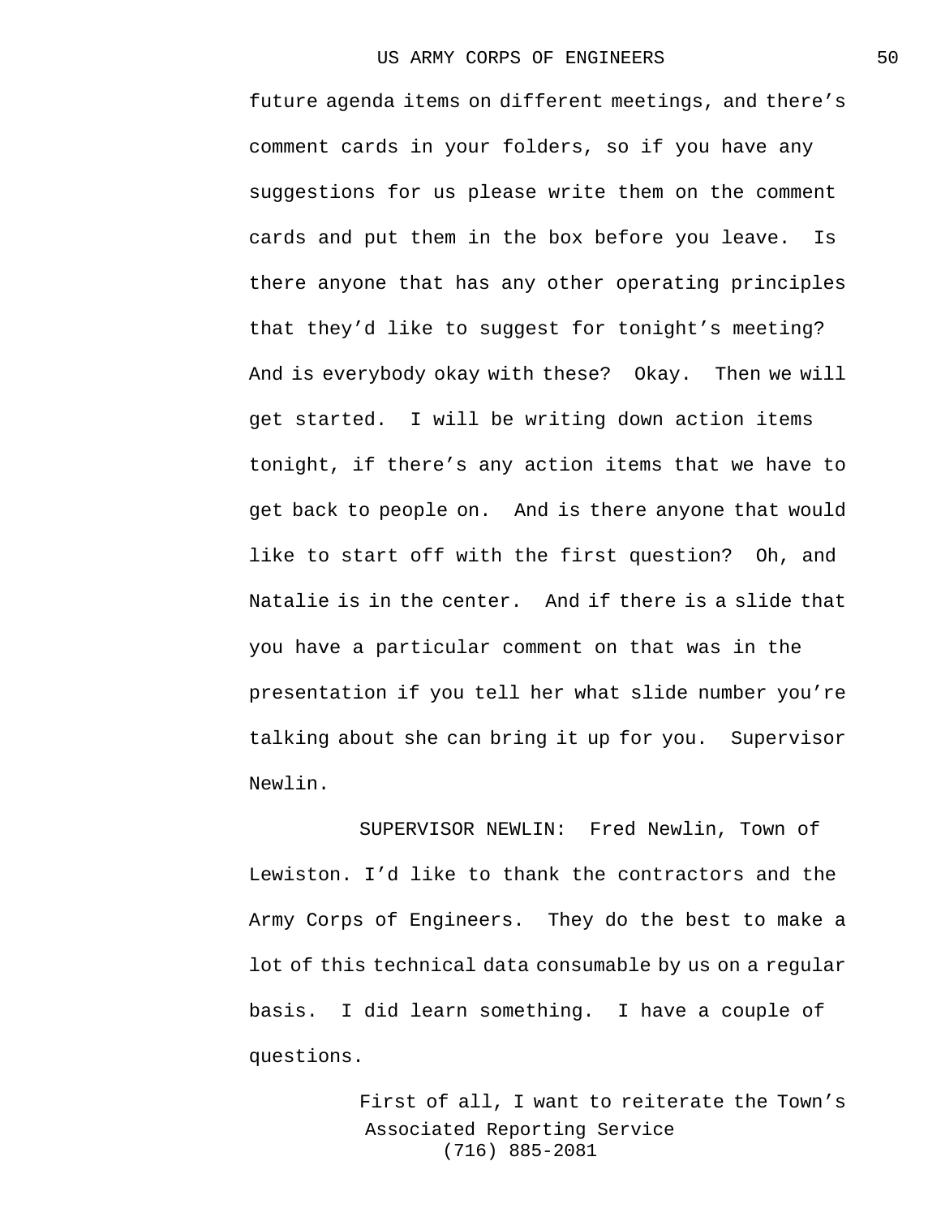future agenda items on different meetings, and there's comment cards in your folders, so if you have any suggestions for us please write them on the comment cards and put them in the box before you leave. Is there anyone that has any other operating principles that they'd like to suggest for tonight's meeting? And is everybody okay with these? Okay. Then we will get started. I will be writing down action items tonight, if there's any action items that we have to get back to people on. And is there anyone that would like to start off with the first question? Oh, and Natalie is in the center. And if there is a slide that you have a particular comment on that was in the presentation if you tell her what slide number you're talking about she can bring it up for you. Supervisor Newlin.

SUPERVISOR NEWLIN: Fred Newlin, Town of Lewiston. I'd like to thank the contractors and the Army Corps of Engineers. They do the best to make a lot of this technical data consumable by us on a regular basis. I did learn something. I have a couple of questions.

First of all, I want to reiterate the Town's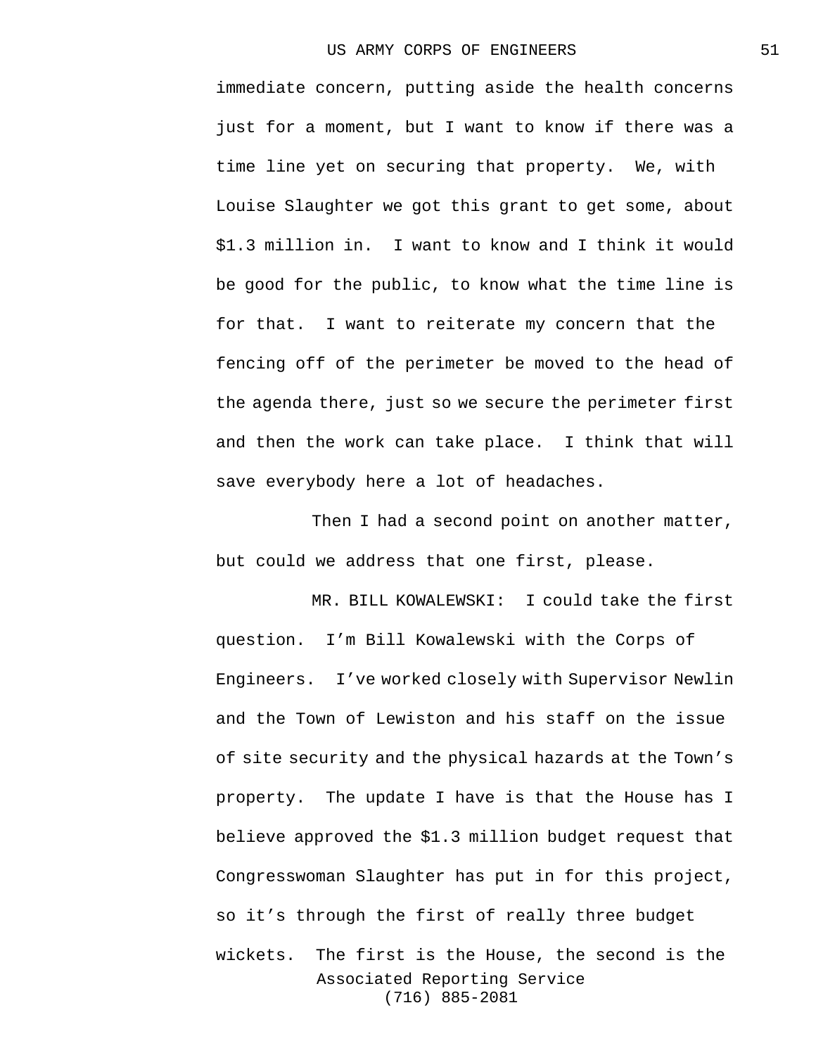immediate concern, putting aside the health concerns just for a moment, but I want to know if there was a time line yet on securing that property. We, with Louise Slaughter we got this grant to get some, about $1.3 million in. I want to know and I think it would be good for the public, to know what the time line is for that. I want to reiterate my concern that the fencing off of the perimeter be moved to the head of the agenda there, just so we secure the perimeter first and then the work can take place. I think that will save everybody here a lot of headaches.

Then I had a second point on another matter, but could we address that one first, please.

MR. BILL KOWALEWSKI: I could take the first question. I'm Bill Kowalewski with the Corps of Engineers. I've worked closely with Supervisor Newlin and the Town of Lewiston and his staff on the issue of site security and the physical hazards at the Town's property. The update I have is that the House has I believe approved the $1.3 million budget request that Congresswoman Slaughter has put in for this project, so it's through the first of really three budget wickets. The first is the House, the second is the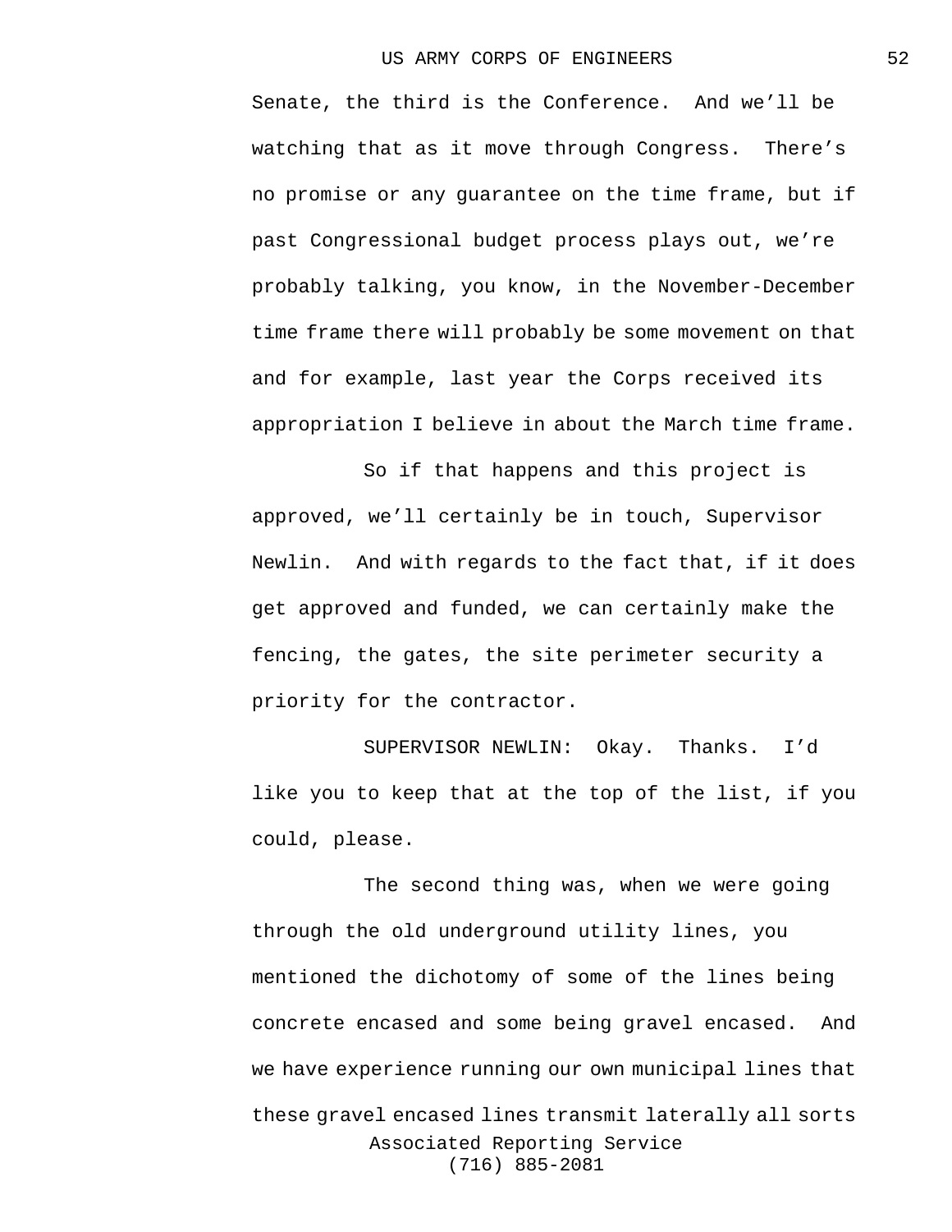Senate, the third is the Conference. And we'll be watching that as it move through Congress. There's no promise or any guarantee on the time frame, but if past Congressional budget process plays out, we're probably talking, you know, in the November-December time frame there will probably be some movement on that and for example, last year the Corps received its appropriation I believe in about the March time frame.

So if that happens and this project is approved, we'll certainly be in touch, Supervisor Newlin. And with regards to the fact that, if it does get approved and funded, we can certainly make the fencing, the gates, the site perimeter security a priority for the contractor.

SUPERVISOR NEWLIN: Okay. Thanks. I'd like you to keep that at the top of the list, if you could, please.

The second thing was, when we were going through the old underground utility lines, you mentioned the dichotomy of some of the lines being concrete encased and some being gravel encased. And we have experience running our own municipal lines that these gravel encased lines transmit laterally all sorts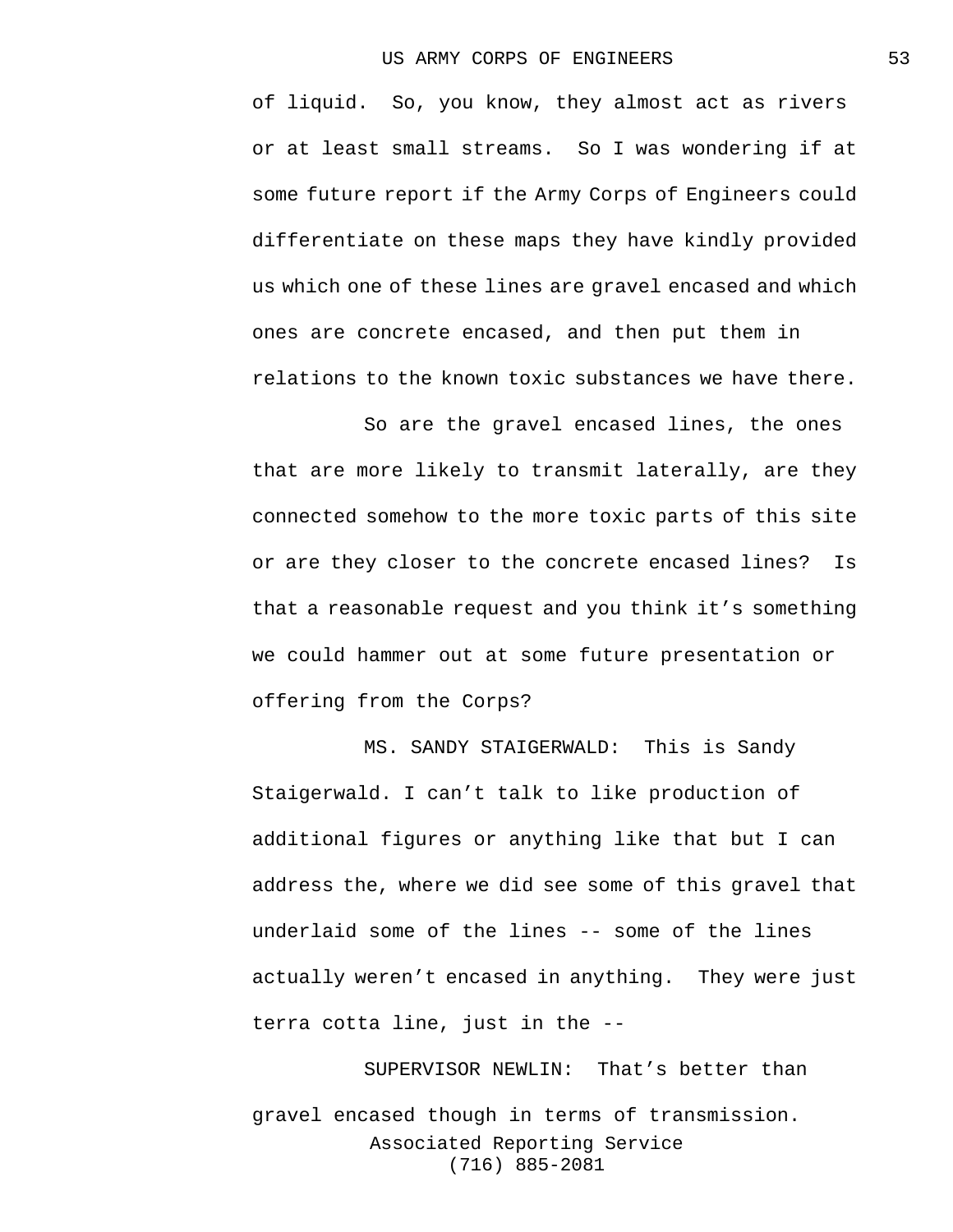of liquid. So, you know, they almost act as rivers or at least small streams. So I was wondering if at some future report if the Army Corps of Engineers could differentiate on these maps they have kindly provided us which one of these lines are gravel encased and which ones are concrete encased, and then put them in relations to the known toxic substances we have there.

So are the gravel encased lines, the ones that are more likely to transmit laterally, are they connected somehow to the more toxic parts of this site or are they closer to the concrete encased lines? Is that a reasonable request and you think it's something we could hammer out at some future presentation or offering from the Corps?

MS. SANDY STAIGERWALD: This is Sandy Staigerwald. I can't talk to like production of additional figures or anything like that but I can address the, where we did see some of this gravel that underlaid some of the lines -- some of the lines actually weren't encased in anything. They were just terra cotta line, just in the --

SUPERVISOR NEWLIN: That's better than gravel encased though in terms of transmission.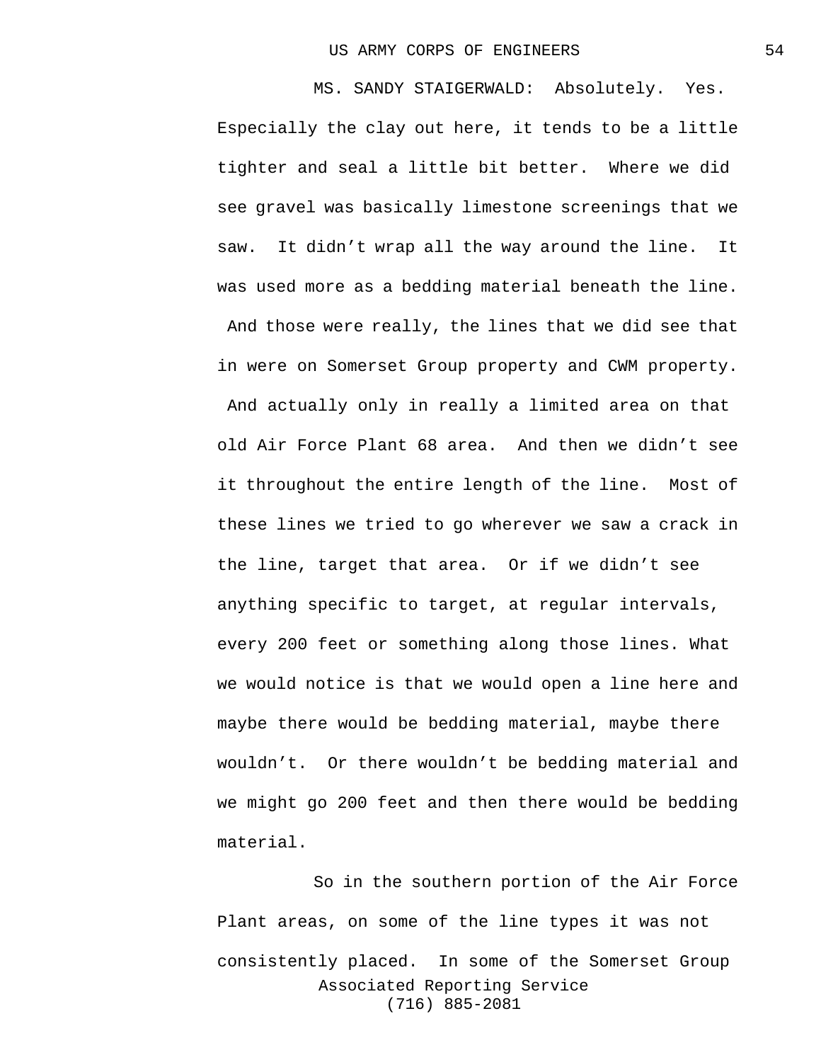MS. SANDY STAIGERWALD: Absolutely. Yes. Especially the clay out here, it tends to be a little tighter and seal a little bit better. Where we did see gravel was basically limestone screenings that we saw. It didn't wrap all the way around the line. It was used more as a bedding material beneath the line. And those were really, the lines that we did see that in were on Somerset Group property and CWM property. And actually only in really a limited area on that old Air Force Plant 68 area. And then we didn't see it throughout the entire length of the line. Most of these lines we tried to go wherever we saw a crack in the line, target that area. Or if we didn't see anything specific to target, at regular intervals, every 200 feet or something along those lines. What we would notice is that we would open a line here and maybe there would be bedding material, maybe there wouldn't. Or there wouldn't be bedding material and we might go 200 feet and then there would be bedding material.

So in the southern portion of the Air Force Plant areas, on some of the line types it was not consistently placed. In some of the Somerset Group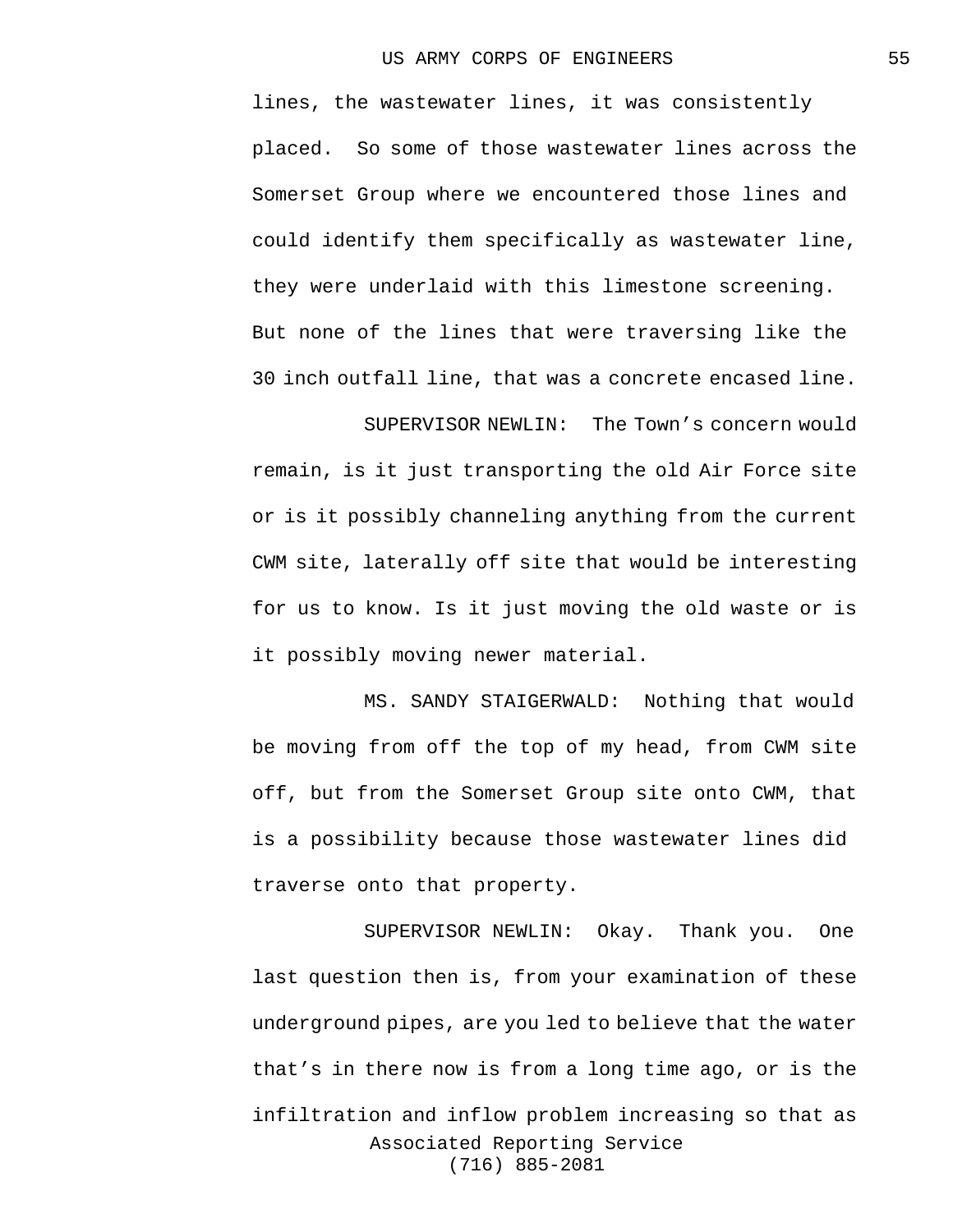lines, the wastewater lines, it was consistently placed. So some of those wastewater lines across the Somerset Group where we encountered those lines and could identify them specifically as wastewater line, they were underlaid with this limestone screening. But none of the lines that were traversing like the 30 inch outfall line, that was a concrete encased line.

SUPERVISOR NEWLIN: The Town's concern would remain, is it just transporting the old Air Force site or is it possibly channeling anything from the current CWM site, laterally off site that would be interesting for us to know. Is it just moving the old waste or is it possibly moving newer material.

MS. SANDY STAIGERWALD: Nothing that would be moving from off the top of my head, from CWM site off, but from the Somerset Group site onto CWM, that is a possibility because those wastewater lines did traverse onto that property.

SUPERVISOR NEWLIN: Okay. Thank you. One last question then is, from your examination of these underground pipes, are you led to believe that the water that's in there now is from a long time ago, or is the infiltration and inflow problem increasing so that as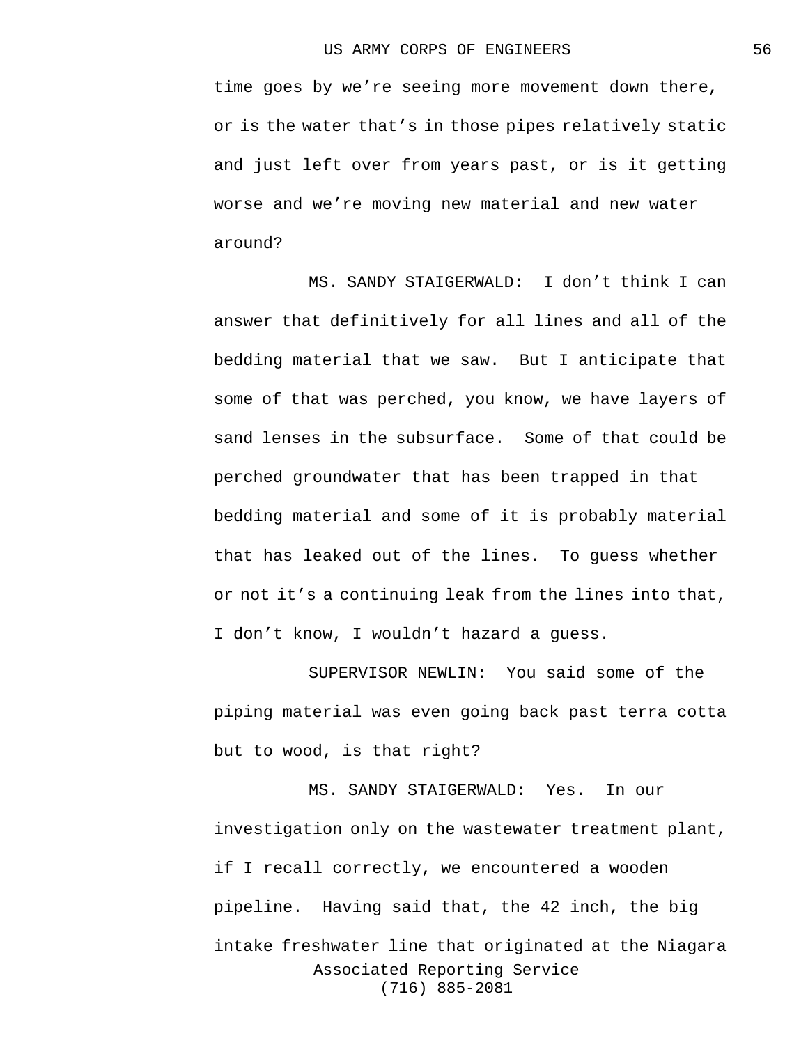time goes by we're seeing more movement down there, or is the water that's in those pipes relatively static and just left over from years past, or is it getting worse and we're moving new material and new water around?

MS. SANDY STAIGERWALD: I don't think I can answer that definitively for all lines and all of the bedding material that we saw. But I anticipate that some of that was perched, you know, we have layers of sand lenses in the subsurface. Some of that could be perched groundwater that has been trapped in that bedding material and some of it is probably material that has leaked out of the lines. To guess whether or not it's a continuing leak from the lines into that, I don't know, I wouldn't hazard a guess.

SUPERVISOR NEWLIN: You said some of the piping material was even going back past terra cotta but to wood, is that right?

MS. SANDY STAIGERWALD: Yes. In our investigation only on the wastewater treatment plant, if I recall correctly, we encountered a wooden pipeline. Having said that, the 42 inch, the big intake freshwater line that originated at the Niagara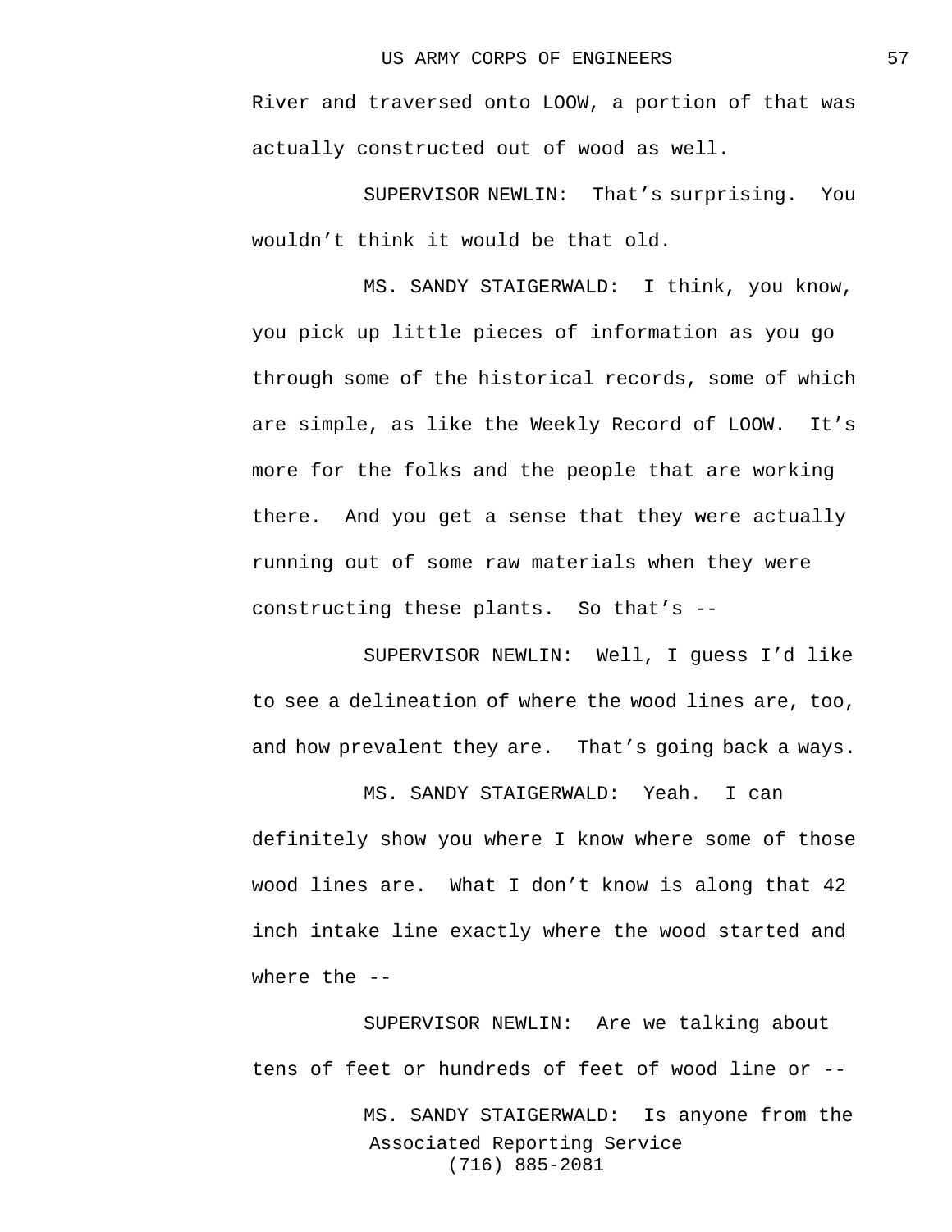River and traversed onto LOOW, a portion of that was actually constructed out of wood as well.

SUPERVISOR NEWLIN: That's surprising. You wouldn't think it would be that old.

MS. SANDY STAIGERWALD: I think, you know, you pick up little pieces of information as you go through some of the historical records, some of which are simple, as like the Weekly Record of LOOW. It's more for the folks and the people that are working there. And you get a sense that they were actually running out of some raw materials when they were constructing these plants. So that's --

SUPERVISOR NEWLIN: Well, I guess I'd like to see a delineation of where the wood lines are, too, and how prevalent they are. That's going back a ways.

MS. SANDY STAIGERWALD: Yeah. I can definitely show you where I know where some of those wood lines are. What I don't know is along that 42 inch intake line exactly where the wood started and where the --

SUPERVISOR NEWLIN: Are we talking about tens of feet or hundreds of feet of wood line or --

MS. SANDY STAIGERWALD: Is anyone from the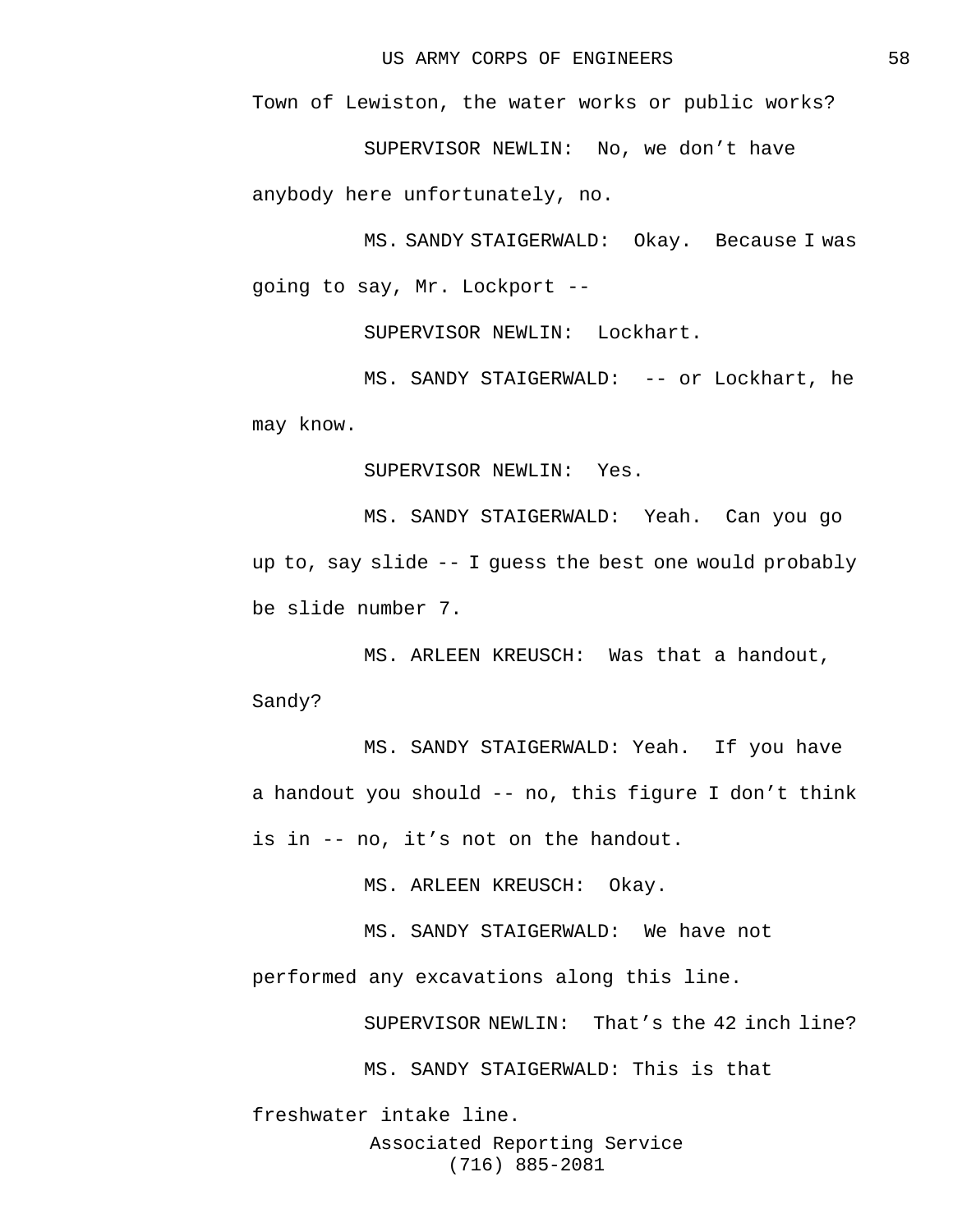Town of Lewiston, the water works or public works?

SUPERVISOR NEWLIN: No, we don't have anybody here unfortunately, no.

MS. SANDY STAIGERWALD: Okay. Because I was going to say, Mr. Lockport --

SUPERVISOR NEWLIN: Lockhart.

MS. SANDY STAIGERWALD: -- or Lockhart, he may know.

SUPERVISOR NEWLIN: Yes.

MS. SANDY STAIGERWALD: Yeah. Can you go up to, say slide -- I guess the best one would probably be slide number 7.

MS. ARLEEN KREUSCH: Was that a handout, Sandy?

MS. SANDY STAIGERWALD: Yeah. If you have a handout you should -- no, this figure I don't think is in -- no, it's not on the handout.

MS. ARLEEN KREUSCH: Okay.

MS. SANDY STAIGERWALD: We have not performed any excavations along this line.

SUPERVISOR NEWLIN: That's the 42 inch line?

MS. SANDY STAIGERWALD: This is that freshwater intake line.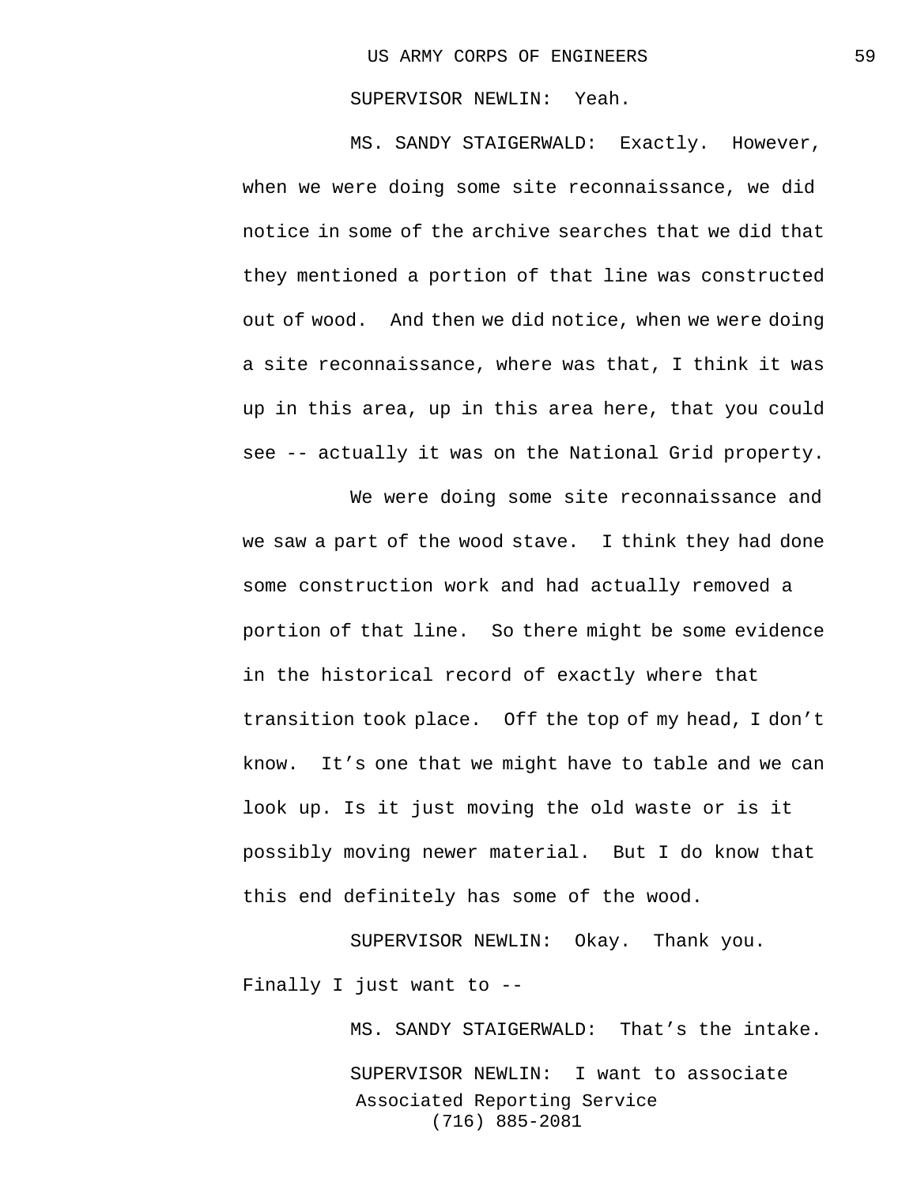SUPERVISOR NEWLIN: Yeah.

MS. SANDY STAIGERWALD: Exactly. However, when we were doing some site reconnaissance, we did notice in some of the archive searches that we did that they mentioned a portion of that line was constructed out of wood. And then we did notice, when we were doing a site reconnaissance, where was that, I think it was up in this area, up in this area here, that you could see -- actually it was on the National Grid property.

We were doing some site reconnaissance and we saw a part of the wood stave. I think they had done some construction work and had actually removed a portion of that line. So there might be some evidence in the historical record of exactly where that transition took place. Off the top of my head, I don't know. It's one that we might have to table and we can look up. Is it just moving the old waste or is it possibly moving newer material. But I do know that this end definitely has some of the wood.

SUPERVISOR NEWLIN: Okay. Thank you. Finally I just want to --

MS. SANDY STAIGERWALD: That's the intake.

SUPERVISOR NEWLIN: I want to associate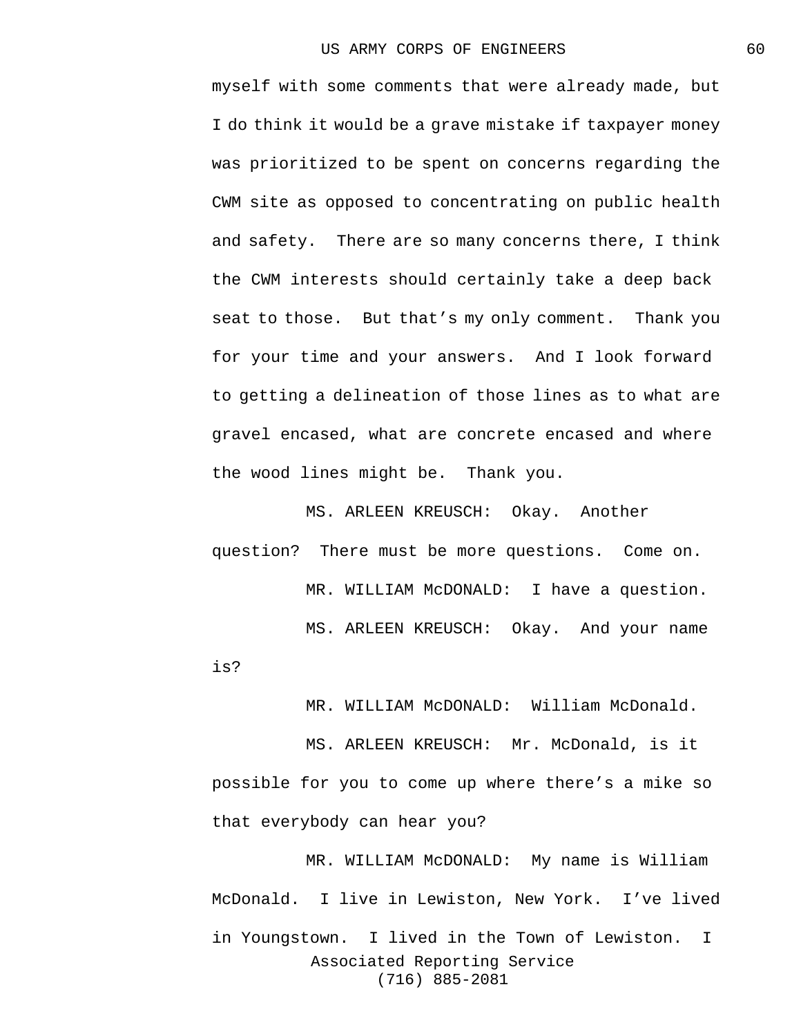myself with some comments that were already made, but I do think it would be a grave mistake if taxpayer money was prioritized to be spent on concerns regarding the CWM site as opposed to concentrating on public health and safety. There are so many concerns there, I think the CWM interests should certainly take a deep back seat to those. But that's my only comment. Thank you for your time and your answers. And I look forward to getting a delineation of those lines as to what are gravel encased, what are concrete encased and where the wood lines might be. Thank you.

MS. ARLEEN KREUSCH: Okay. Another question? There must be more questions. Come on.

MR. WILLIAM McDONALD: I have a question.

MS. ARLEEN KREUSCH: Okay. And your name is?

MR. WILLIAM McDONALD: William McDonald.

MS. ARLEEN KREUSCH: Mr. McDonald, is it possible for you to come up where there's a mike so that everybody can hear you?

MR. WILLIAM McDONALD: My name is William McDonald. I live in Lewiston, New York. I've lived in Youngstown. I lived in the Town of Lewiston. I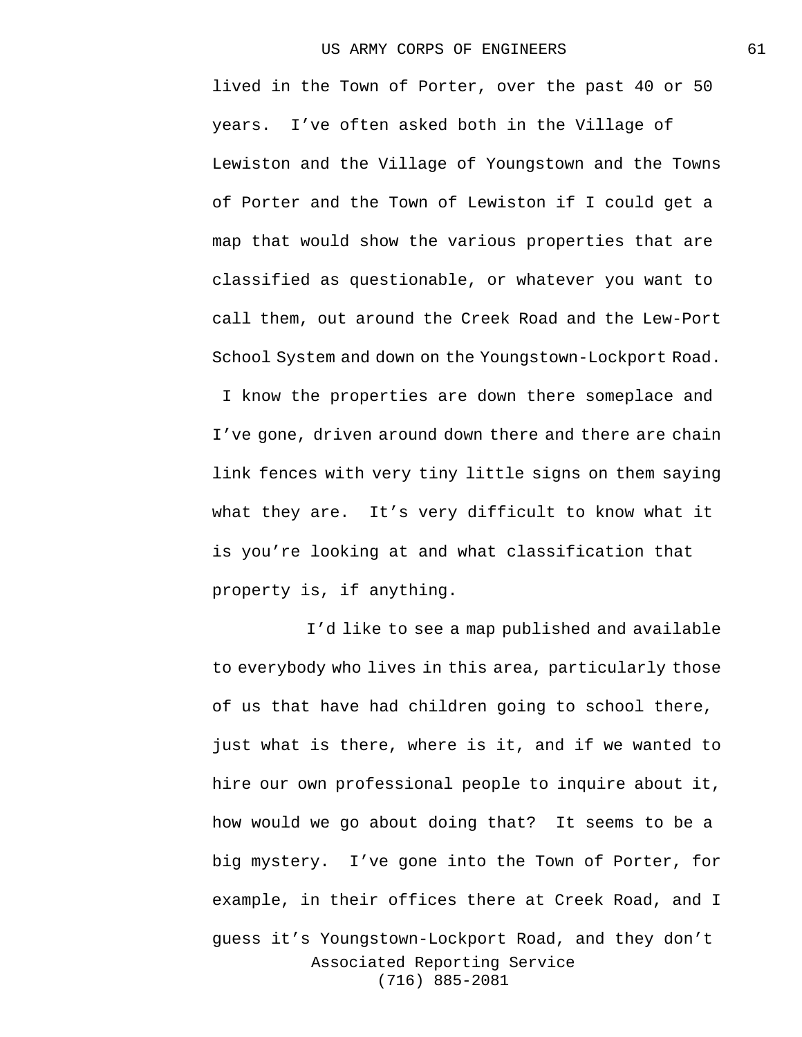lived in the Town of Porter, over the past 40 or 50 years. I've often asked both in the Village of Lewiston and the Village of Youngstown and the Towns of Porter and the Town of Lewiston if I could get a map that would show the various properties that are classified as questionable, or whatever you want to call them, out around the Creek Road and the Lew-Port School System and down on the Youngstown-Lockport Road. I know the properties are down there someplace and I've gone, driven around down there and there are chain link fences with very tiny little signs on them saying what they are. It's very difficult to know what it is you're looking at and what classification that property is, if anything.

I'd like to see a map published and available to everybody who lives in this area, particularly those of us that have had children going to school there, just what is there, where is it, and if we wanted to hire our own professional people to inquire about it, how would we go about doing that? It seems to be a big mystery. I've gone into the Town of Porter, for example, in their offices there at Creek Road, and I guess it's Youngstown-Lockport Road, and they don't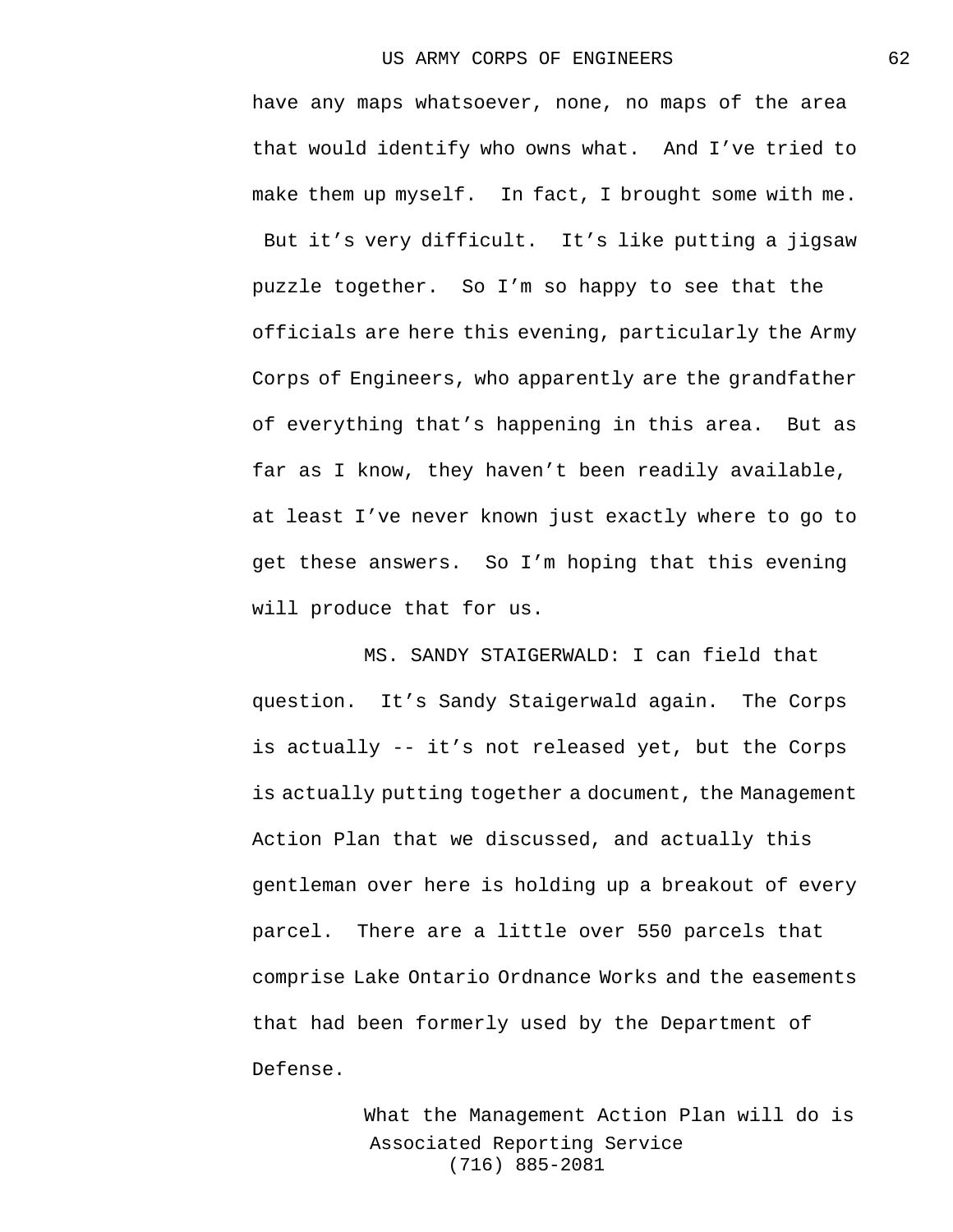have any maps whatsoever, none, no maps of the area that would identify who owns what. And I've tried to make them up myself. In fact, I brought some with me. But it's very difficult. It's like putting a jigsaw puzzle together. So I'm so happy to see that the officials are here this evening, particularly the Army Corps of Engineers, who apparently are the grandfather of everything that's happening in this area. But as far as I know, they haven't been readily available, at least I've never known just exactly where to go to get these answers. So I'm hoping that this evening will produce that for us.

MS. SANDY STAIGERWALD: I can field that question. It's Sandy Staigerwald again. The Corps is actually -- it's not released yet, but the Corps is actually putting together a document, the Management Action Plan that we discussed, and actually this gentleman over here is holding up a breakout of every parcel. There are a little over 550 parcels that comprise Lake Ontario Ordnance Works and the easements that had been formerly used by the Department of Defense.

What the Management Action Plan will do is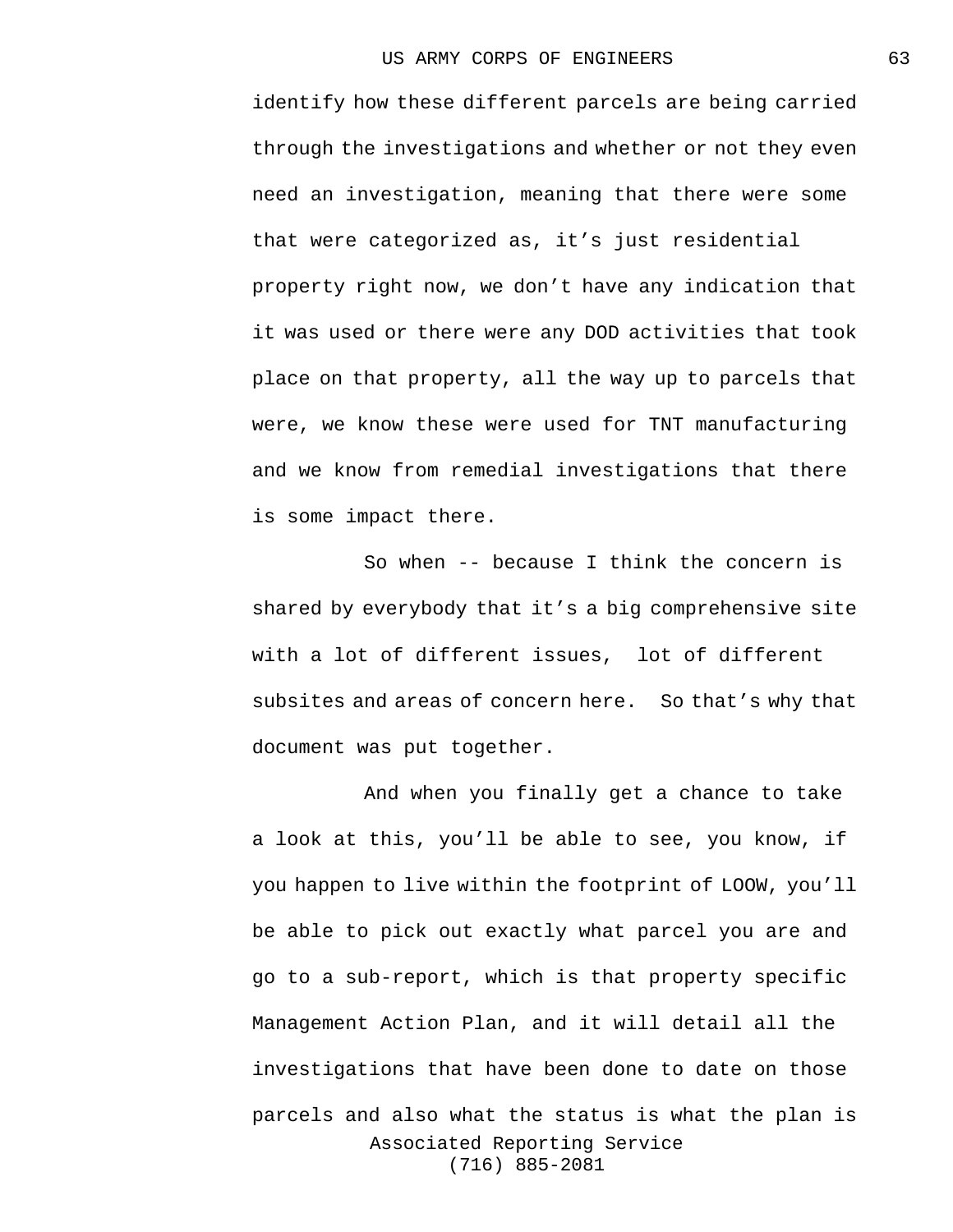identify how these different parcels are being carried through the investigations and whether or not they even need an investigation, meaning that there were some that were categorized as, it's just residential property right now, we don't have any indication that it was used or there were any DOD activities that took place on that property, all the way up to parcels that were, we know these were used for TNT manufacturing and we know from remedial investigations that there is some impact there.

So when -- because I think the concern is shared by everybody that it's a big comprehensive site with a lot of different issues, lot of different subsites and areas of concern here. So that's why that document was put together.

And when you finally get a chance to take a look at this, you'll be able to see, you know, if you happen to live within the footprint of LOOW, you'll be able to pick out exactly what parcel you are and go to a sub-report, which is that property specific Management Action Plan, and it will detail all the investigations that have been done to date on those parcels and also what the status is what the plan is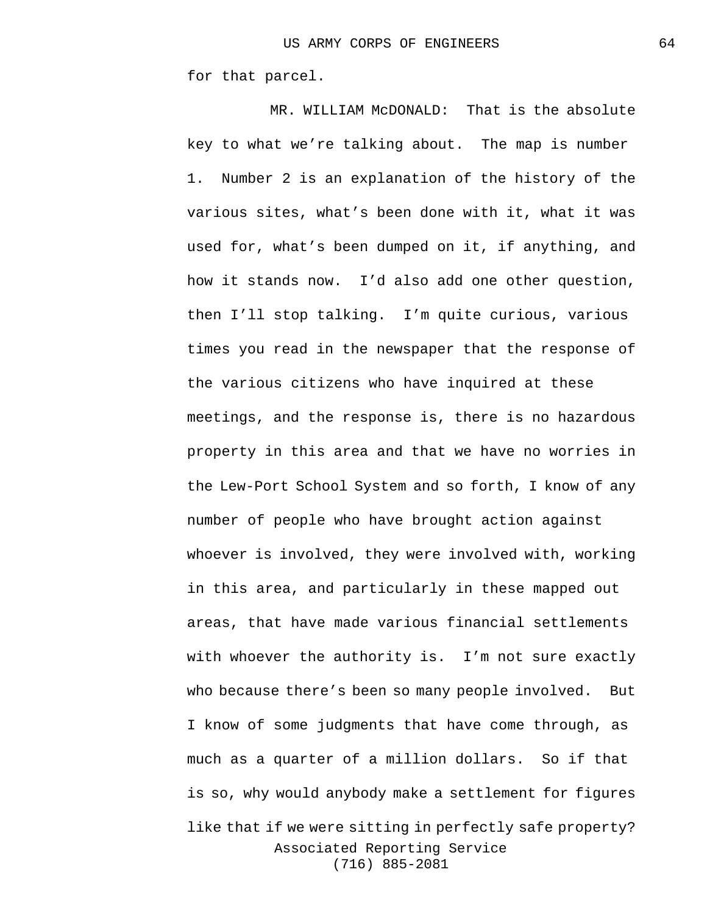for that parcel.

MR. WILLIAM McDONALD: That is the absolute key to what we're talking about. The map is number 1. Number 2 is an explanation of the history of the various sites, what's been done with it, what it was used for, what's been dumped on it, if anything, and how it stands now. I'd also add one other question, then I'll stop talking. I'm quite curious, various times you read in the newspaper that the response of the various citizens who have inquired at these meetings, and the response is, there is no hazardous property in this area and that we have no worries in the Lew-Port School System and so forth, I know of any number of people who have brought action against whoever is involved, they were involved with, working in this area, and particularly in these mapped out areas, that have made various financial settlements with whoever the authority is. I'm not sure exactly who because there's been so many people involved. But I know of some judgments that have come through, as much as a quarter of a million dollars. So if that is so, why would anybody make a settlement for figures like that if we were sitting in perfectly safe property?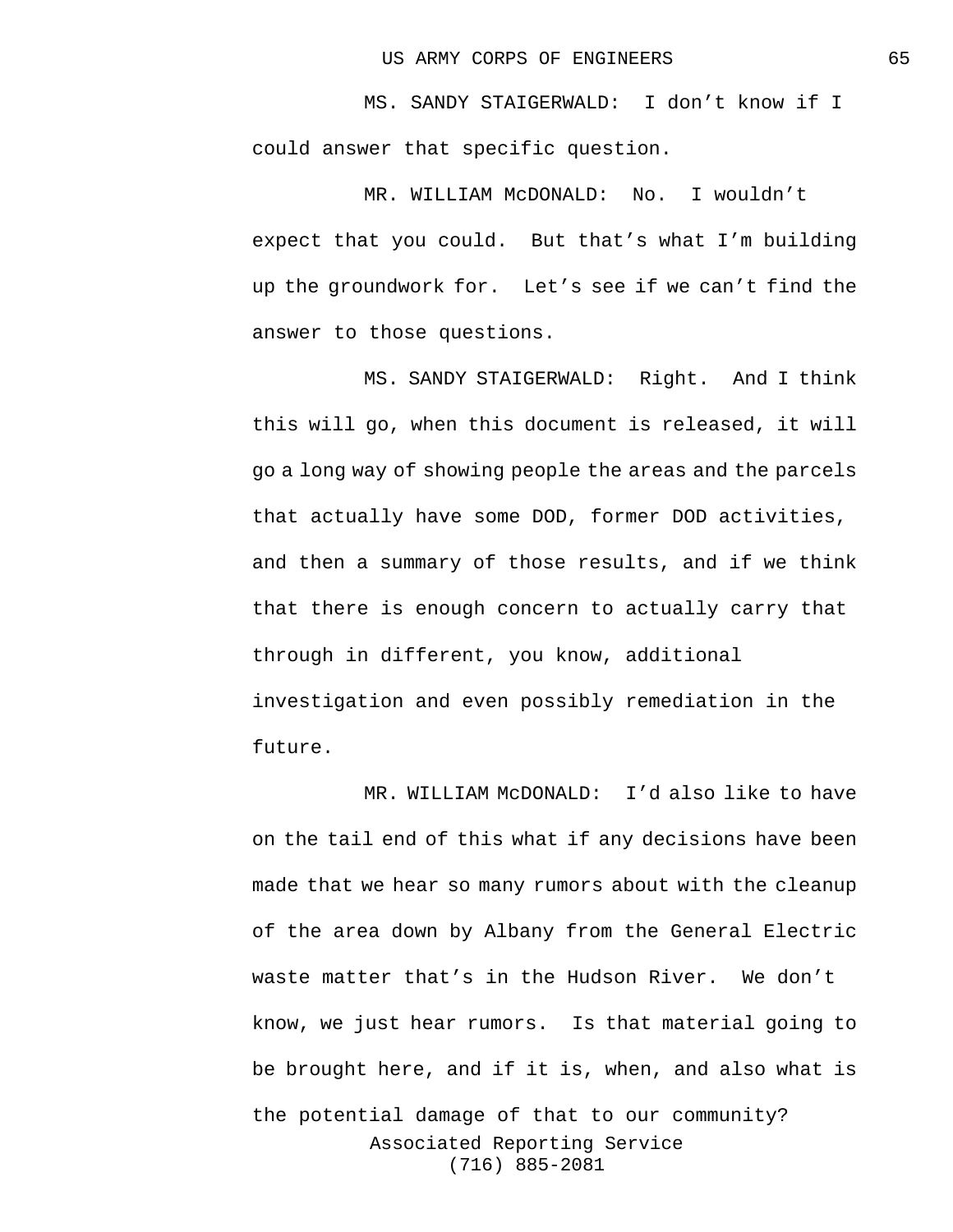MS. SANDY STAIGERWALD: I don't know if I could answer that specific question.

MR. WILLIAM McDONALD: No. I wouldn't expect that you could. But that's what I'm building up the groundwork for. Let's see if we can't find the answer to those questions.

MS. SANDY STAIGERWALD: Right. And I think this will go, when this document is released, it will go a long way of showing people the areas and the parcels that actually have some DOD, former DOD activities, and then a summary of those results, and if we think that there is enough concern to actually carry that through in different, you know, additional investigation and even possibly remediation in the future.

MR. WILLIAM McDONALD: I'd also like to have on the tail end of this what if any decisions have been made that we hear so many rumors about with the cleanup of the area down by Albany from the General Electric waste matter that's in the Hudson River. We don't know, we just hear rumors. Is that material going to be brought here, and if it is, when, and also what is the potential damage of that to our community?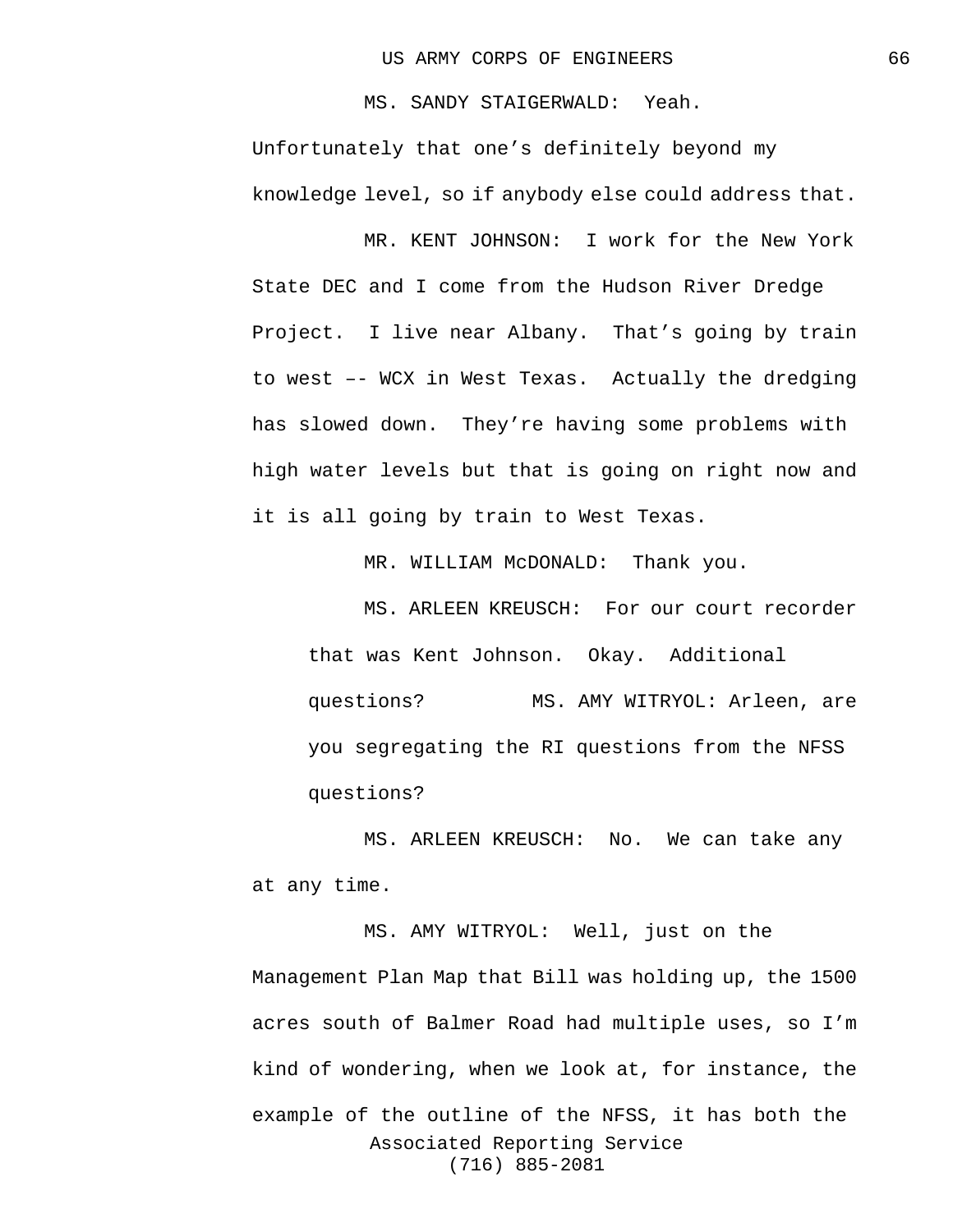MS. SANDY STAIGERWALD: Yeah. Unfortunately that one's definitely beyond my knowledge level, so if anybody else could address that.

MR. KENT JOHNSON: I work for the New York State DEC and I come from the Hudson River Dredge Project. I live near Albany. That's going by train to west –- WCX in West Texas. Actually the dredging has slowed down. They're having some problems with high water levels but that is going on right now and it is all going by train to West Texas.

MR. WILLIAM McDONALD: Thank you.

MS. ARLEEN KREUSCH: For our court recorder that was Kent Johnson. Okay. Additional questions?

MS. AMY WITRYOL: Arleen, are you segregating the RI questions from the NFSS questions?

MS. ARLEEN KREUSCH: No. We can take any at any time.

MS. AMY WITRYOL: Well, just on the Management Plan Map that Bill was holding up, the 1500 acres south of Balmer Road had multiple uses, so I'm kind of wondering, when we look at, for instance, the example of the outline of the NFSS, it has both the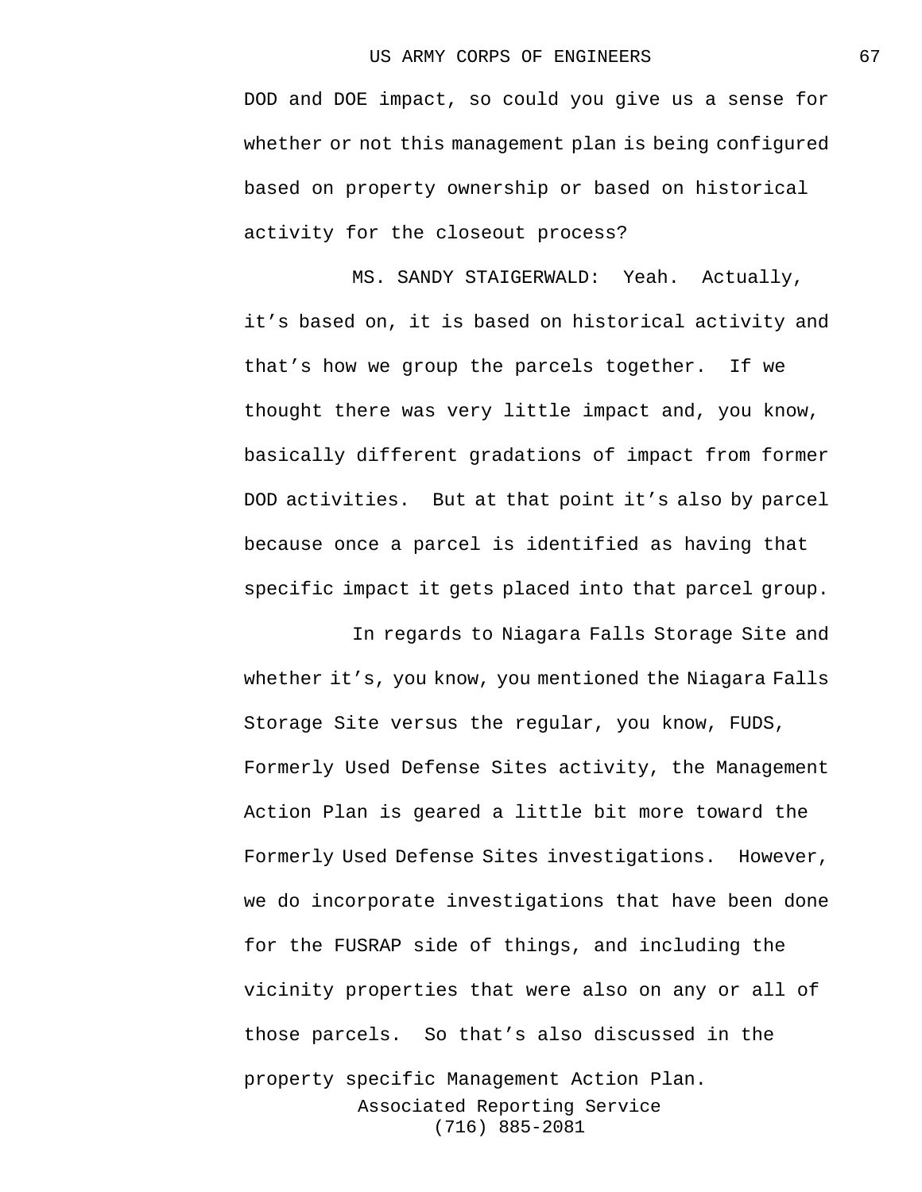DOD and DOE impact, so could you give us a sense for whether or not this management plan is being configured based on property ownership or based on historical activity for the closeout process?

MS. SANDY STAIGERWALD: Yeah. Actually, it’s based on, it is based on historical activity and that’s how we group the parcels together. If we thought there was very little impact and, you know, basically different gradations of impact from former DOD activities. But at that point it’s also by parcel because once a parcel is identified as having that specific impact it gets placed into that parcel group.

In regards to Niagara Falls Storage Site and whether it’s, you know, you mentioned the Niagara Falls Storage Site versus the regular, you know, FUDS, Formerly Used Defense Sites activity, the Management Action Plan is geared a little bit more toward the Formerly Used Defense Sites investigations. However, we do incorporate investigations that have been done for the FUSRAP side of things, and including the vicinity properties that were also on any or all of those parcels. So that’s also discussed in the property specific Management Action Plan.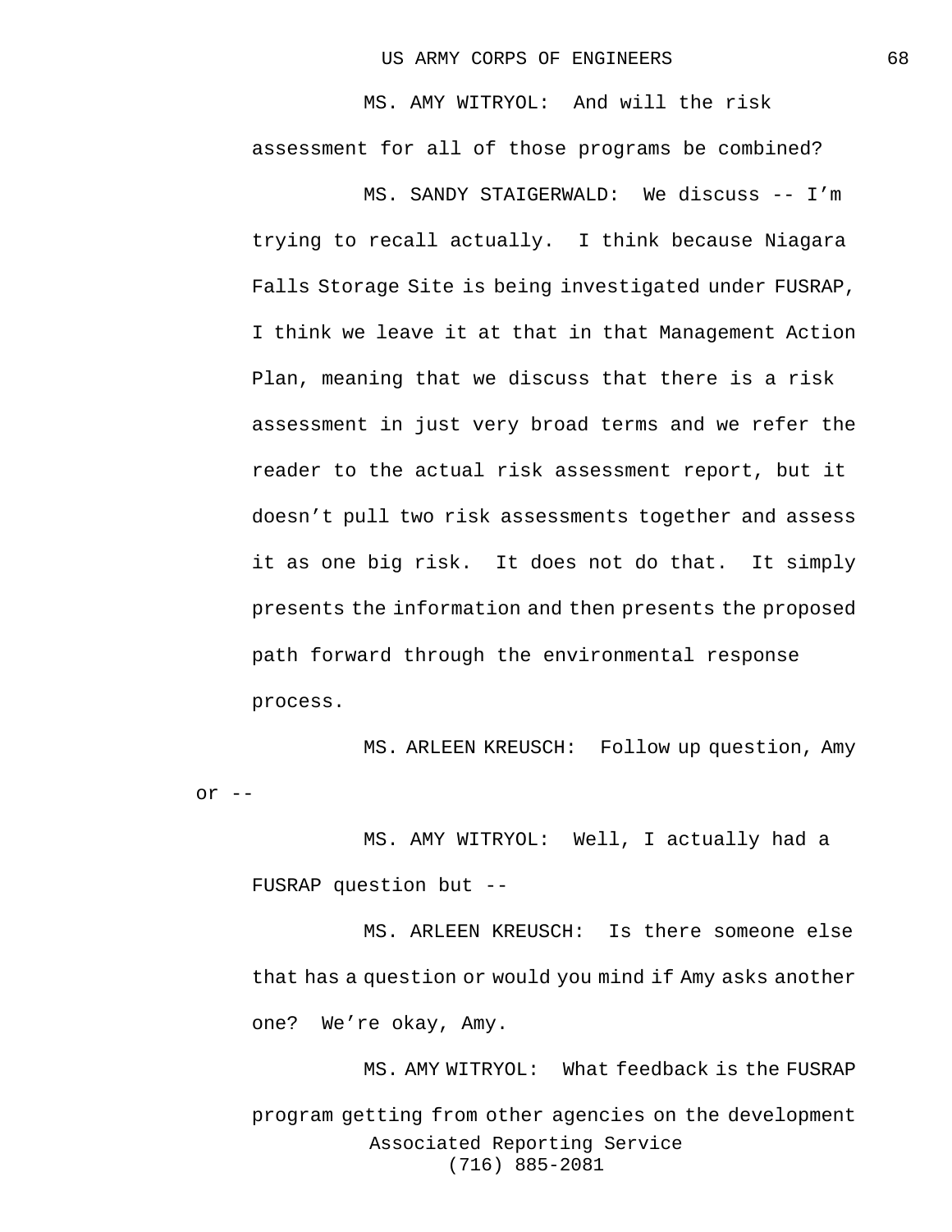MS. AMY WITRYOL: And will the risk assessment for all of those programs be combined?

MS. SANDY STAIGERWALD: We discuss -- I'm trying to recall actually. I think because Niagara Falls Storage Site is being investigated under FUSRAP, I think we leave it at that in that Management Action Plan, meaning that we discuss that there is a risk assessment in just very broad terms and we refer the reader to the actual risk assessment report, but it doesn't pull two risk assessments together and assess it as one big risk. It does not do that. It simply presents the information and then presents the proposed path forward through the environmental response process.

MS. ARLEEN KREUSCH: Follow up question, Amy or --

MS. AMY WITRYOL: Well, I actually had a FUSRAP question but --

MS. ARLEEN KREUSCH: Is there someone else that has a question or would you mind if Amy asks another one? We're okay, Amy.

MS. AMY WITRYOL: What feedback is the FUSRAP program getting from other agencies on the development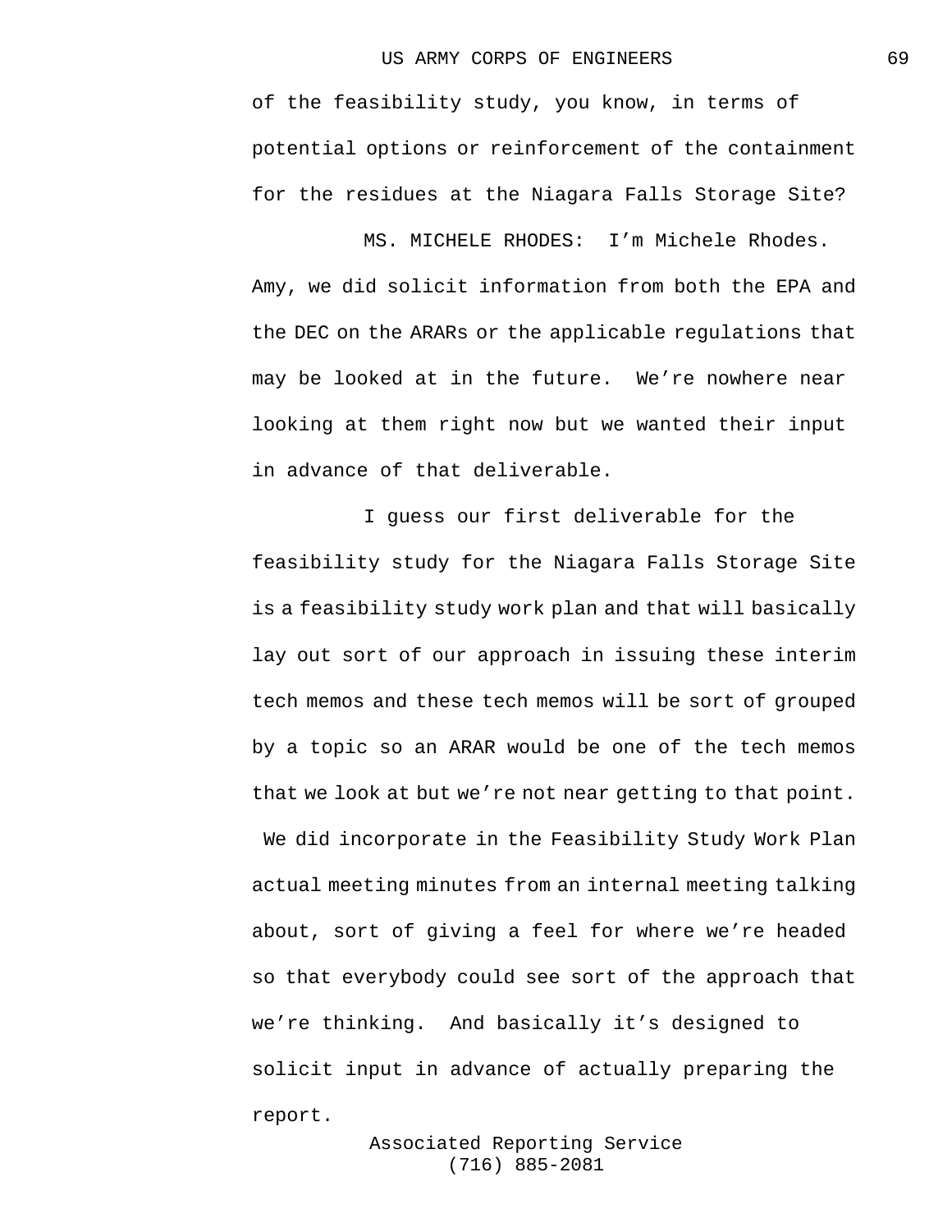of the feasibility study, you know, in terms of potential options or reinforcement of the containment for the residues at the Niagara Falls Storage Site?

MS. MICHELE RHODES: I'm Michele Rhodes. Amy, we did solicit information from both the EPA and the DEC on the ARARs or the applicable regulations that may be looked at in the future. We're nowhere near looking at them right now but we wanted their input in advance of that deliverable.

I guess our first deliverable for the feasibility study for the Niagara Falls Storage Site is a feasibility study work plan and that will basically lay out sort of our approach in issuing these interim tech memos and these tech memos will be sort of grouped by a topic so an ARAR would be one of the tech memos that we look at but we're not near getting to that point. We did incorporate in the Feasibility Study Work Plan actual meeting minutes from an internal meeting talking about, sort of giving a feel for where we're headed so that everybody could see sort of the approach that we're thinking. And basically it's designed to solicit input in advance of actually preparing the report.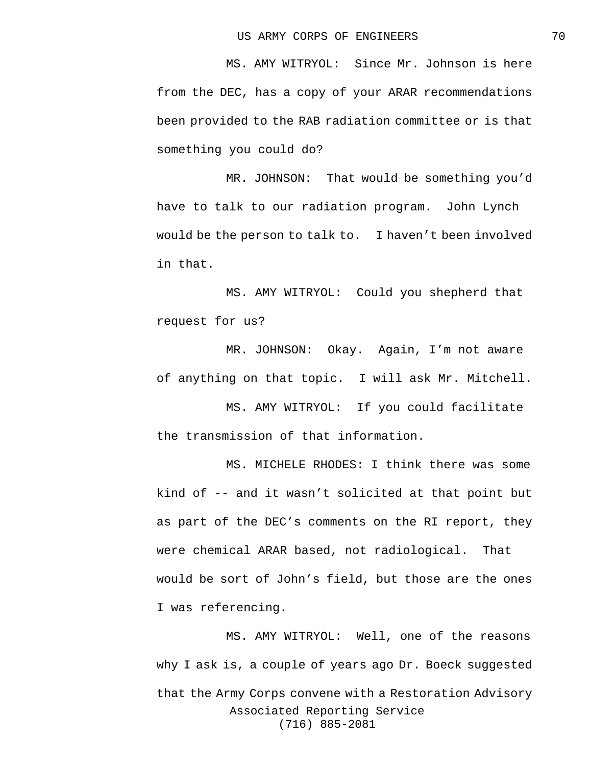MS. AMY WITRYOL: Since Mr. Johnson is here from the DEC, has a copy of your ARAR recommendations been provided to the RAB radiation committee or is that something you could do?

MR. JOHNSON: That would be something you'd have to talk to our radiation program. John Lynch would be the person to talk to. I haven't been involved in that.

MS. AMY WITRYOL: Could you shepherd that request for us?

MR. JOHNSON: Okay. Again, I'm not aware of anything on that topic. I will ask Mr. Mitchell.

MS. AMY WITRYOL: If you could facilitate the transmission of that information.

MS. MICHELE RHODES: I think there was some kind of -- and it wasn't solicited at that point but as part of the DEC's comments on the RI report, they were chemical ARAR based, not radiological. That would be sort of John's field, but those are the ones I was referencing.

MS. AMY WITRYOL: Well, one of the reasons why I ask is, a couple of years ago Dr. Boeck suggested that the Army Corps convene with a Restoration Advisory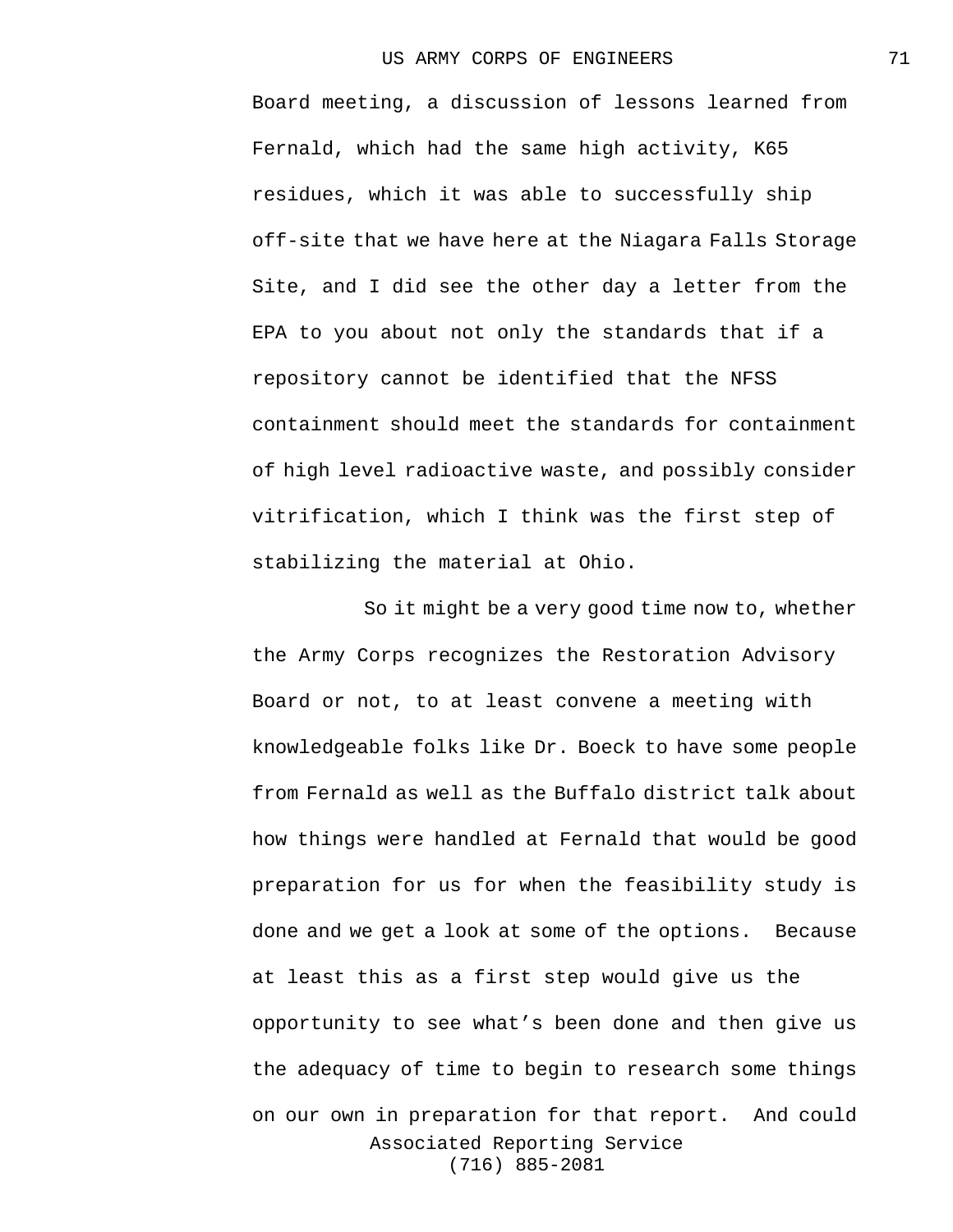Board meeting, a discussion of lessons learned from Fernald, which had the same high activity, K65 residues, which it was able to successfully ship off-site that we have here at the Niagara Falls Storage Site, and I did see the other day a letter from the EPA to you about not only the standards that if a repository cannot be identified that the NFSS containment should meet the standards for containment of high level radioactive waste, and possibly consider vitrification, which I think was the first step of stabilizing the material at Ohio.

So it might be a very good time now to, whether the Army Corps recognizes the Restoration Advisory Board or not, to at least convene a meeting with knowledgeable folks like Dr. Boeck to have some people from Fernald as well as the Buffalo district talk about how things were handled at Fernald that would be good preparation for us for when the feasibility study is done and we get a look at some of the options. Because at least this as a first step would give us the opportunity to see what's been done and then give us the adequacy of time to begin to research some things on our own in preparation for that report. And could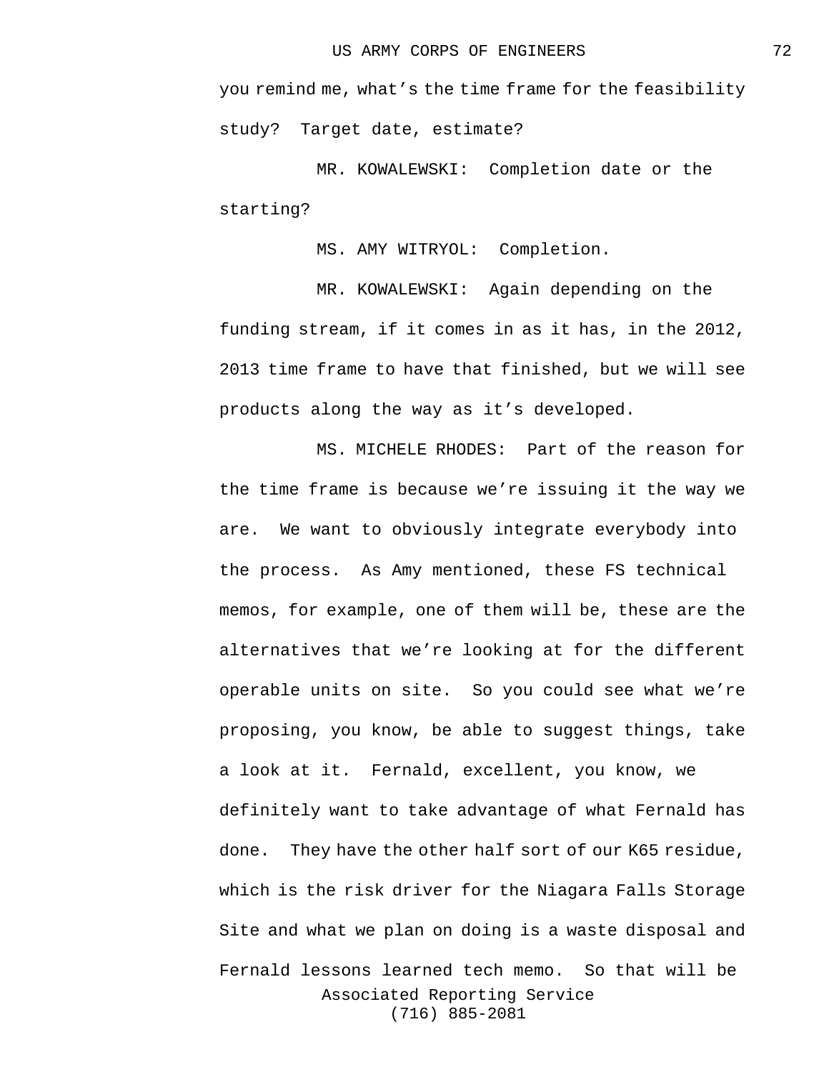you remind me, what's the time frame for the feasibility study? Target date, estimate?

MR. KOWALEWSKI: Completion date or the starting?

MS. AMY WITRYOL: Completion.

MR. KOWALEWSKI: Again depending on the funding stream, if it comes in as it has, in the 2012, 2013 time frame to have that finished, but we will see products along the way as it's developed.

MS. MICHELE RHODES: Part of the reason for the time frame is because we're issuing it the way we are. We want to obviously integrate everybody into the process. As Amy mentioned, these FS technical memos, for example, one of them will be, these are the alternatives that we're looking at for the different operable units on site. So you could see what we're proposing, you know, be able to suggest things, take a look at it. Fernald, excellent, you know, we definitely want to take advantage of what Fernald has done. They have the other half sort of our K65 residue, which is the risk driver for the Niagara Falls Storage Site and what we plan on doing is a waste disposal and Fernald lessons learned tech memo. So that will be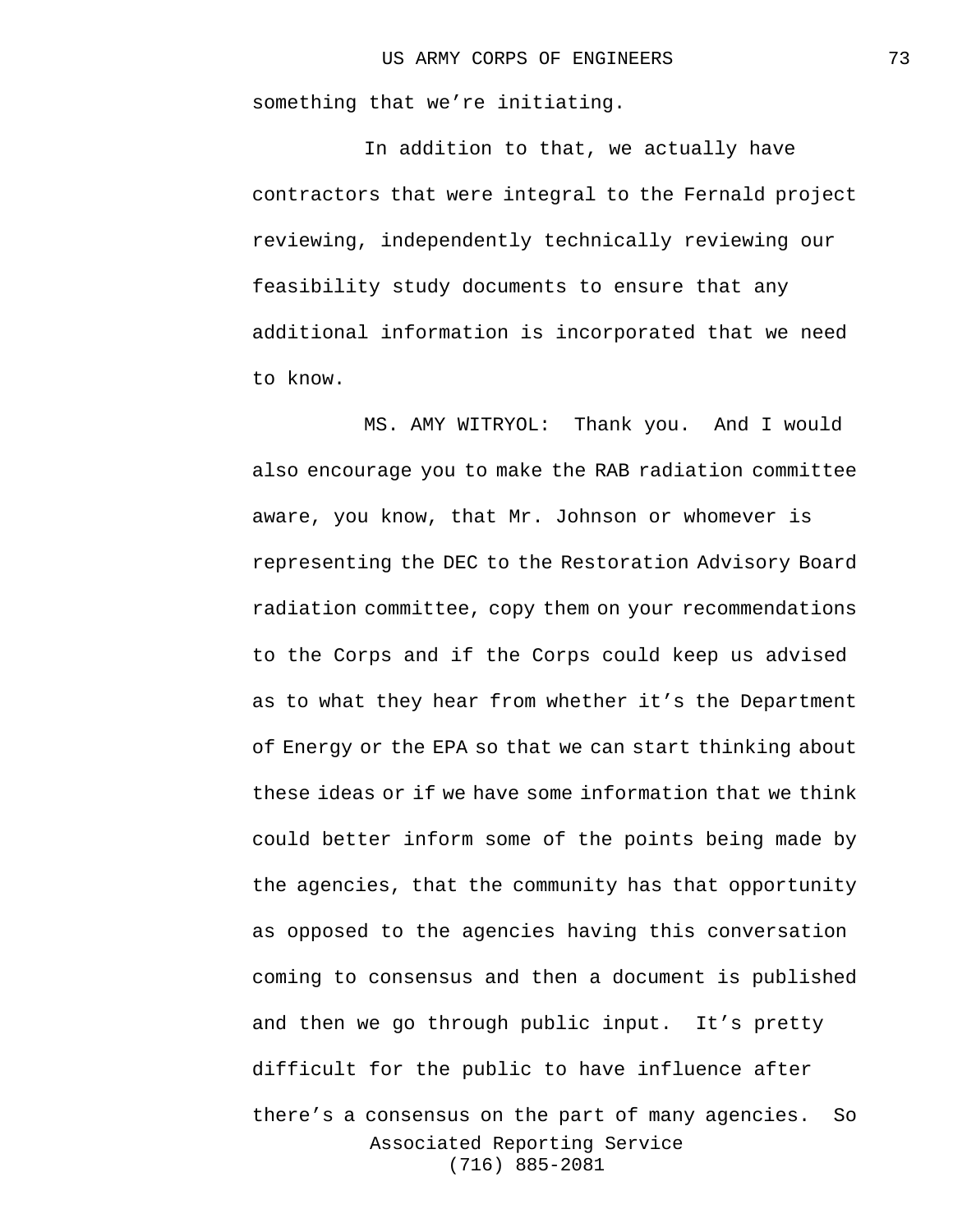something that we're initiating.

In addition to that, we actually have contractors that were integral to the Fernald project reviewing, independently technically reviewing our feasibility study documents to ensure that any additional information is incorporated that we need to know.

MS. AMY WITRYOL: Thank you. And I would also encourage you to make the RAB radiation committee aware, you know, that Mr. Johnson or whomever is representing the DEC to the Restoration Advisory Board radiation committee, copy them on your recommendations to the Corps and if the Corps could keep us advised as to what they hear from whether it's the Department of Energy or the EPA so that we can start thinking about these ideas or if we have some information that we think could better inform some of the points being made by the agencies, that the community has that opportunity as opposed to the agencies having this conversation coming to consensus and then a document is published and then we go through public input. It's pretty difficult for the public to have influence after there's a consensus on the part of many agencies. So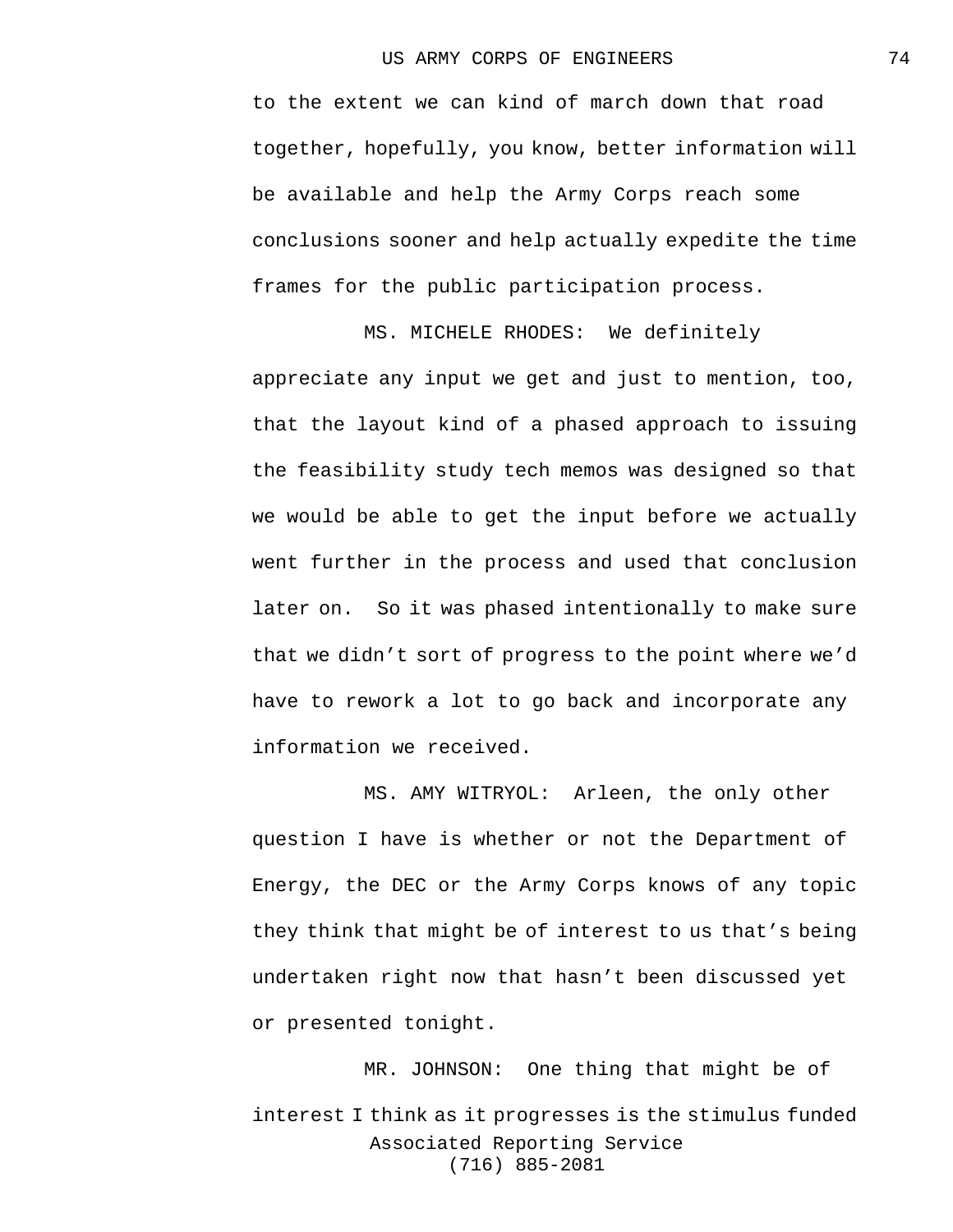to the extent we can kind of march down that road together, hopefully, you know, better information will be available and help the Army Corps reach some conclusions sooner and help actually expedite the time frames for the public participation process.

MS. MICHELE RHODES: We definitely appreciate any input we get and just to mention, too, that the layout kind of a phased approach to issuing the feasibility study tech memos was designed so that we would be able to get the input before we actually went further in the process and used that conclusion later on. So it was phased intentionally to make sure that we didn't sort of progress to the point where we'd have to rework a lot to go back and incorporate any information we received.

MS. AMY WITRYOL: Arleen, the only other question I have is whether or not the Department of Energy, the DEC or the Army Corps knows of any topic they think that might be of interest to us that's being undertaken right now that hasn't been discussed yet or presented tonight.

MR. JOHNSON: One thing that might be of interest I think as it progresses is the stimulus funded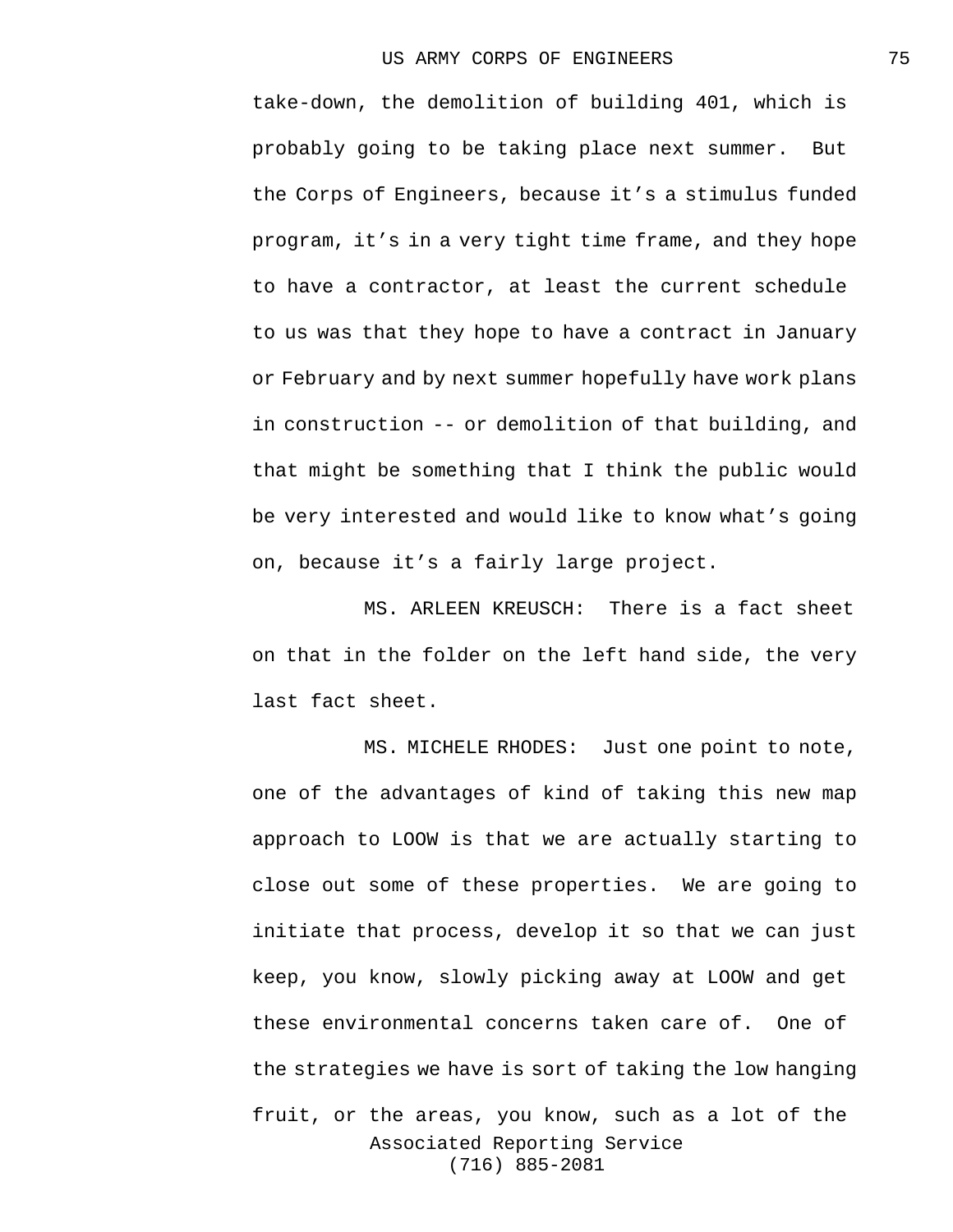take-down, the demolition of building 401, which is probably going to be taking place next summer. But the Corps of Engineers, because it's a stimulus funded program, it's in a very tight time frame, and they hope to have a contractor, at least the current schedule to us was that they hope to have a contract in January or February and by next summer hopefully have work plans in construction -- or demolition of that building, and that might be something that I think the public would be very interested and would like to know what's going on, because it's a fairly large project.

MS. ARLEEN KREUSCH: There is a fact sheet on that in the folder on the left hand side, the very last fact sheet.

MS. MICHELE RHODES: Just one point to note, one of the advantages of kind of taking this new map approach to LOOW is that we are actually starting to close out some of these properties. We are going to initiate that process, develop it so that we can just keep, you know, slowly picking away at LOOW and get these environmental concerns taken care of. One of the strategies we have is sort of taking the low hanging fruit, or the areas, you know, such as a lot of the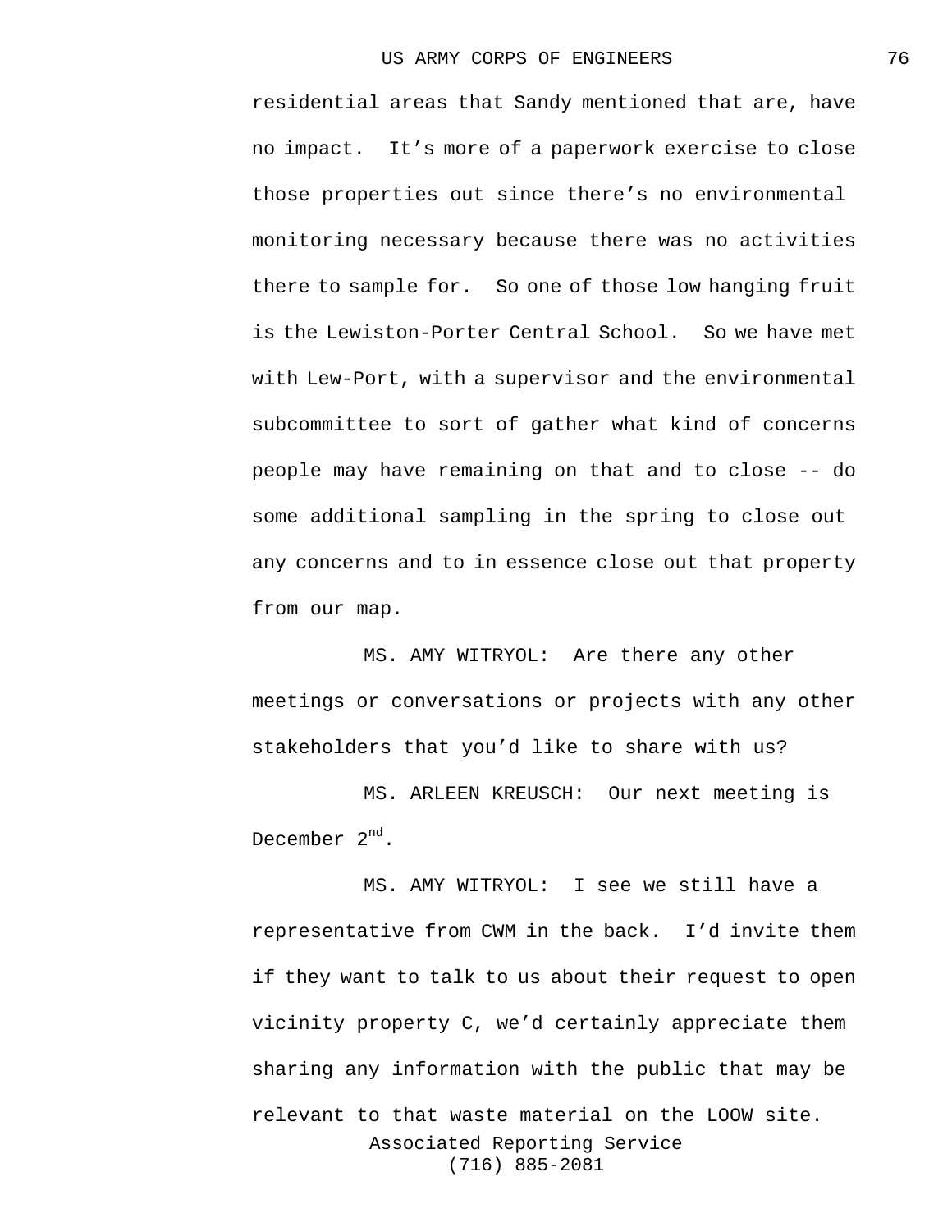residential areas that Sandy mentioned that are, have no impact. It's more of a paperwork exercise to close those properties out since there's no environmental monitoring necessary because there was no activities there to sample for. So one of those low hanging fruit is the Lewiston-Porter Central School. So we have met with Lew-Port, with a supervisor and the environmental subcommittee to sort of gather what kind of concerns people may have remaining on that and to close -- do some additional sampling in the spring to close out any concerns and to in essence close out that property from our map.

MS. AMY WITRYOL: Are there any other meetings or conversations or projects with any other stakeholders that you'd like to share with us?

MS. ARLEEN KREUSCH: Our next meeting is December 2nd.

MS. AMY WITRYOL: I see we still have a representative from CWM in the back. I'd invite them if they want to talk to us about their request to open vicinity property C, we'd certainly appreciate them sharing any information with the public that may be relevant to that waste material on the LOOW site.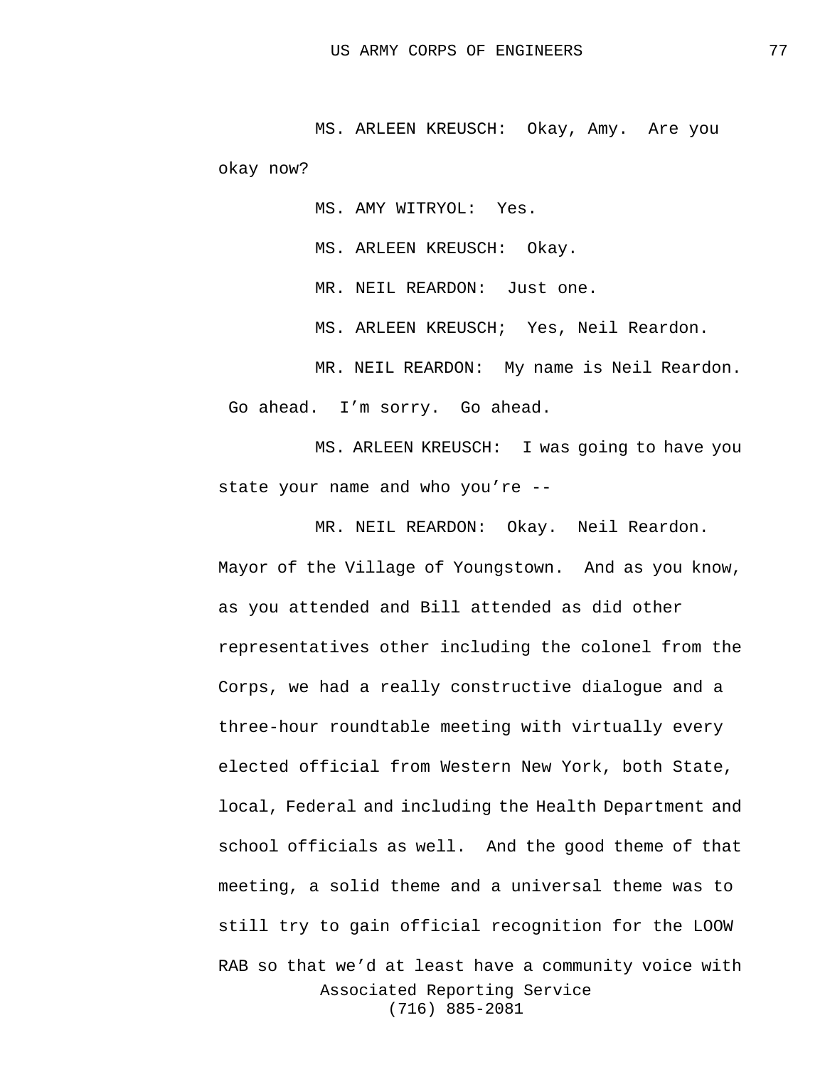MS. ARLEEN KREUSCH: Okay, Amy. Are you okay now?

MS. AMY WITRYOL: Yes.

MS. ARLEEN KREUSCH: Okay.

MR. NEIL REARDON: Just one.

MS. ARLEEN KREUSCH; Yes, Neil Reardon.

MR. NEIL REARDON: My name is Neil Reardon. Go ahead. I'm sorry. Go ahead.

MS. ARLEEN KREUSCH: I was going to have you state your name and who you're --

MR. NEIL REARDON: Okay. Neil Reardon. Mayor of the Village of Youngstown. And as you know, as you attended and Bill attended as did other representatives other including the colonel from the Corps, we had a really constructive dialogue and a three-hour roundtable meeting with virtually every elected official from Western New York, both State, local, Federal and including the Health Department and school officials as well. And the good theme of that meeting, a solid theme and a universal theme was to still try to gain official recognition for the LOOW RAB so that we'd at least have a community voice with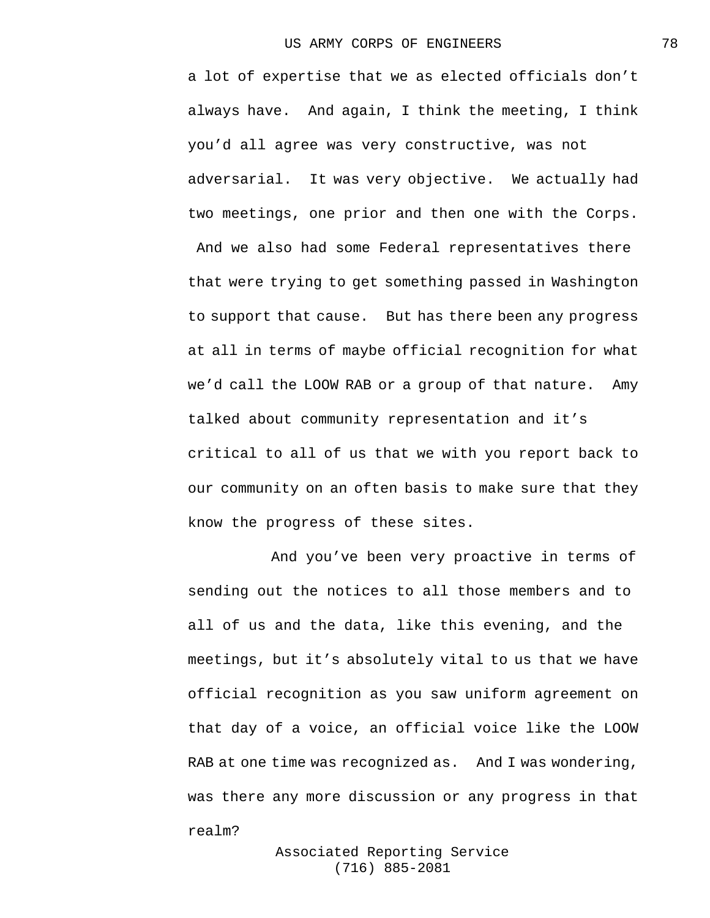a lot of expertise that we as elected officials don't always have. And again, I think the meeting, I think you'd all agree was very constructive, was not adversarial. It was very objective. We actually had two meetings, one prior and then one with the Corps. And we also had some Federal representatives there that were trying to get something passed in Washington to support that cause. But has there been any progress at all in terms of maybe official recognition for what we'd call the LOOW RAB or a group of that nature. Amy talked about community representation and it's critical to all of us that we with you report back to our community on an often basis to make sure that they know the progress of these sites.

And you've been very proactive in terms of sending out the notices to all those members and to all of us and the data, like this evening, and the meetings, but it's absolutely vital to us that we have official recognition as you saw uniform agreement on that day of a voice, an official voice like the LOOW RAB at one time was recognized as. And I was wondering, was there any more discussion or any progress in that realm?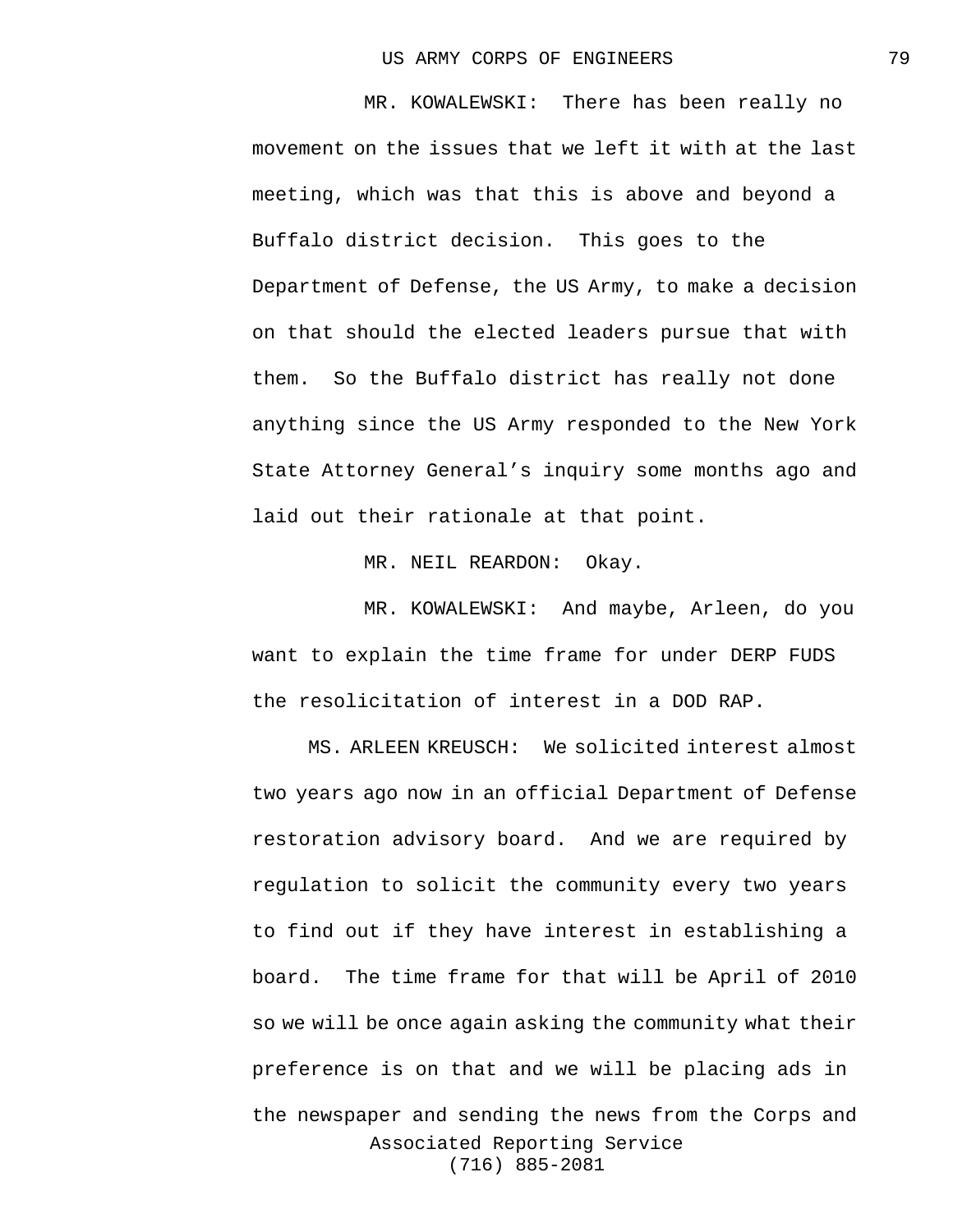MR. KOWALEWSKI: There has been really no movement on the issues that we left it with at the last meeting, which was that this is above and beyond a Buffalo district decision. This goes to the Department of Defense, the US Army, to make a decision on that should the elected leaders pursue that with them. So the Buffalo district has really not done anything since the US Army responded to the New York State Attorney General's inquiry some months ago and laid out their rationale at that point.

MR. NEIL REARDON: Okay.

MR. KOWALEWSKI: And maybe, Arleen, do you want to explain the time frame for under DERP FUDS the resolicitation of interest in a DOD RAP.

MS. ARLEEN KREUSCH: We solicited interest almost two years ago now in an official Department of Defense restoration advisory board. And we are required by regulation to solicit the community every two years to find out if they have interest in establishing a board. The time frame for that will be April of 2010 so we will be once again asking the community what their preference is on that and we will be placing ads in the newspaper and sending the news from the Corps and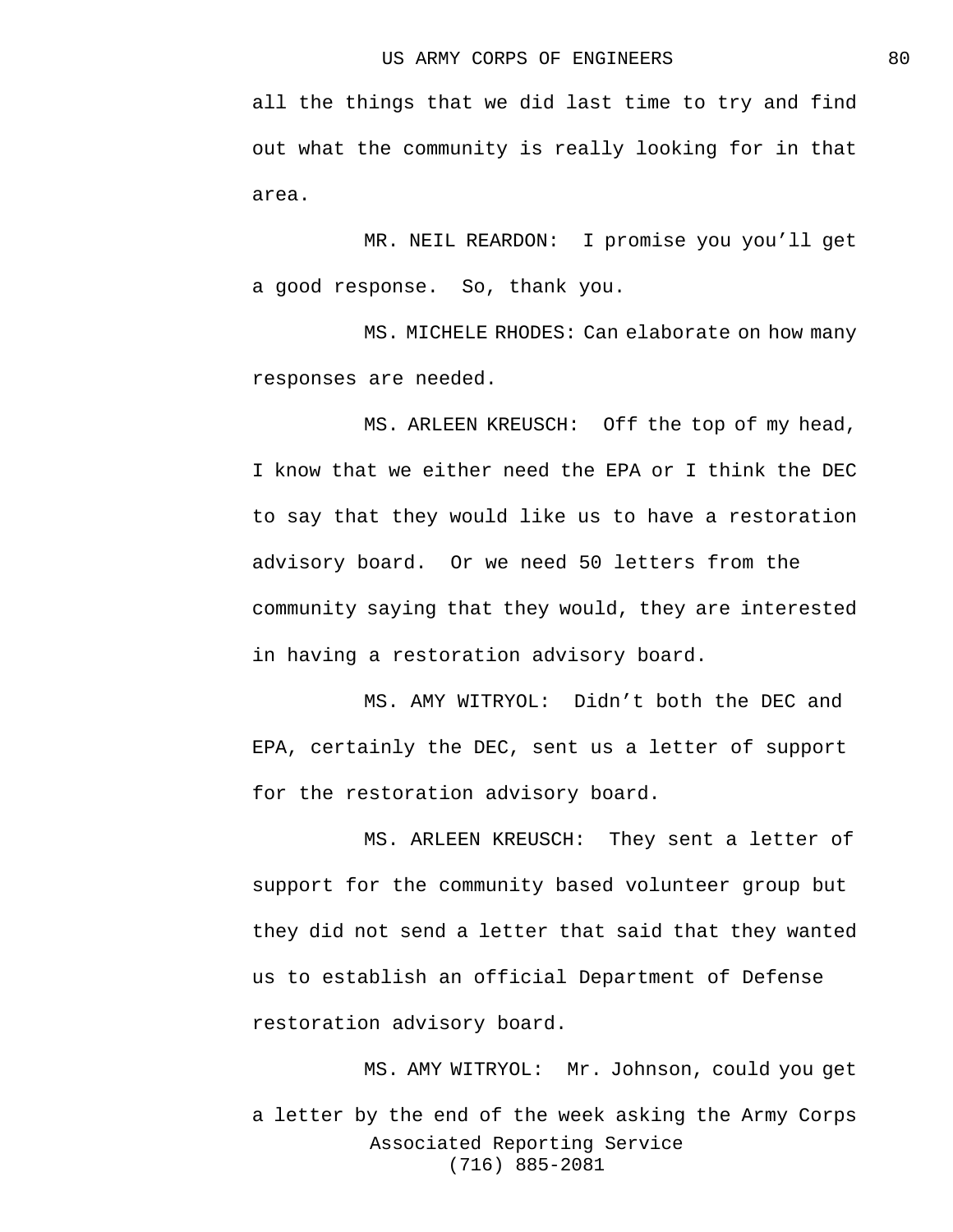all the things that we did last time to try and find out what the community is really looking for in that area.

MR. NEIL REARDON: I promise you you'll get a good response. So, thank you.

MS. MICHELE RHODES: Can elaborate on how many responses are needed.

MS. ARLEEN KREUSCH: Off the top of my head, I know that we either need the EPA or I think the DEC to say that they would like us to have a restoration advisory board. Or we need 50 letters from the community saying that they would, they are interested in having a restoration advisory board.

MS. AMY WITRYOL: Didn't both the DEC and EPA, certainly the DEC, sent us a letter of support for the restoration advisory board.

MS. ARLEEN KREUSCH: They sent a letter of support for the community based volunteer group but they did not send a letter that said that they wanted us to establish an official Department of Defense restoration advisory board.

MS. AMY WITRYOL: Mr. Johnson, could you get a letter by the end of the week asking the Army Corps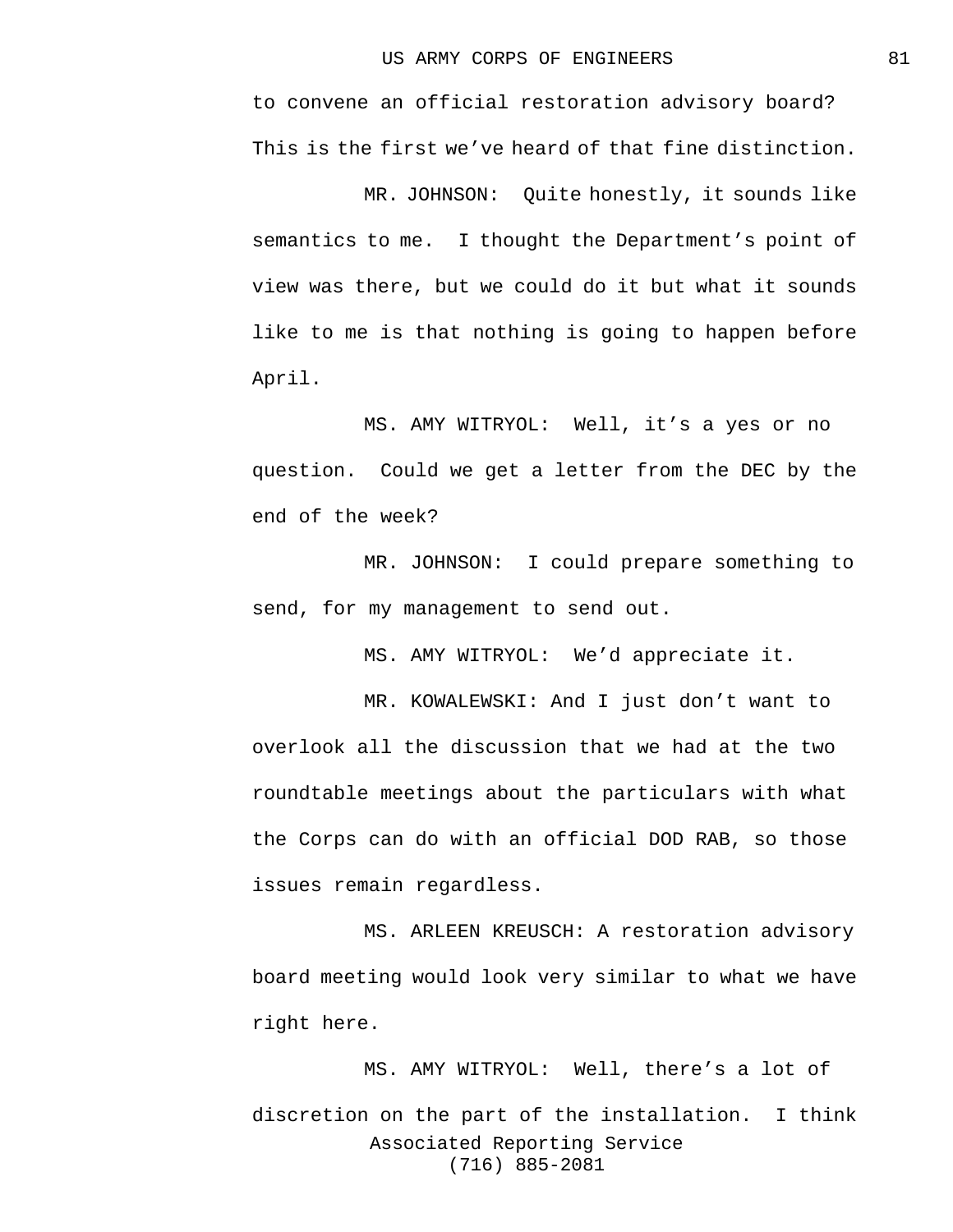to convene an official restoration advisory board? This is the first we've heard of that fine distinction.

MR. JOHNSON: Quite honestly, it sounds like semantics to me. I thought the Department's point of view was there, but we could do it but what it sounds like to me is that nothing is going to happen before April.

MS. AMY WITRYOL: Well, it's a yes or no question. Could we get a letter from the DEC by the end of the week?

MR. JOHNSON: I could prepare something to send, for my management to send out.

MS. AMY WITRYOL: We'd appreciate it.

MR. KOWALEWSKI: And I just don't want to overlook all the discussion that we had at the two roundtable meetings about the particulars with what the Corps can do with an official DOD RAB, so those issues remain regardless.

MS. ARLEEN KREUSCH: A restoration advisory board meeting would look very similar to what we have right here.

MS. AMY WITRYOL: Well, there's a lot of discretion on the part of the installation. I think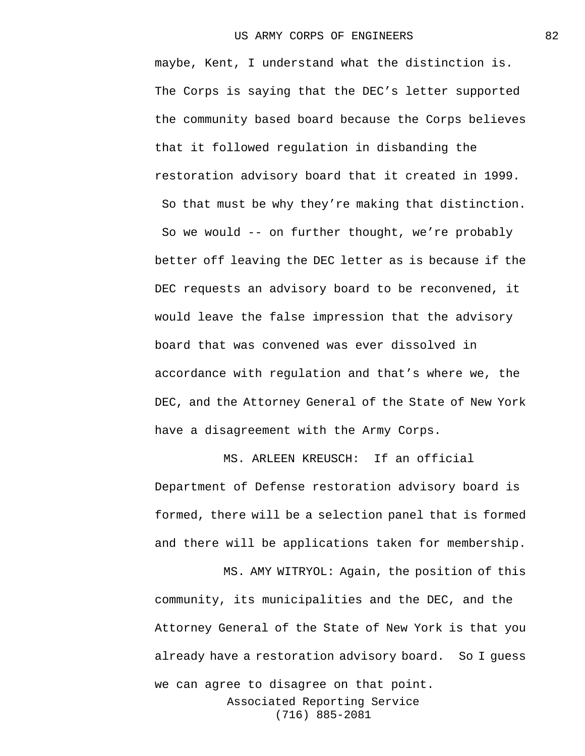maybe, Kent, I understand what the distinction is. The Corps is saying that the DEC's letter supported the community based board because the Corps believes that it followed regulation in disbanding the restoration advisory board that it created in 1999. So that must be why they're making that distinction. So we would -- on further thought, we're probably better off leaving the DEC letter as is because if the DEC requests an advisory board to be reconvened, it would leave the false impression that the advisory board that was convened was ever dissolved in accordance with regulation and that's where we, the DEC, and the Attorney General of the State of New York have a disagreement with the Army Corps.

MS. ARLEEN KREUSCH: If an official Department of Defense restoration advisory board is formed, there will be a selection panel that is formed and there will be applications taken for membership.

MS. AMY WITRYOL: Again, the position of this community, its municipalities and the DEC, and the Attorney General of the State of New York is that you already have a restoration advisory board. So I guess we can agree to disagree on that point.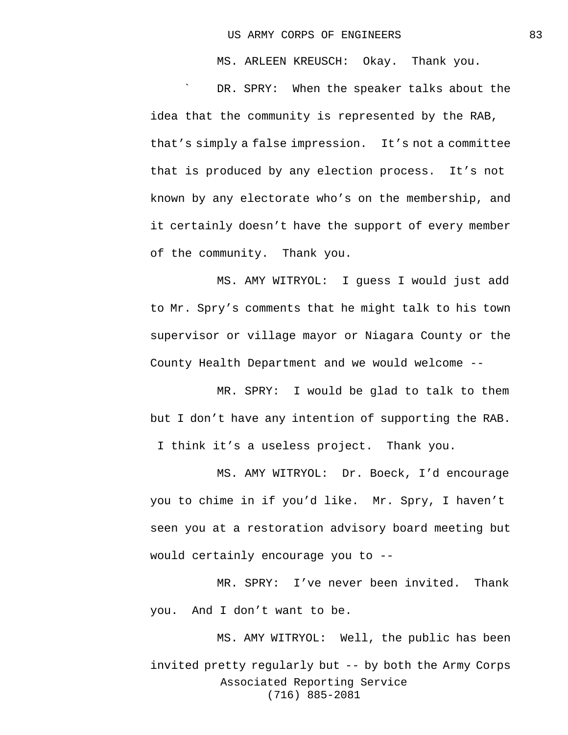MS. ARLEEN KREUSCH: Okay. Thank you.

` DR. SPRY: When the speaker talks about the idea that the community is represented by the RAB, that's simply a false impression. It's not a committee that is produced by any election process. It's not known by any electorate who's on the membership, and it certainly doesn't have the support of every member of the community. Thank you.

MS. AMY WITRYOL: I guess I would just add to Mr. Spry's comments that he might talk to his town supervisor or village mayor or Niagara County or the County Health Department and we would welcome --

MR. SPRY: I would be glad to talk to them but I don't have any intention of supporting the RAB. I think it's a useless project. Thank you.

MS. AMY WITRYOL: Dr. Boeck, I'd encourage you to chime in if you'd like. Mr. Spry, I haven't seen you at a restoration advisory board meeting but would certainly encourage you to --

MR. SPRY: I've never been invited. Thank you. And I don't want to be.

MS. AMY WITRYOL: Well, the public has been invited pretty regularly but -- by both the Army Corps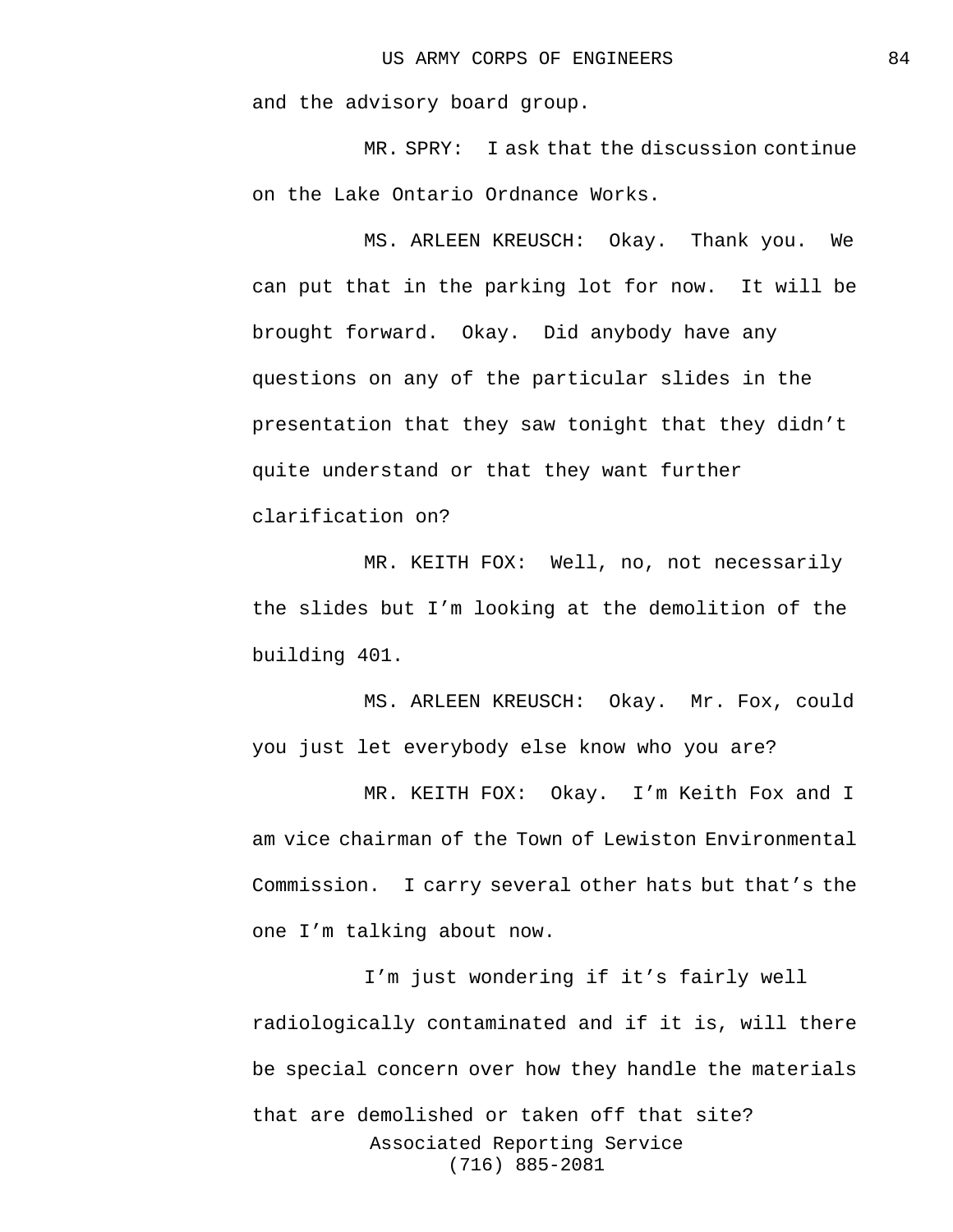and the advisory board group.

MR. SPRY: I ask that the discussion continue on the Lake Ontario Ordnance Works.

MS. ARLEEN KREUSCH: Okay. Thank you. We can put that in the parking lot for now. It will be brought forward. Okay. Did anybody have any questions on any of the particular slides in the presentation that they saw tonight that they didn't quite understand or that they want further clarification on?

MR. KEITH FOX: Well, no, not necessarily the slides but I'm looking at the demolition of the building 401.

MS. ARLEEN KREUSCH: Okay. Mr. Fox, could you just let everybody else know who you are?

MR. KEITH FOX: Okay. I'm Keith Fox and I am vice chairman of the Town of Lewiston Environmental Commission. I carry several other hats but that's the one I'm talking about now.

I'm just wondering if it's fairly well radiologically contaminated and if it is, will there be special concern over how they handle the materials that are demolished or taken off that site?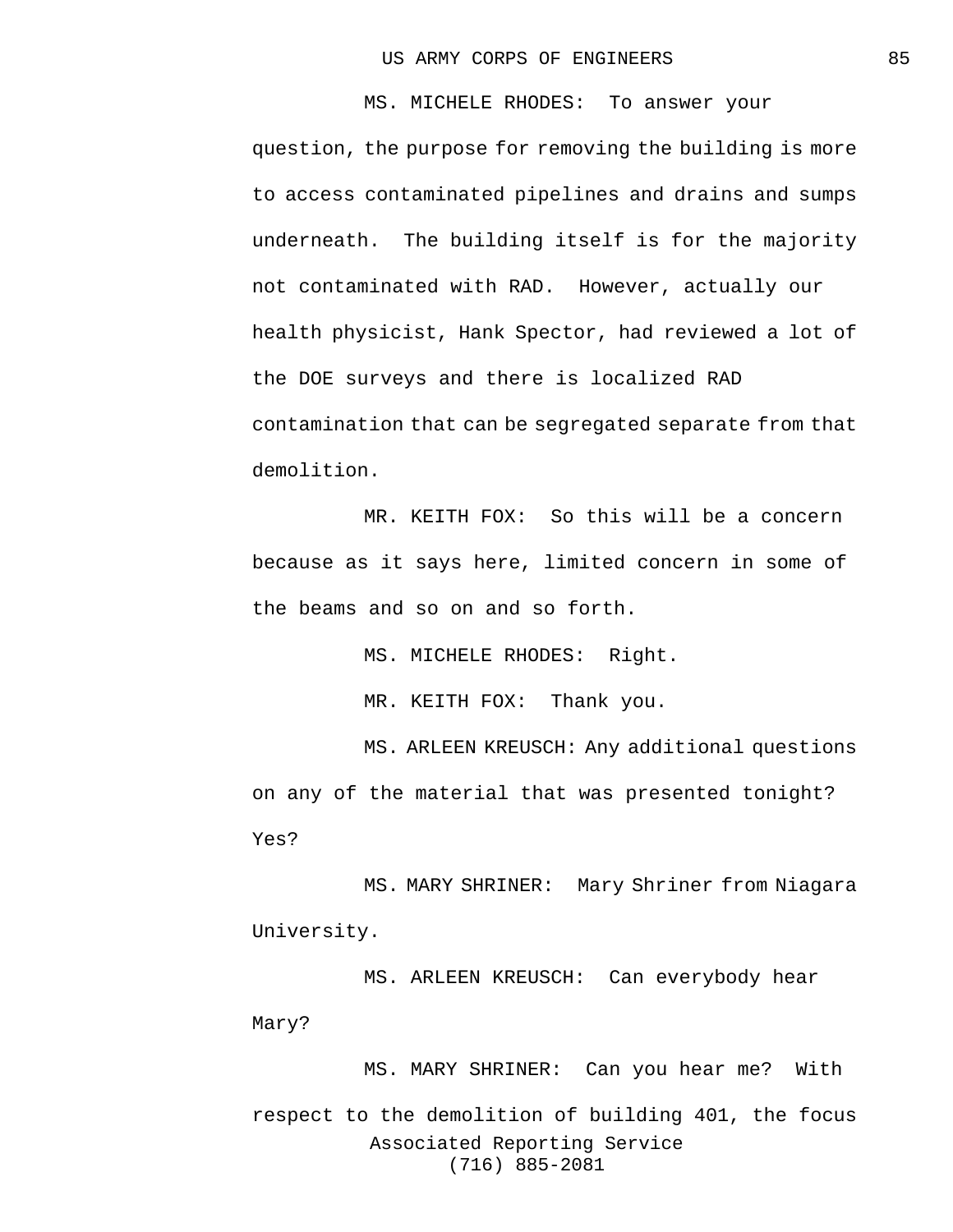MS. MICHELE RHODES: To answer your question, the purpose for removing the building is more to access contaminated pipelines and drains and sumps underneath. The building itself is for the majority not contaminated with RAD. However, actually our health physicist, Hank Spector, had reviewed a lot of the DOE surveys and there is localized RAD contamination that can be segregated separate from that demolition.

MR. KEITH FOX: So this will be a concern because as it says here, limited concern in some of the beams and so on and so forth.

MS. MICHELE RHODES: Right.

MR. KEITH FOX: Thank you.

MS. ARLEEN KREUSCH: Any additional questions on any of the material that was presented tonight? Yes?

MS. MARY SHRINER: Mary Shriner from Niagara University.

MS. ARLEEN KREUSCH: Can everybody hear Mary?

MS. MARY SHRINER: Can you hear me? With respect to the demolition of building 401, the focus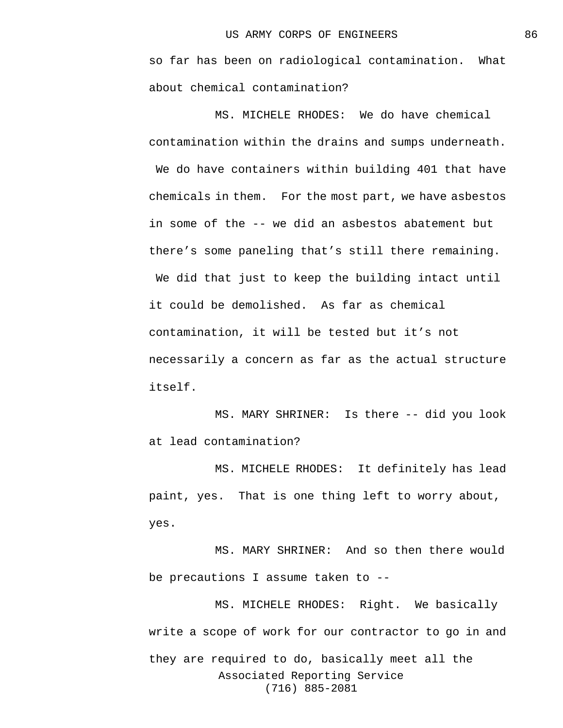so far has been on radiological contamination. What about chemical contamination?

MS. MICHELE RHODES: We do have chemical contamination within the drains and sumps underneath. We do have containers within building 401 that have chemicals in them. For the most part, we have asbestos in some of the -- we did an asbestos abatement but there's some paneling that's still there remaining. We did that just to keep the building intact until it could be demolished. As far as chemical contamination, it will be tested but it's not necessarily a concern as far as the actual structure itself.

MS. MARY SHRINER: Is there -- did you look at lead contamination?

MS. MICHELE RHODES: It definitely has lead paint, yes. That is one thing left to worry about, yes.

MS. MARY SHRINER: And so then there would be precautions I assume taken to --

MS. MICHELE RHODES: Right. We basically write a scope of work for our contractor to go in and they are required to do, basically meet all the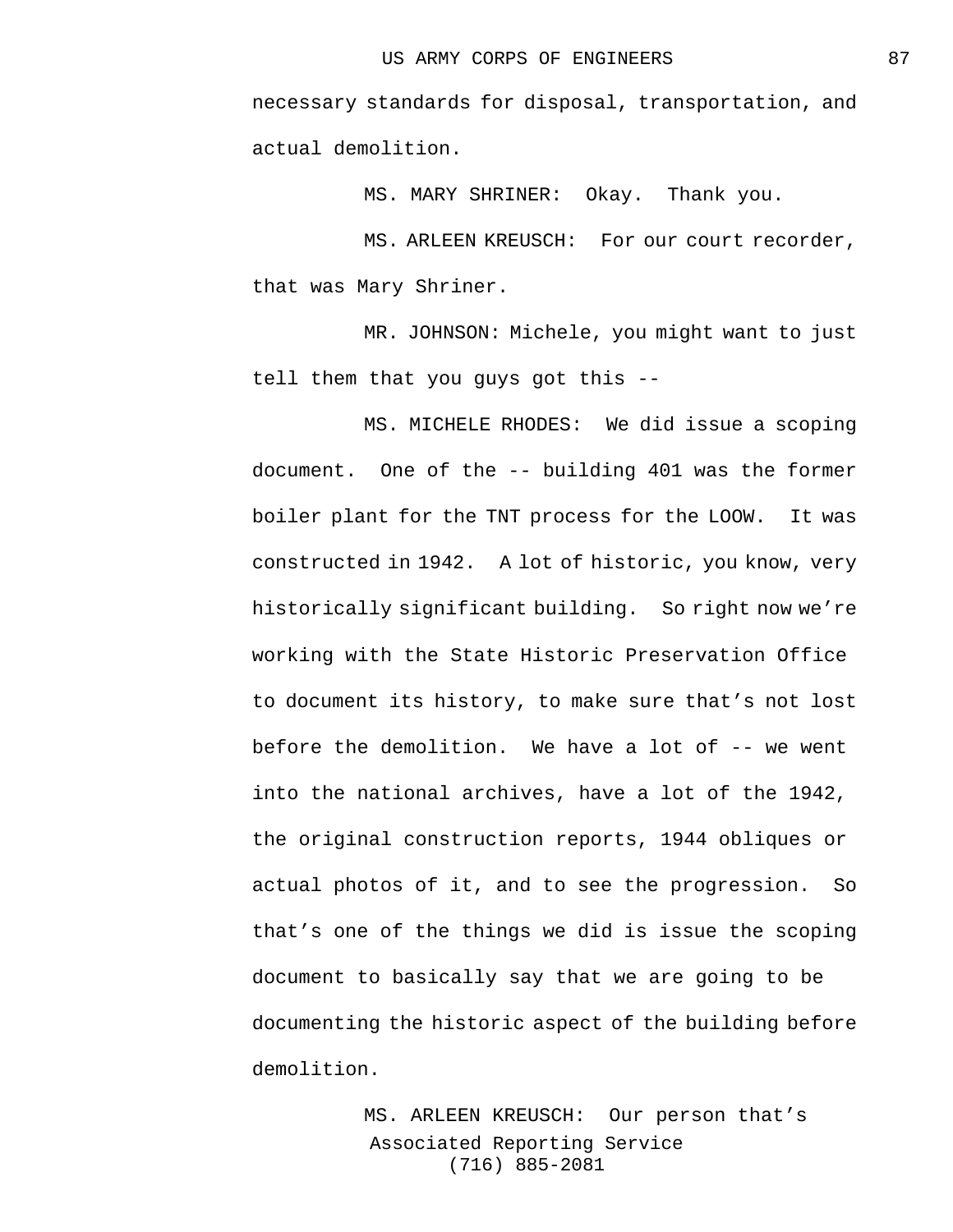necessary standards for disposal, transportation, and actual demolition.

MS. MARY SHRINER: Okay. Thank you.

MS. ARLEEN KREUSCH: For our court recorder, that was Mary Shriner.

MR. JOHNSON: Michele, you might want to just tell them that you guys got this --

MS. MICHELE RHODES: We did issue a scoping document. One of the -- building 401 was the former boiler plant for the TNT process for the LOOW. It was constructed in 1942. A lot of historic, you know, very historically significant building. So right now we're working with the State Historic Preservation Office to document its history, to make sure that's not lost before the demolition. We have a lot of -- we went into the national archives, have a lot of the 1942, the original construction reports, 1944 obliques or actual photos of it, and to see the progression. So that's one of the things we did is issue the scoping document to basically say that we are going to be documenting the historic aspect of the building before demolition.

MS. ARLEEN KREUSCH: Our person that's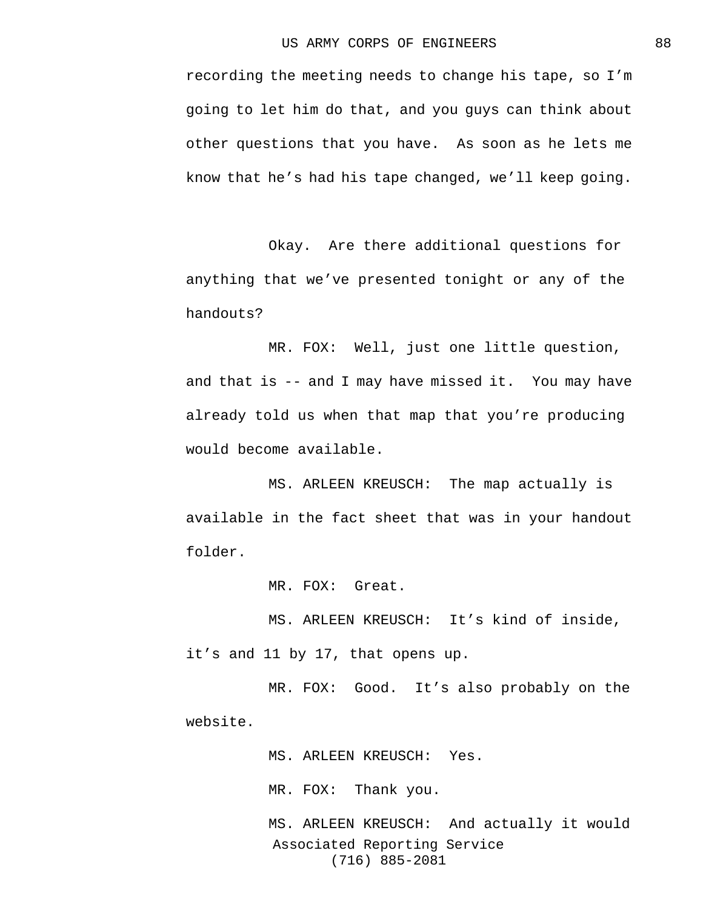recording the meeting needs to change his tape, so I'm going to let him do that, and you guys can think about other questions that you have.  As soon as he lets me know that he's had his tape changed, we'll keep going.

Okay.  Are there additional questions for anything that we've presented tonight or any of the handouts?

MR. FOX:  Well, just one little question, and that is -- and I may have missed it.  You may have already told us when that map that you're producing would become available.

MS. ARLEEN KREUSCH:  The map actually is available in the fact sheet that was in your handout folder.

MR. FOX:  Great.

MS. ARLEEN KREUSCH:  It's kind of inside, it's and 11 by 17, that opens up.

MR. FOX:  Good.  It's also probably on the website.

MS. ARLEEN KREUSCH:  Yes.

MR. FOX:  Thank you.

MS. ARLEEN KREUSCH:  And actually it would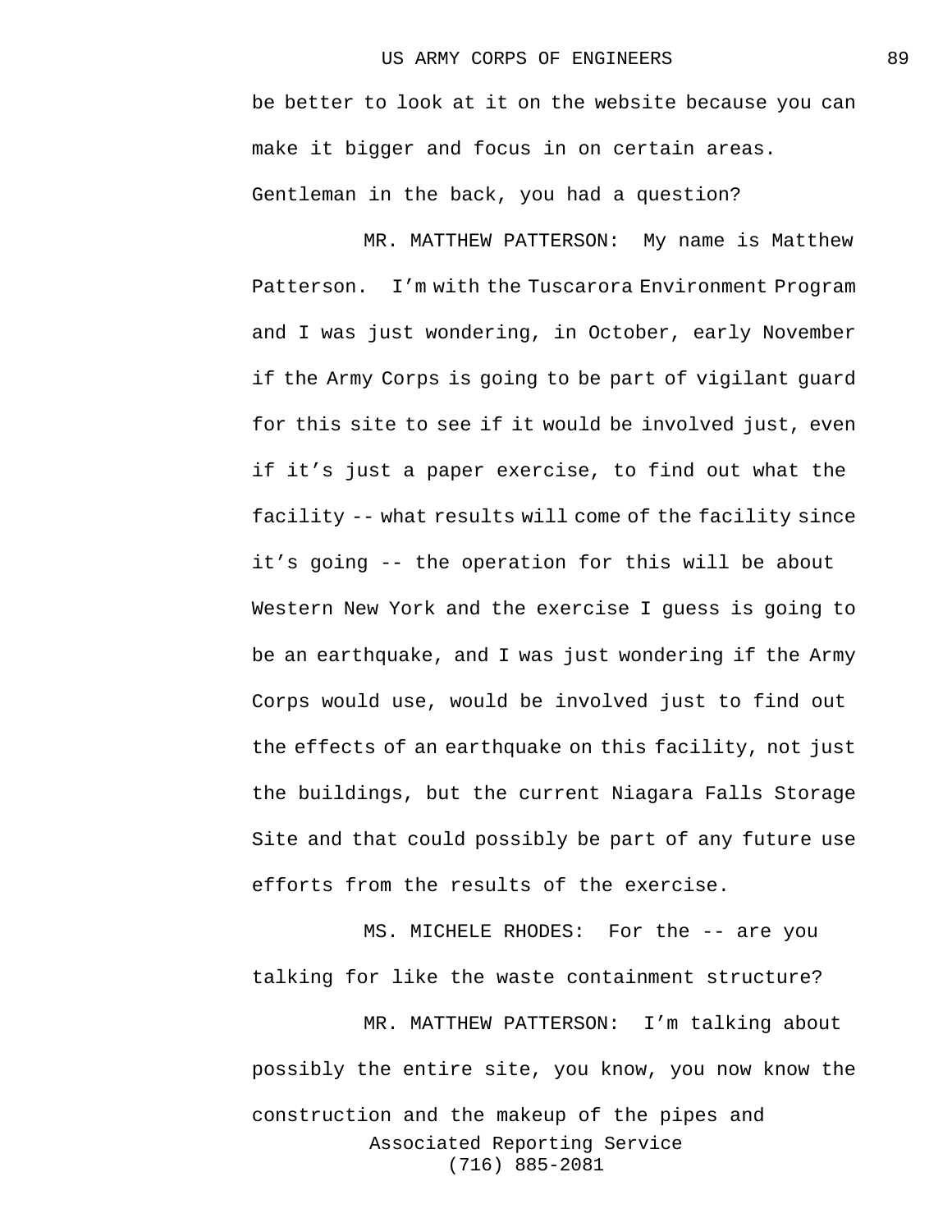be better to look at it on the website because you can make it bigger and focus in on certain areas. Gentleman in the back, you had a question?

MR. MATTHEW PATTERSON: My name is Matthew Patterson. I'm with the Tuscarora Environment Program and I was just wondering, in October, early November if the Army Corps is going to be part of vigilant guard for this site to see if it would be involved just, even if it's just a paper exercise, to find out what the facility -- what results will come of the facility since it's going -- the operation for this will be about Western New York and the exercise I guess is going to be an earthquake, and I was just wondering if the Army Corps would use, would be involved just to find out the effects of an earthquake on this facility, not just the buildings, but the current Niagara Falls Storage Site and that could possibly be part of any future use efforts from the results of the exercise.

MS. MICHELE RHODES: For the -- are you talking for like the waste containment structure?

MR. MATTHEW PATTERSON: I'm talking about possibly the entire site, you know, you now know the construction and the makeup of the pipes and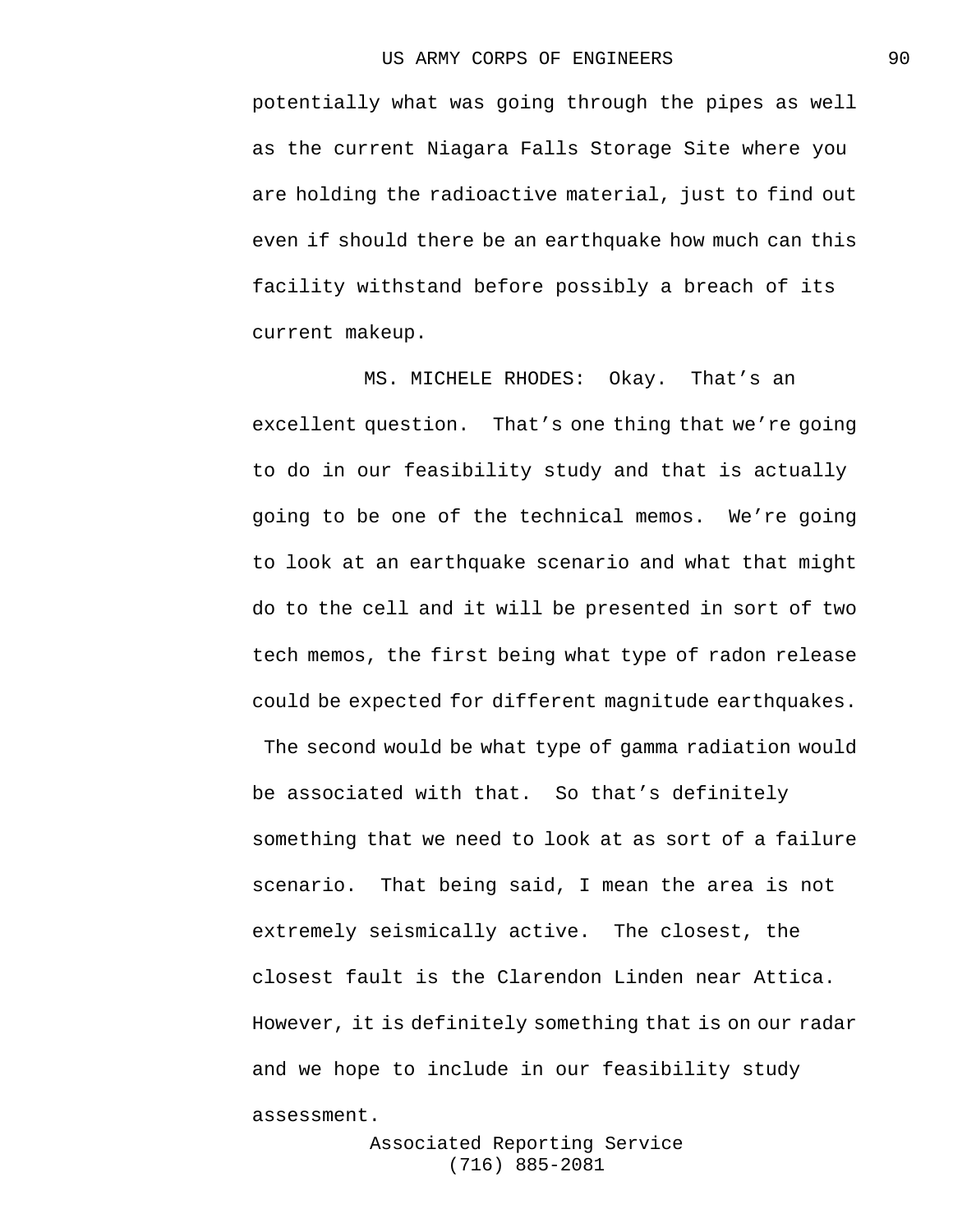potentially what was going through the pipes as well as the current Niagara Falls Storage Site where you are holding the radioactive material, just to find out even if should there be an earthquake how much can this facility withstand before possibly a breach of its current makeup.

MS. MICHELE RHODES: Okay. That's an excellent question. That's one thing that we're going to do in our feasibility study and that is actually going to be one of the technical memos. We're going to look at an earthquake scenario and what that might do to the cell and it will be presented in sort of two tech memos, the first being what type of radon release could be expected for different magnitude earthquakes. The second would be what type of gamma radiation would be associated with that. So that's definitely something that we need to look at as sort of a failure scenario. That being said, I mean the area is not extremely seismically active. The closest, the closest fault is the Clarendon Linden near Attica. However, it is definitely something that is on our radar and we hope to include in our feasibility study assessment.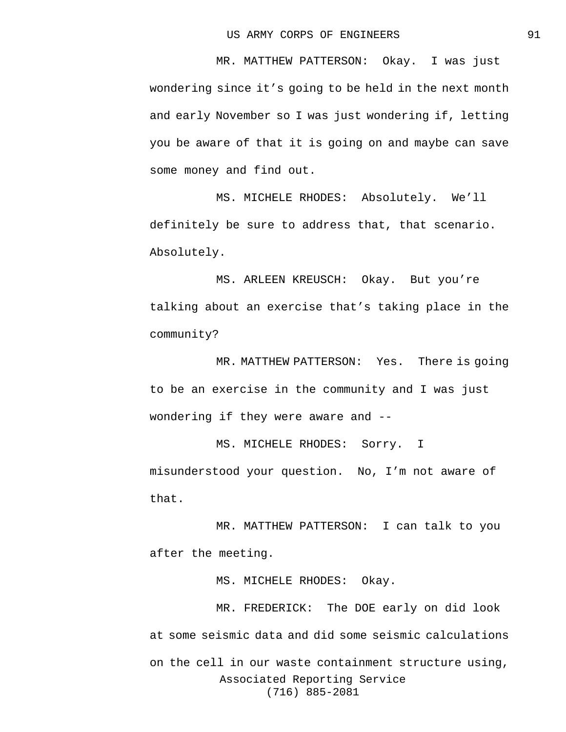MR. MATTHEW PATTERSON: Okay. I was just wondering since it's going to be held in the next month and early November so I was just wondering if, letting you be aware of that it is going on and maybe can save some money and find out.

MS. MICHELE RHODES: Absolutely. We'll definitely be sure to address that, that scenario. Absolutely.

MS. ARLEEN KREUSCH: Okay. But you're talking about an exercise that's taking place in the community?

MR. MATTHEW PATTERSON: Yes. There is going to be an exercise in the community and I was just wondering if they were aware and --

MS. MICHELE RHODES: Sorry. I misunderstood your question. No, I'm not aware of that.

MR. MATTHEW PATTERSON: I can talk to you after the meeting.

MS. MICHELE RHODES: Okay.

MR. FREDERICK: The DOE early on did look at some seismic data and did some seismic calculations on the cell in our waste containment structure using,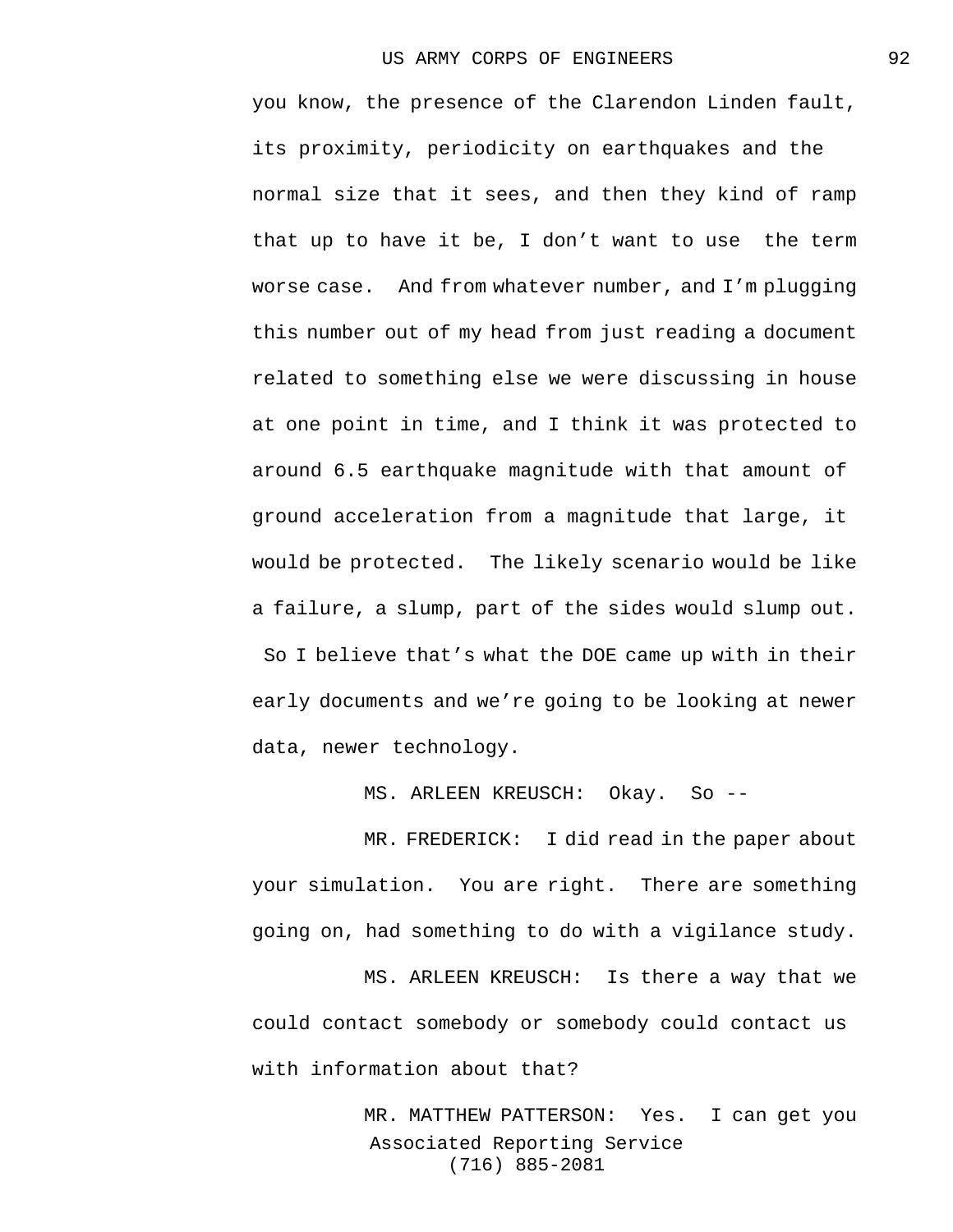you know, the presence of the Clarendon Linden fault, its proximity, periodicity on earthquakes and the normal size that it sees, and then they kind of ramp that up to have it be, I don't want to use the term worse case. And from whatever number, and I'm plugging this number out of my head from just reading a document related to something else we were discussing in house at one point in time, and I think it was protected to around 6.5 earthquake magnitude with that amount of ground acceleration from a magnitude that large, it would be protected. The likely scenario would be like a failure, a slump, part of the sides would slump out. So I believe that's what the DOE came up with in their early documents and we're going to be looking at newer data, newer technology.

MS. ARLEEN KREUSCH: Okay. So --

MR. FREDERICK: I did read in the paper about your simulation. You are right. There are something going on, had something to do with a vigilance study.

MS. ARLEEN KREUSCH: Is there a way that we could contact somebody or somebody could contact us with information about that?

MR. MATTHEW PATTERSON: Yes. I can get you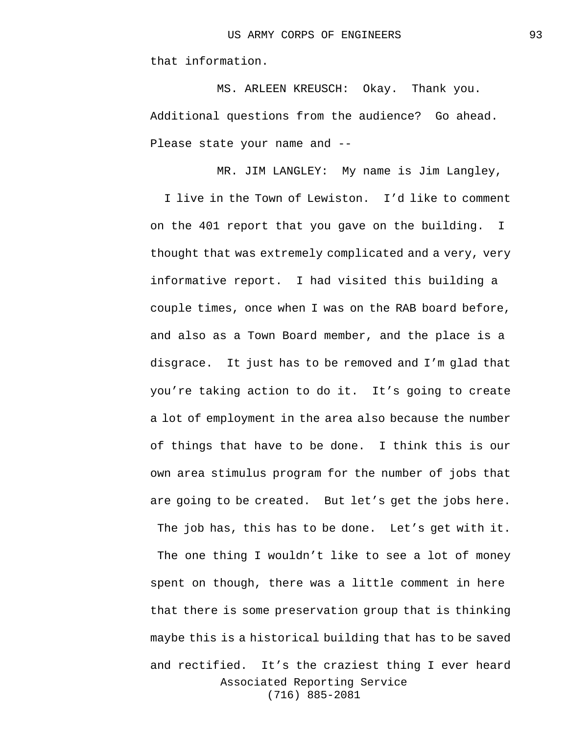that information.

MS. ARLEEN KREUSCH: Okay. Thank you. Additional questions from the audience? Go ahead. Please state your name and --

MR. JIM LANGLEY: My name is Jim Langley, I live in the Town of Lewiston. I'd like to comment on the 401 report that you gave on the building. I thought that was extremely complicated and a very, very informative report. I had visited this building a couple times, once when I was on the RAB board before, and also as a Town Board member, and the place is a disgrace. It just has to be removed and I'm glad that you're taking action to do it. It's going to create a lot of employment in the area also because the number of things that have to be done. I think this is our own area stimulus program for the number of jobs that are going to be created. But let's get the jobs here. The job has, this has to be done. Let's get with it. The one thing I wouldn't like to see a lot of money spent on though, there was a little comment in here that there is some preservation group that is thinking maybe this is a historical building that has to be saved and rectified. It's the craziest thing I ever heard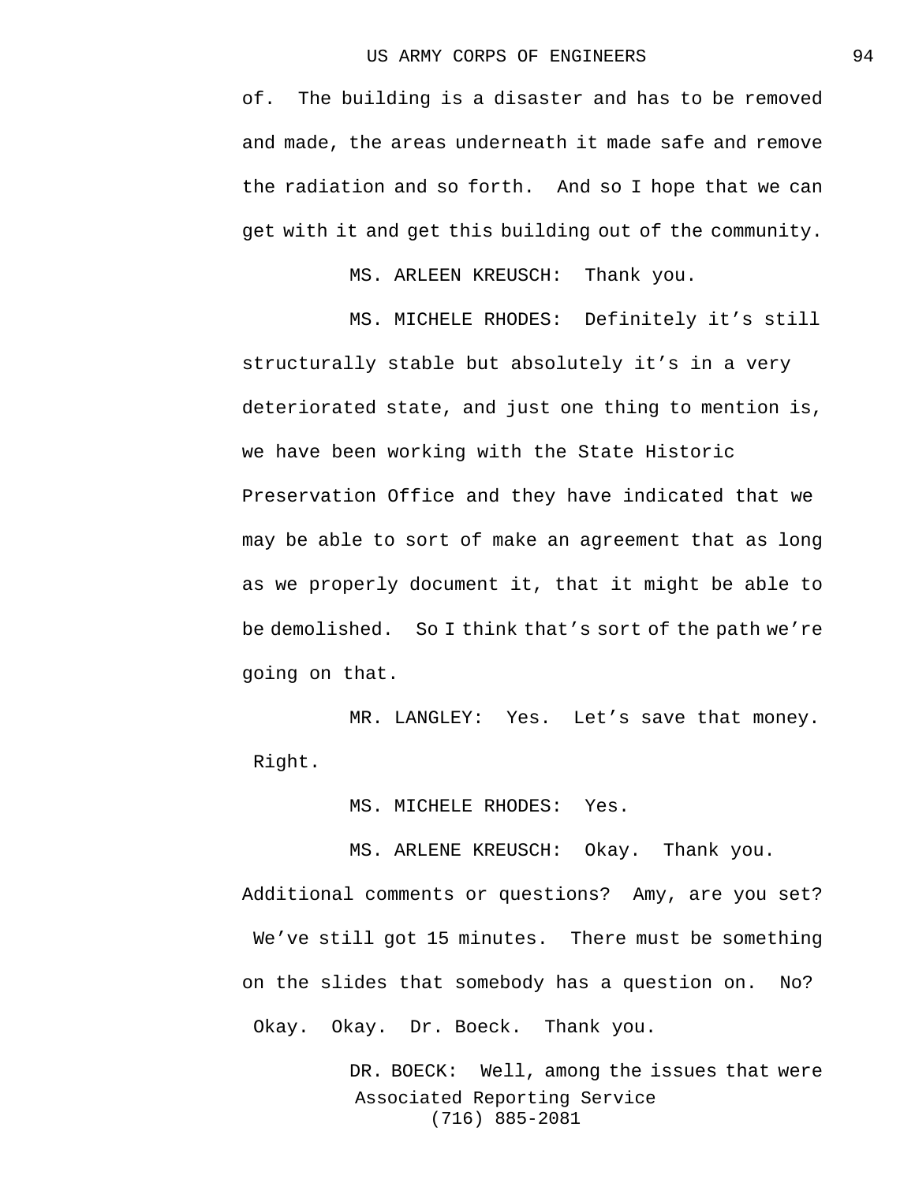of. The building is a disaster and has to be removed and made, the areas underneath it made safe and remove the radiation and so forth. And so I hope that we can get with it and get this building out of the community.

MS. ARLEEN KREUSCH: Thank you.

MS. MICHELE RHODES: Definitely it’s still structurally stable but absolutely it’s in a very deteriorated state, and just one thing to mention is, we have been working with the State Historic Preservation Office and they have indicated that we may be able to sort of make an agreement that as long as we properly document it, that it might be able to be demolished. So I think that’s sort of the path we’re going on that.

MR. LANGLEY: Yes. Let’s save that money. Right.

MS. MICHELE RHODES: Yes.

MS. ARLENE KREUSCH: Okay. Thank you. Additional comments or questions? Amy, are you set? We’ve still got 15 minutes. There must be something on the slides that somebody has a question on. No? Okay. Okay. Dr. Boeck. Thank you.

DR. BOECK: Well, among the issues that were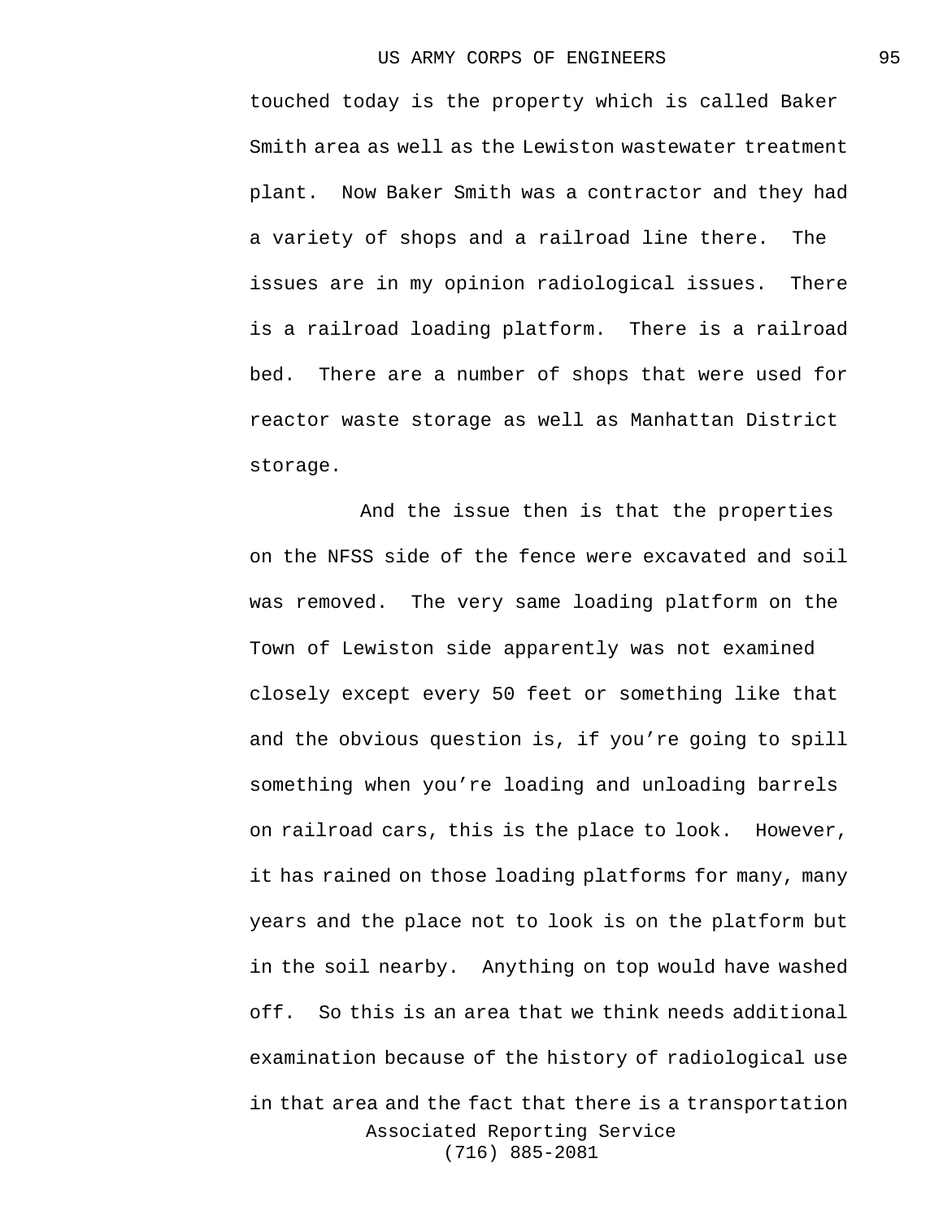touched today is the property which is called Baker Smith area as well as the Lewiston wastewater treatment plant. Now Baker Smith was a contractor and they had a variety of shops and a railroad line there. The issues are in my opinion radiological issues. There is a railroad loading platform. There is a railroad bed. There are a number of shops that were used for reactor waste storage as well as Manhattan District storage.

And the issue then is that the properties on the NFSS side of the fence were excavated and soil was removed. The very same loading platform on the Town of Lewiston side apparently was not examined closely except every 50 feet or something like that and the obvious question is, if you're going to spill something when you're loading and unloading barrels on railroad cars, this is the place to look. However, it has rained on those loading platforms for many, many years and the place not to look is on the platform but in the soil nearby. Anything on top would have washed off. So this is an area that we think needs additional examination because of the history of radiological use in that area and the fact that there is a transportation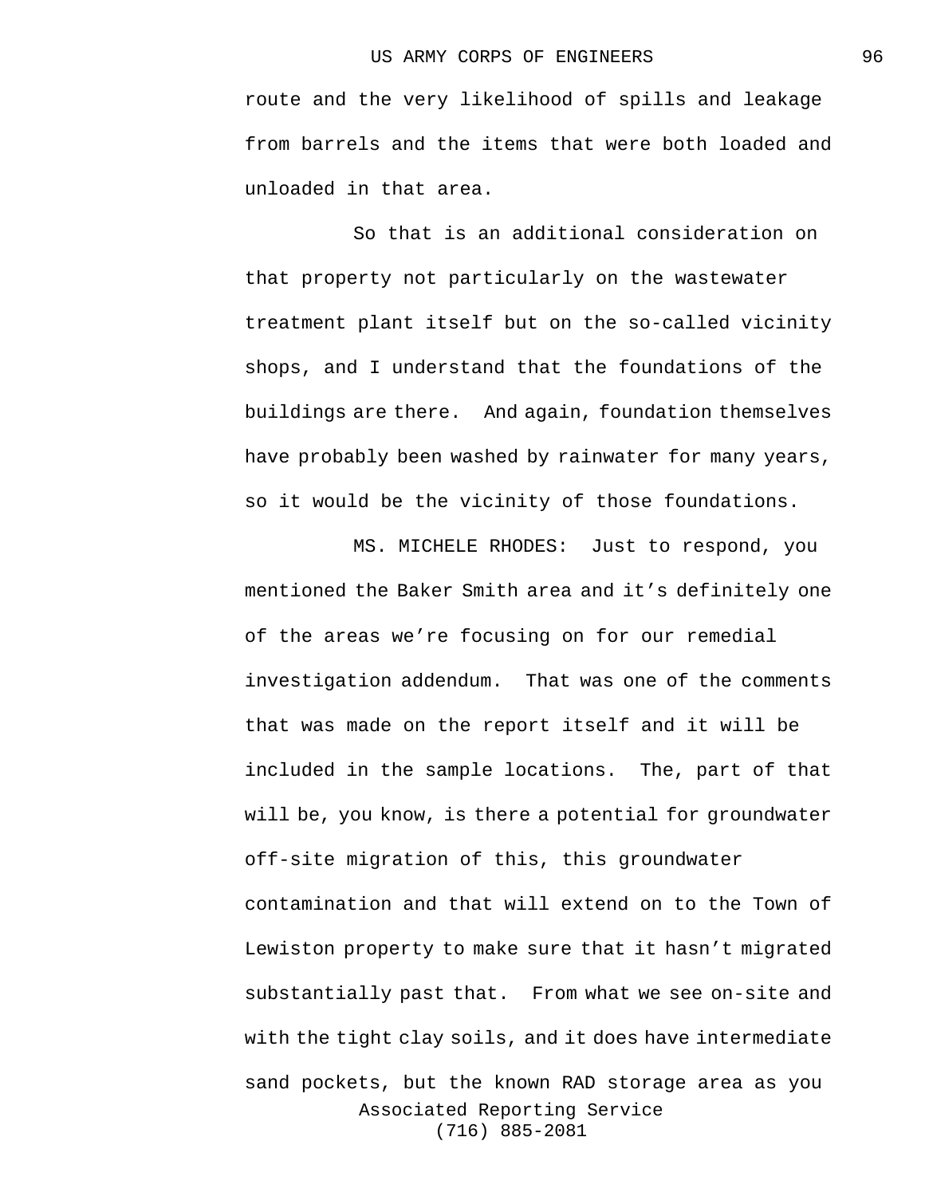route and the very likelihood of spills and leakage from barrels and the items that were both loaded and unloaded in that area.

So that is an additional consideration on that property not particularly on the wastewater treatment plant itself but on the so-called vicinity shops, and I understand that the foundations of the buildings are there. And again, foundation themselves have probably been washed by rainwater for many years, so it would be the vicinity of those foundations.

MS. MICHELE RHODES: Just to respond, you mentioned the Baker Smith area and it's definitely one of the areas we're focusing on for our remedial investigation addendum. That was one of the comments that was made on the report itself and it will be included in the sample locations. The, part of that will be, you know, is there a potential for groundwater off-site migration of this, this groundwater contamination and that will extend on to the Town of Lewiston property to make sure that it hasn't migrated substantially past that. From what we see on-site and with the tight clay soils, and it does have intermediate sand pockets, but the known RAD storage area as you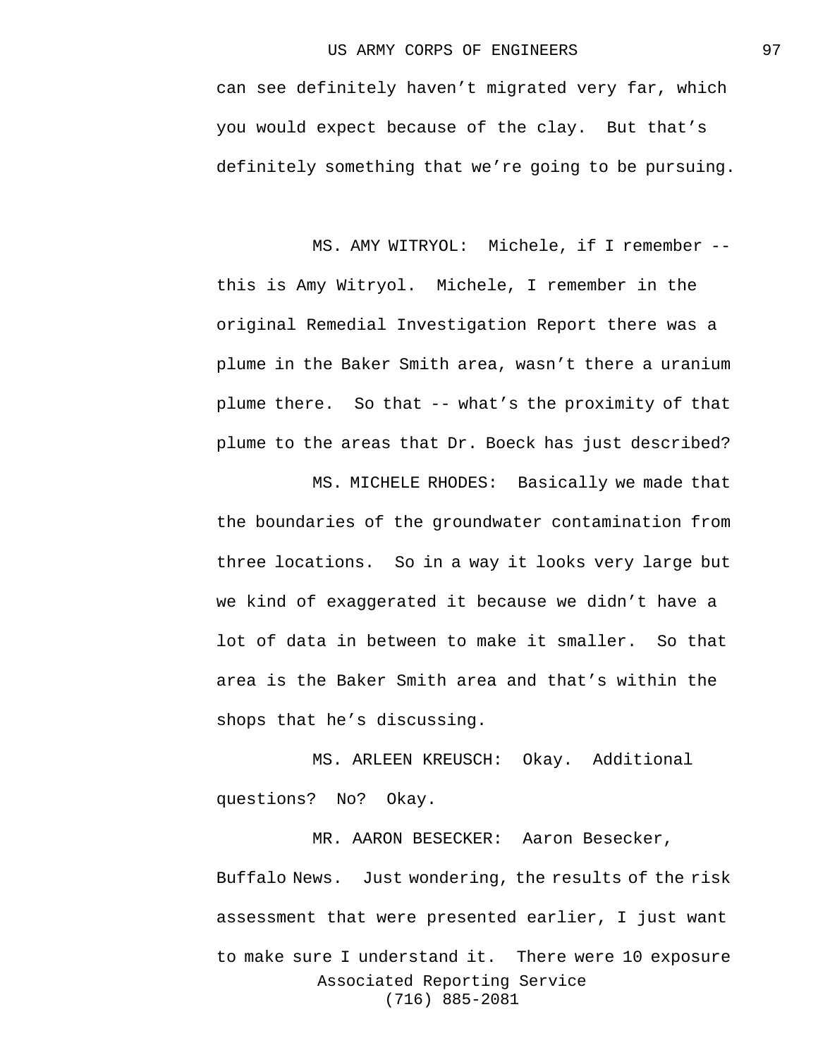can see definitely haven't migrated very far, which you would expect because of the clay. But that's definitely something that we're going to be pursuing.

MS. AMY WITRYOL: Michele, if I remember -- this is Amy Witryol. Michele, I remember in the original Remedial Investigation Report there was a plume in the Baker Smith area, wasn't there a uranium plume there. So that -- what's the proximity of that plume to the areas that Dr. Boeck has just described?

MS. MICHELE RHODES: Basically we made that the boundaries of the groundwater contamination from three locations. So in a way it looks very large but we kind of exaggerated it because we didn't have a lot of data in between to make it smaller. So that area is the Baker Smith area and that's within the shops that he's discussing.

MS. ARLEEN KREUSCH: Okay. Additional questions? No? Okay.

MR. AARON BESECKER: Aaron Besecker, Buffalo News. Just wondering, the results of the risk assessment that were presented earlier, I just want to make sure I understand it. There were 10 exposure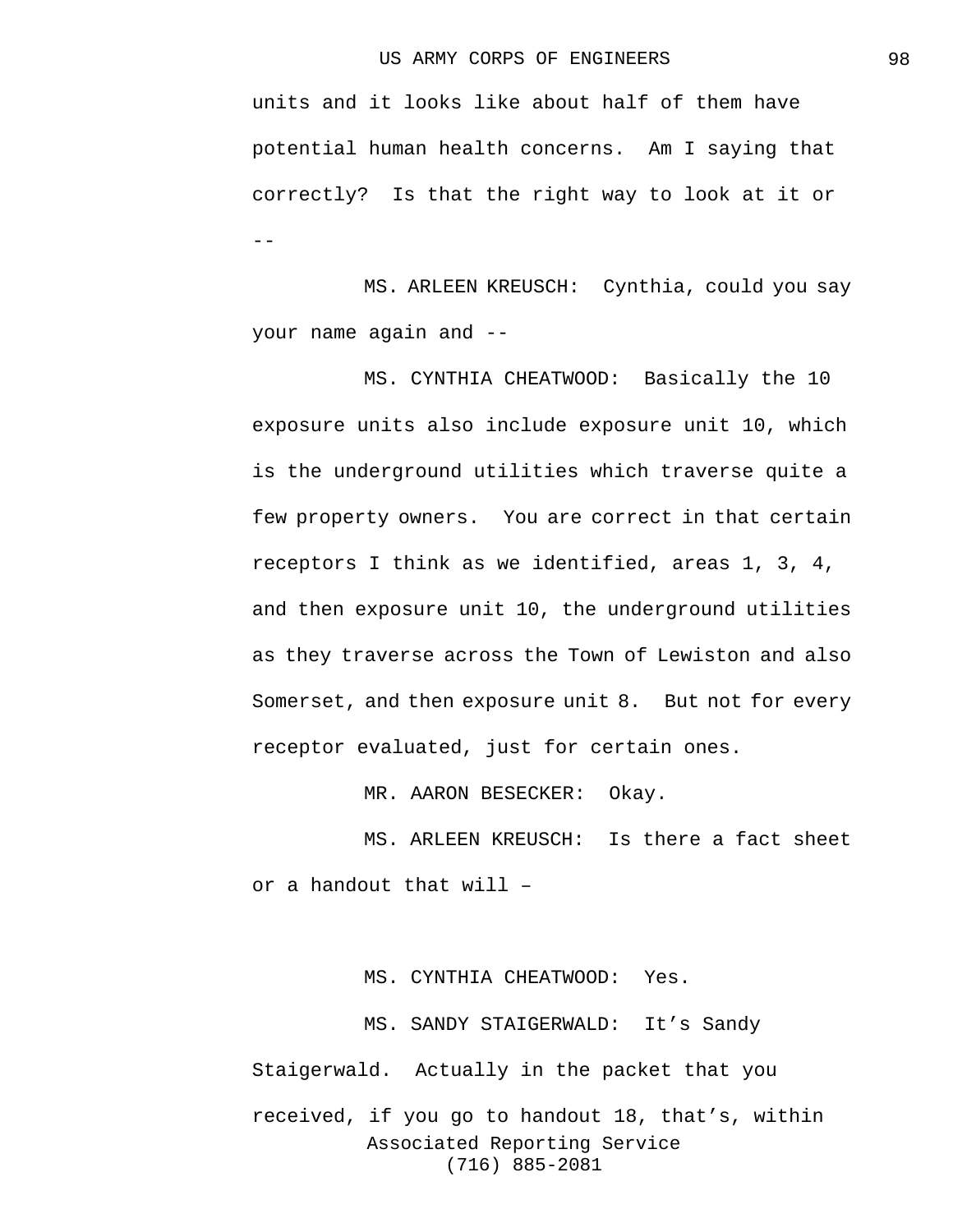units and it looks like about half of them have potential human health concerns. Am I saying that correctly? Is that the right way to look at it or --

MS. ARLEEN KREUSCH: Cynthia, could you say your name again and --

MS. CYNTHIA CHEATWOOD: Basically the 10 exposure units also include exposure unit 10, which is the underground utilities which traverse quite a few property owners. You are correct in that certain receptors I think as we identified, areas 1, 3, 4, and then exposure unit 10, the underground utilities as they traverse across the Town of Lewiston and also Somerset, and then exposure unit 8. But not for every receptor evaluated, just for certain ones.

MR. AARON BESECKER: Okay.

MS. ARLEEN KREUSCH: Is there a fact sheet or a handout that will –

MS. CYNTHIA CHEATWOOD: Yes.

MS. SANDY STAIGERWALD: It’s Sandy Staigerwald. Actually in the packet that you received, if you go to handout 18, that’s, within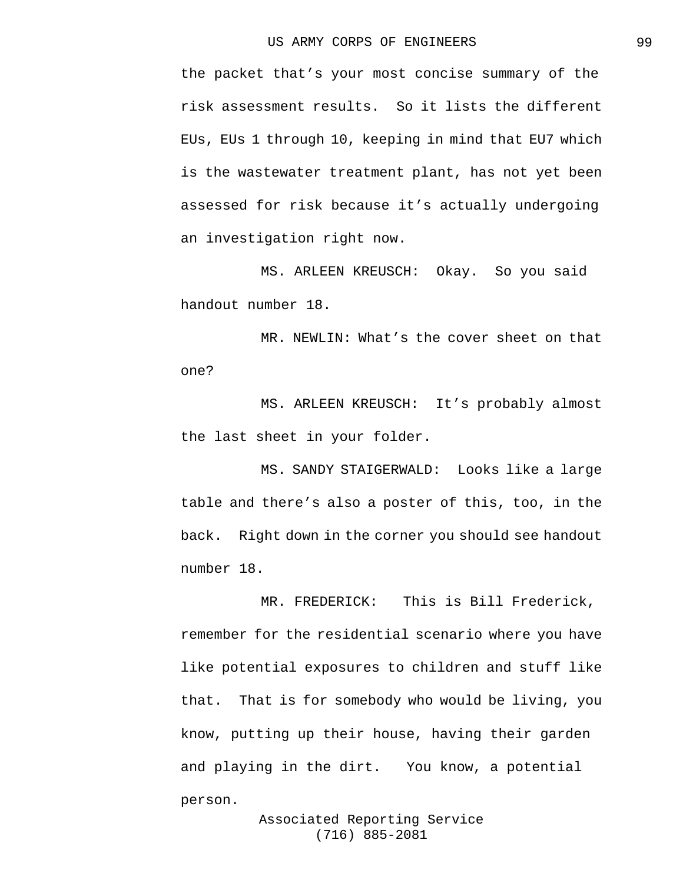the packet that's your most concise summary of the risk assessment results. So it lists the different EUs, EUs 1 through 10, keeping in mind that EU7 which is the wastewater treatment plant, has not yet been assessed for risk because it's actually undergoing an investigation right now.

MS. ARLEEN KREUSCH: Okay. So you said handout number 18.

MR. NEWLIN: What's the cover sheet on that one?

MS. ARLEEN KREUSCH: It's probably almost the last sheet in your folder.

MS. SANDY STAIGERWALD: Looks like a large table and there's also a poster of this, too, in the back. Right down in the corner you should see handout number 18.

MR. FREDERICK: This is Bill Frederick, remember for the residential scenario where you have like potential exposures to children and stuff like that. That is for somebody who would be living, you know, putting up their house, having their garden and playing in the dirt. You know, a potential person.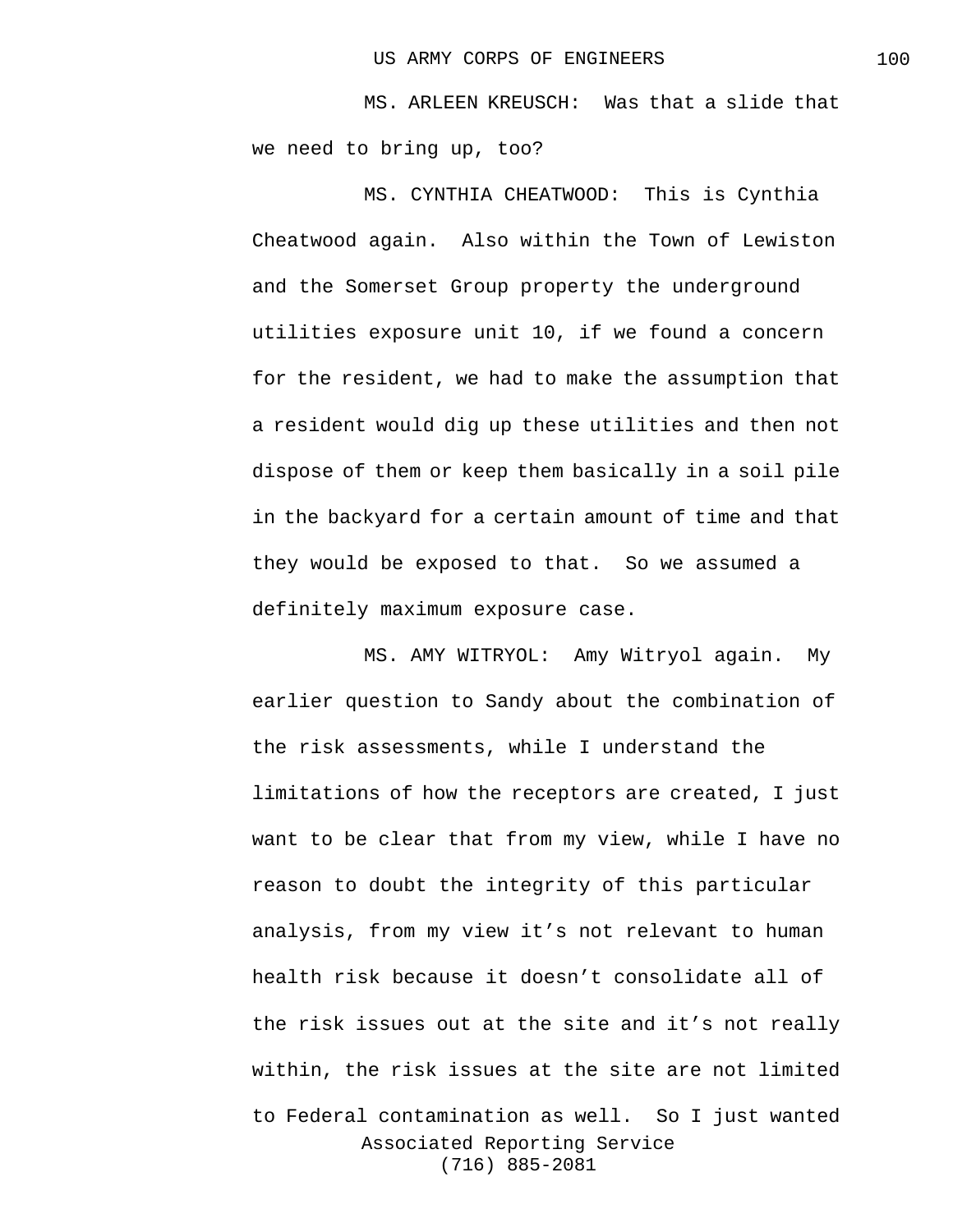MS. ARLEEN KREUSCH: Was that a slide that we need to bring up, too?

MS. CYNTHIA CHEATWOOD: This is Cynthia Cheatwood again. Also within the Town of Lewiston and the Somerset Group property the underground utilities exposure unit 10, if we found a concern for the resident, we had to make the assumption that a resident would dig up these utilities and then not dispose of them or keep them basically in a soil pile in the backyard for a certain amount of time and that they would be exposed to that. So we assumed a definitely maximum exposure case.

MS. AMY WITRYOL: Amy Witryol again. My earlier question to Sandy about the combination of the risk assessments, while I understand the limitations of how the receptors are created, I just want to be clear that from my view, while I have no reason to doubt the integrity of this particular analysis, from my view it’s not relevant to human health risk because it doesn’t consolidate all of the risk issues out at the site and it’s not really within, the risk issues at the site are not limited to Federal contamination as well. So I just wanted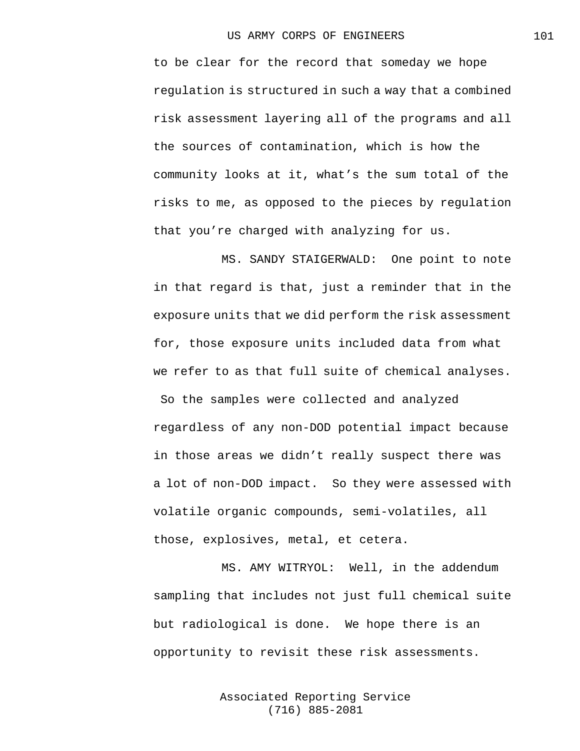to be clear for the record that someday we hope regulation is structured in such a way that a combined risk assessment layering all of the programs and all the sources of contamination, which is how the community looks at it, what's the sum total of the risks to me, as opposed to the pieces by regulation that you're charged with analyzing for us.

MS. SANDY STAIGERWALD: One point to note in that regard is that, just a reminder that in the exposure units that we did perform the risk assessment for, those exposure units included data from what we refer to as that full suite of chemical analyses. So the samples were collected and analyzed regardless of any non-DOD potential impact because in those areas we didn't really suspect there was a lot of non-DOD impact. So they were assessed with volatile organic compounds, semi-volatiles, all those, explosives, metal, et cetera.

MS. AMY WITRYOL: Well, in the addendum sampling that includes not just full chemical suite but radiological is done. We hope there is an opportunity to revisit these risk assessments.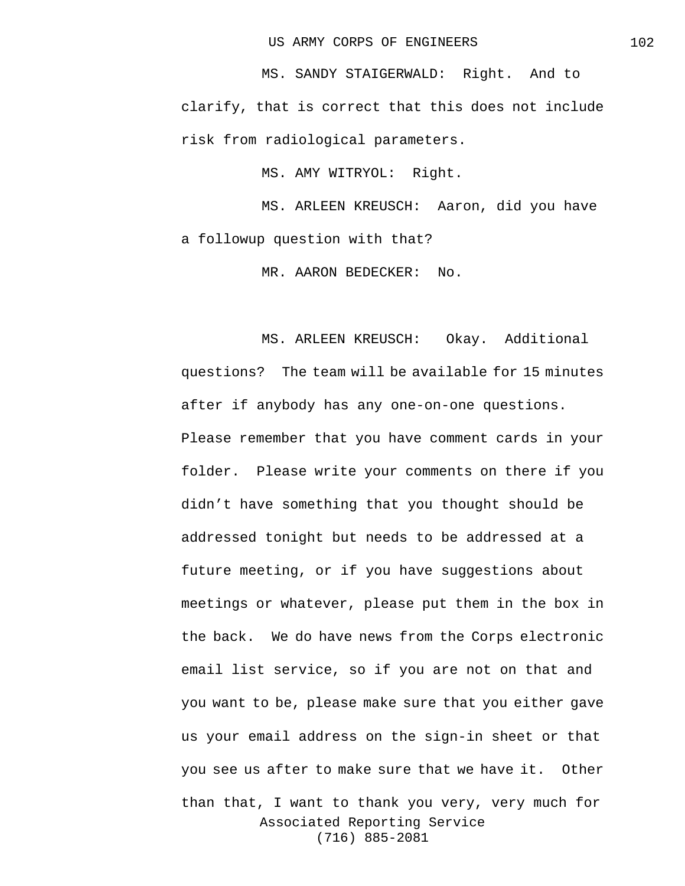MS. SANDY STAIGERWALD: Right. And to clarify, that is correct that this does not include risk from radiological parameters.

MS. AMY WITRYOL: Right.

MS. ARLEEN KREUSCH: Aaron, did you have a followup question with that?

MR. AARON BEDECKER: No.

MS. ARLEEN KREUSCH: Okay. Additional questions? The team will be available for 15 minutes after if anybody has any one-on-one questions. Please remember that you have comment cards in your folder. Please write your comments on there if you didn't have something that you thought should be addressed tonight but needs to be addressed at a future meeting, or if you have suggestions about meetings or whatever, please put them in the box in the back. We do have news from the Corps electronic email list service, so if you are not on that and you want to be, please make sure that you either gave us your email address on the sign-in sheet or that you see us after to make sure that we have it. Other than that, I want to thank you very, very much for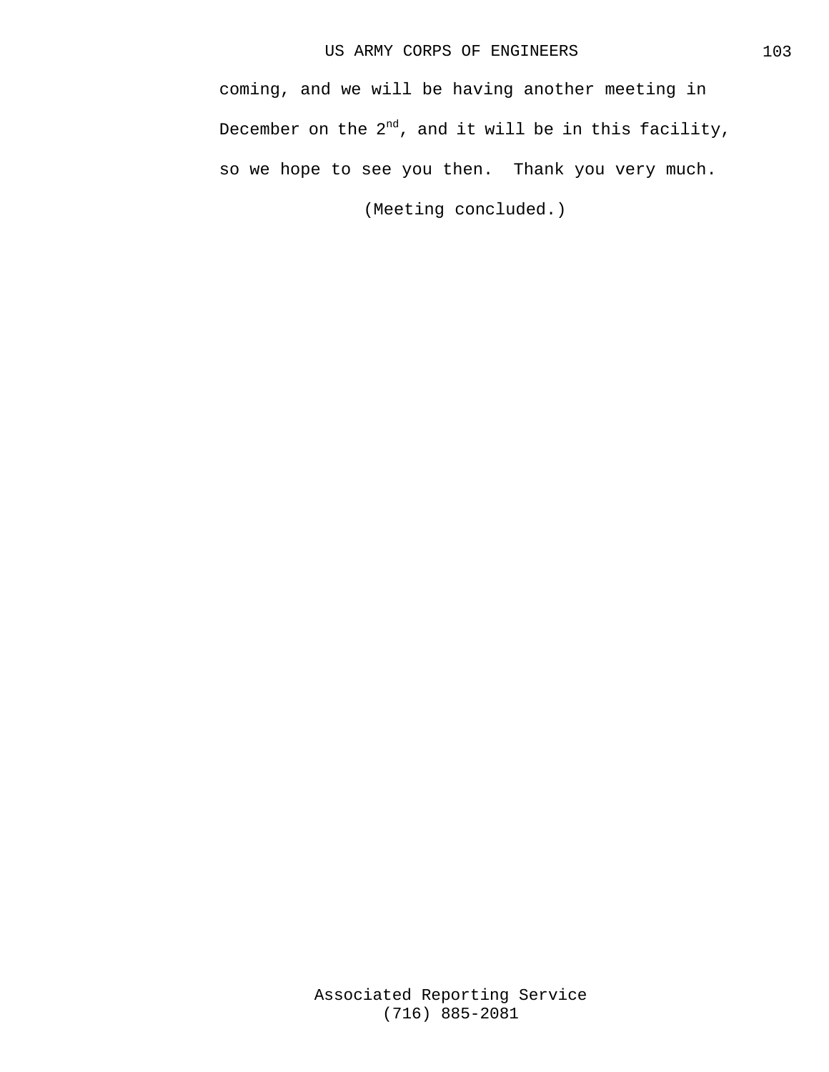coming, and we will be having another meeting in December on the 2nd, and it will be in this facility, so we hope to see you then. Thank you very much.

(Meeting concluded.)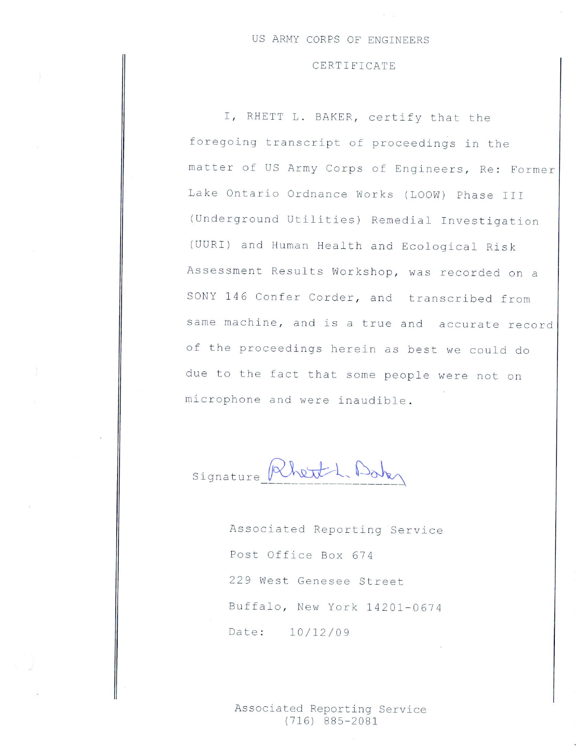US ARMY CORPS OF ENGINEERS

CERTIFICATE

I, RHETT L. BAKER, certify that the foregoing transcript of proceedings in the matter of US Army Corps of Engineers, Re: Former Lake Ontario Ordnance Works (LOOW) Phase III (Underground Utilities) Remedial Investigation (UURI) and Human Health and Ecological Risk Assessment Results Workshop, was recorded on a SONY 146 Confer Corder, and transcribed from same machine, and is a true and accurate record of the proceedings herein as best we could do due to the fact that some people were not on microphone and were inaudible.

Signature Rhett L. Baker

Associated Reporting Service

Post Office Box 674

229 West Genesee Street

Buffalo, New York 14201-0674

Date: 10/12/09

Associated Reporting Service
(716) 885-2081